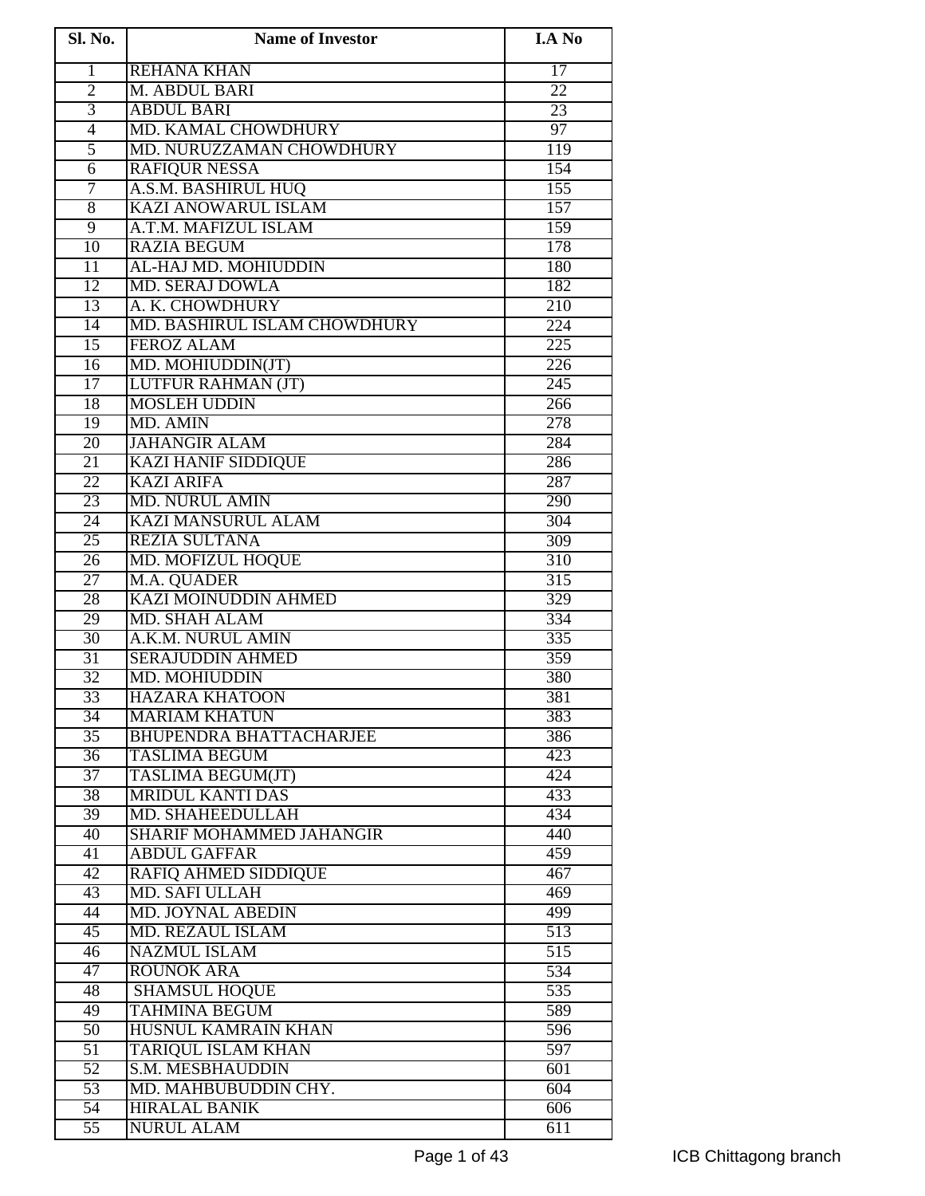| Sl. No. | Name of Investor | I.A No |
|---|---|---|
| 1 | REHANA KHAN | 17 |
| 2 | M. ABDUL BARI | 22 |
| 3 | ABDUL BARI | 23 |
| 4 | MD. KAMAL CHOWDHURY | 97 |
| 5 | MD. NURUZZAMAN CHOWDHURY | 119 |
| 6 | RAFIQUR NESSA | 154 |
| 7 | A.S.M. BASHIRUL HUQ | 155 |
| 8 | KAZI ANOWARUL ISLAM | 157 |
| 9 | A.T.M. MAFIZUL ISLAM | 159 |
| 10 | RAZIA BEGUM | 178 |
| 11 | AL-HAJ MD. MOHIUDDIN | 180 |
| 12 | MD. SERAJ DOWLA | 182 |
| 13 | A. K. CHOWDHURY | 210 |
| 14 | MD. BASHIRUL ISLAM CHOWDHURY | 224 |
| 15 | FEROZ ALAM | 225 |
| 16 | MD. MOHIUDDIN(JT) | 226 |
| 17 | LUTFUR RAHMAN (JT) | 245 |
| 18 | MOSLEH UDDIN | 266 |
| 19 | MD. AMIN | 278 |
| 20 | JAHANGIR ALAM | 284 |
| 21 | KAZI HANIF SIDDIQUE | 286 |
| 22 | KAZI ARIFA | 287 |
| 23 | MD. NURUL AMIN | 290 |
| 24 | KAZI MANSURUL ALAM | 304 |
| 25 | REZIA SULTANA | 309 |
| 26 | MD. MOFIZUL HOQUE | 310 |
| 27 | M.A. QUADER | 315 |
| 28 | KAZI MOINUDDIN AHMED | 329 |
| 29 | MD. SHAH ALAM | 334 |
| 30 | A.K.M. NURUL AMIN | 335 |
| 31 | SERAJUDDIN AHMED | 359 |
| 32 | MD. MOHIUDDIN | 380 |
| 33 | HAZARA KHATOON | 381 |
| 34 | MARIAM KHATUN | 383 |
| 35 | BHUPENDRA BHATTACHARJEE | 386 |
| 36 | TASLIMA BEGUM | 423 |
| 37 | TASLIMA BEGUM(JT) | 424 |
| 38 | MRIDUL KANTI DAS | 433 |
| 39 | MD. SHAHEEDULLAH | 434 |
| 40 | SHARIF MOHAMMED JAHANGIR | 440 |
| 41 | ABDUL GAFFAR | 459 |
| 42 | RAFIQ AHMED SIDDIQUE | 467 |
| 43 | MD. SAFI ULLAH | 469 |
| 44 | MD. JOYNAL ABEDIN | 499 |
| 45 | MD. REZAUL ISLAM | 513 |
| 46 | NAZMUL ISLAM | 515 |
| 47 | ROUNOK ARA | 534 |
| 48 | SHAMSUL HOQUE | 535 |
| 49 | TAHMINA BEGUM | 589 |
| 50 | HUSNUL KAMRAIN KHAN | 596 |
| 51 | TARIQUL ISLAM KHAN | 597 |
| 52 | S.M. MESBHAUDDIN | 601 |
| 53 | MD. MAHBUBUDDIN CHY. | 604 |
| 54 | HIRALAL BANIK | 606 |
| 55 | NURUL ALAM | 611 |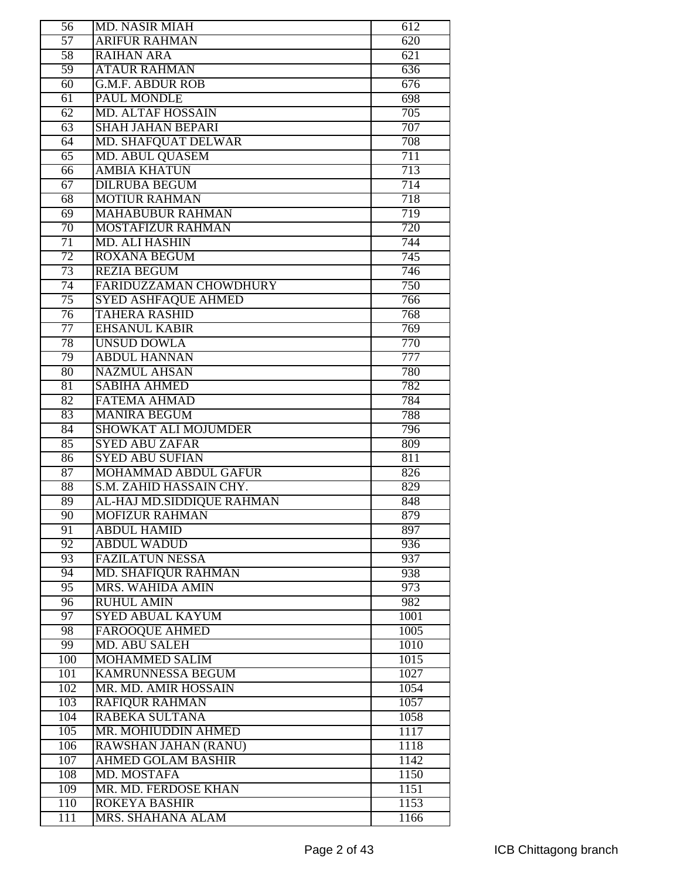| | | |
|---|---|---|
| 56 | MD. NASIR MIAH | 612 |
| 57 | ARIFUR RAHMAN | 620 |
| 58 | RAIHAN ARA | 621 |
| 59 | ATAUR RAHMAN | 636 |
| 60 | G.M.F. ABDUR ROB | 676 |
| 61 | PAUL MONDLE | 698 |
| 62 | MD. ALTAF HOSSAIN | 705 |
| 63 | SHAH JAHAN BEPARI | 707 |
| 64 | MD. SHAFQUAT DELWAR | 708 |
| 65 | MD. ABUL QUASEM | 711 |
| 66 | AMBIA KHATUN | 713 |
| 67 | DILRUBA BEGUM | 714 |
| 68 | MOTIUR RAHMAN | 718 |
| 69 | MAHABUBUR RAHMAN | 719 |
| 70 | MOSTAFIZUR RAHMAN | 720 |
| 71 | MD. ALI HASHIN | 744 |
| 72 | ROXANA BEGUM | 745 |
| 73 | REZIA BEGUM | 746 |
| 74 | FARIDUZZAMAN CHOWDHURY | 750 |
| 75 | SYED ASHFAQUE AHMED | 766 |
| 76 | TAHERA RASHID | 768 |
| 77 | EHSANUL KABIR | 769 |
| 78 | UNSUD DOWLA | 770 |
| 79 | ABDUL HANNAN | 777 |
| 80 | NAZMUL AHSAN | 780 |
| 81 | SABIHA AHMED | 782 |
| 82 | FATEMA AHMAD | 784 |
| 83 | MANIRA BEGUM | 788 |
| 84 | SHOWKAT ALI MOJUMDER | 796 |
| 85 | SYED ABU ZAFAR | 809 |
| 86 | SYED ABU SUFIAN | 811 |
| 87 | MOHAMMAD ABDUL GAFUR | 826 |
| 88 | S.M. ZAHID HASSAIN CHY. | 829 |
| 89 | AL-HAJ MD.SIDDIQUE RAHMAN | 848 |
| 90 | MOFIZUR RAHMAN | 879 |
| 91 | ABDUL HAMID | 897 |
| 92 | ABDUL WADUD | 936 |
| 93 | FAZILATUN NESSA | 937 |
| 94 | MD. SHAFIQUR RAHMAN | 938 |
| 95 | MRS. WAHIDA AMIN | 973 |
| 96 | RUHUL AMIN | 982 |
| 97 | SYED ABUAL KAYUM | 1001 |
| 98 | FAROOQUE AHMED | 1005 |
| 99 | MD. ABU SALEH | 1010 |
| 100 | MOHAMMED SALIM | 1015 |
| 101 | KAMRUNNESSA BEGUM | 1027 |
| 102 | MR. MD. AMIR HOSSAIN | 1054 |
| 103 | RAFIQUR RAHMAN | 1057 |
| 104 | RABEKA SULTANA | 1058 |
| 105 | MR. MOHIUDDIN AHMED | 1117 |
| 106 | RAWSHAN JAHAN (RANU) | 1118 |
| 107 | AHMED GOLAM BASHIR | 1142 |
| 108 | MD. MOSTAFA | 1150 |
| 109 | MR. MD. FERDOSE KHAN | 1151 |
| 110 | ROKEYA BASHIR | 1153 |
| 111 | MRS. SHAHANA ALAM | 1166 |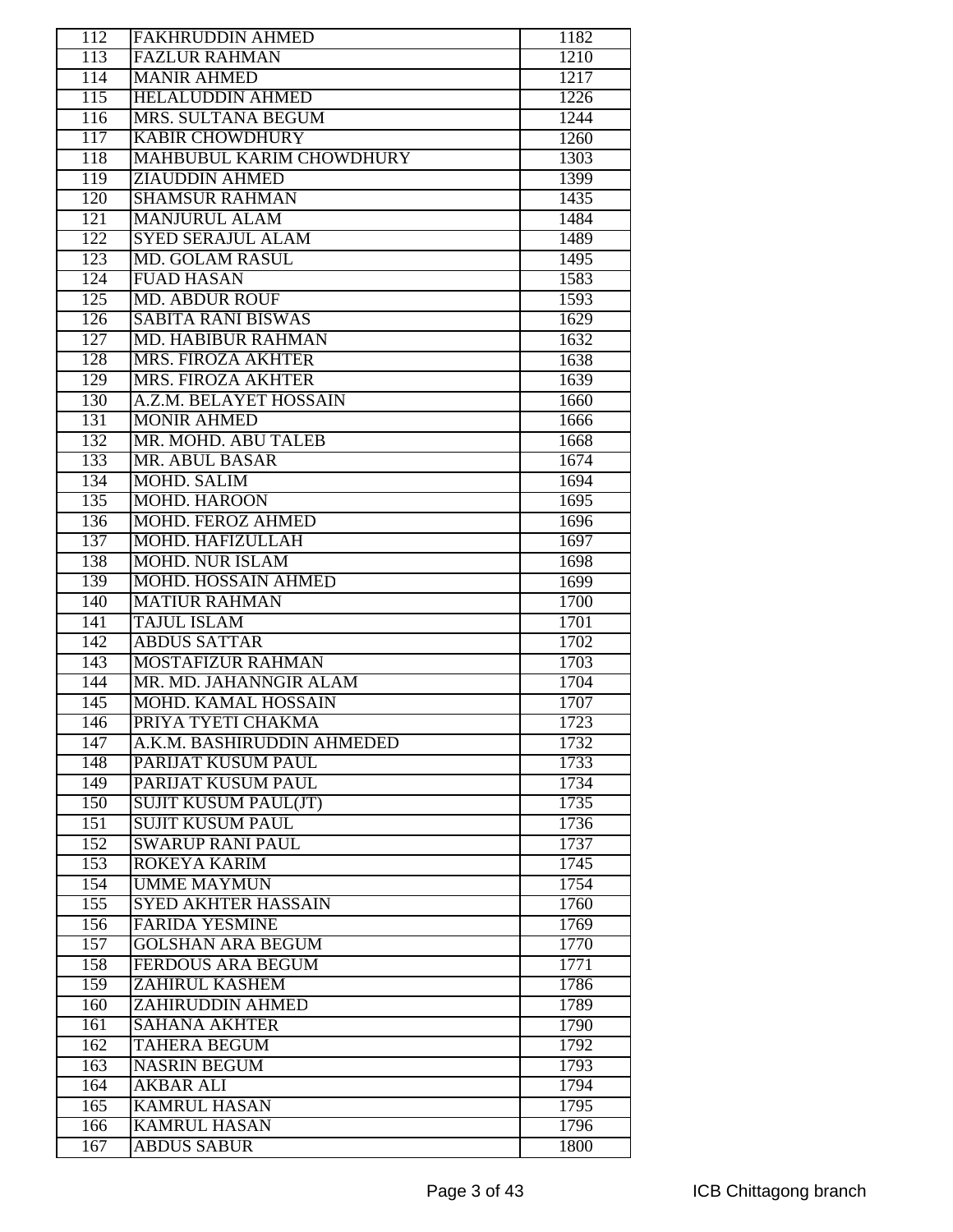| 112 | FAKHRUDDIN AHMED | 1182 |
|---|---|---|
| 113 | FAZLUR RAHMAN | 1210 |
| 114 | MANIR AHMED | 1217 |
| 115 | HELALUDDIN AHMED | 1226 |
| 116 | MRS. SULTANA BEGUM | 1244 |
| 117 | KABIR CHOWDHURY | 1260 |
| 118 | MAHBUBUL KARIM CHOWDHURY | 1303 |
| 119 | ZIAUDDIN AHMED | 1399 |
| 120 | SHAMSUR RAHMAN | 1435 |
| 121 | MANJURUL ALAM | 1484 |
| 122 | SYED SERAJUL ALAM | 1489 |
| 123 | MD. GOLAM RASUL | 1495 |
| 124 | FUAD HASAN | 1583 |
| 125 | MD. ABDUR ROUF | 1593 |
| 126 | SABITA RANI BISWAS | 1629 |
| 127 | MD. HABIBUR RAHMAN | 1632 |
| 128 | MRS. FIROZA AKHTER | 1638 |
| 129 | MRS. FIROZA AKHTER | 1639 |
| 130 | A.Z.M. BELAYET HOSSAIN | 1660 |
| 131 | MONIR AHMED | 1666 |
| 132 | MR. MOHD. ABU TALEB | 1668 |
| 133 | MR. ABUL BASAR | 1674 |
| 134 | MOHD. SALIM | 1694 |
| 135 | MOHD. HAROON | 1695 |
| 136 | MOHD. FEROZ AHMED | 1696 |
| 137 | MOHD. HAFIZULLAH | 1697 |
| 138 | MOHD. NUR ISLAM | 1698 |
| 139 | MOHD. HOSSAIN AHMED | 1699 |
| 140 | MATIUR RAHMAN | 1700 |
| 141 | TAJUL ISLAM | 1701 |
| 142 | ABDUS SATTAR | 1702 |
| 143 | MOSTAFIZUR RAHMAN | 1703 |
| 144 | MR. MD. JAHANNGIR ALAM | 1704 |
| 145 | MOHD. KAMAL HOSSAIN | 1707 |
| 146 | PRIYA TYETI CHAKMA | 1723 |
| 147 | A.K.M. BASHIRUDDIN AHMEDED | 1732 |
| 148 | PARIJAT KUSUM PAUL | 1733 |
| 149 | PARIJAT KUSUM PAUL | 1734 |
| 150 | SUJIT KUSUM PAUL(JT) | 1735 |
| 151 | SUJIT KUSUM PAUL | 1736 |
| 152 | SWARUP RANI PAUL | 1737 |
| 153 | ROKEYA KARIM | 1745 |
| 154 | UMME MAYMUN | 1754 |
| 155 | SYED AKHTER HASSAIN | 1760 |
| 156 | FARIDA YESMINE | 1769 |
| 157 | GOLSHAN ARA BEGUM | 1770 |
| 158 | FERDOUS ARA BEGUM | 1771 |
| 159 | ZAHIRUL KASHEM | 1786 |
| 160 | ZAHIRUDDIN AHMED | 1789 |
| 161 | SAHANA AKHTER | 1790 |
| 162 | TAHERA BEGUM | 1792 |
| 163 | NASRIN BEGUM | 1793 |
| 164 | AKBAR ALI | 1794 |
| 165 | KAMRUL HASAN | 1795 |
| 166 | KAMRUL HASAN | 1796 |
| 167 | ABDUS SABUR | 1800 |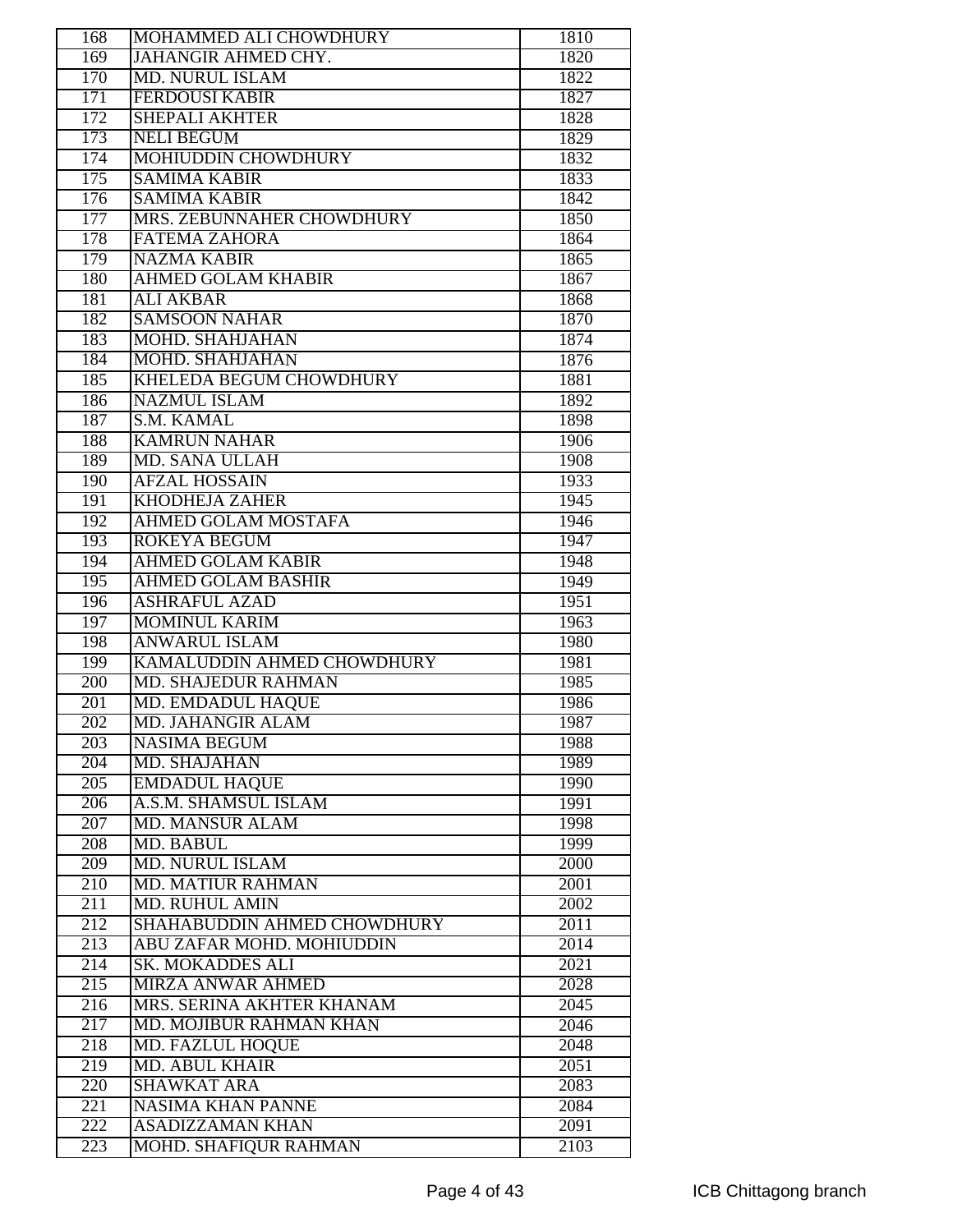| 168 | MOHAMMED ALI CHOWDHURY | 1810 |
|---|---|---|
| 169 | JAHANGIR AHMED CHY. | 1820 |
| 170 | MD. NURUL ISLAM | 1822 |
| 171 | FERDOUSI KABIR | 1827 |
| 172 | SHEPALI AKHTER | 1828 |
| 173 | NELI BEGUM | 1829 |
| 174 | MOHIUDDIN CHOWDHURY | 1832 |
| 175 | SAMIMA KABIR | 1833 |
| 176 | SAMIMA KABIR | 1842 |
| 177 | MRS. ZEBUNNAHER CHOWDHURY | 1850 |
| 178 | FATEMA ZAHORA | 1864 |
| 179 | NAZMA KABIR | 1865 |
| 180 | AHMED GOLAM KHABIR | 1867 |
| 181 | ALI AKBAR | 1868 |
| 182 | SAMSOON NAHAR | 1870 |
| 183 | MOHD. SHAHJAHAN | 1874 |
| 184 | MOHD. SHAHJAHAN | 1876 |
| 185 | KHELEDA BEGUM CHOWDHURY | 1881 |
| 186 | NAZMUL ISLAM | 1892 |
| 187 | S.M. KAMAL | 1898 |
| 188 | KAMRUN NAHAR | 1906 |
| 189 | MD. SANA ULLAH | 1908 |
| 190 | AFZAL HOSSAIN | 1933 |
| 191 | KHODHEJA ZAHER | 1945 |
| 192 | AHMED GOLAM MOSTAFA | 1946 |
| 193 | ROKEYA BEGUM | 1947 |
| 194 | AHMED GOLAM KABIR | 1948 |
| 195 | AHMED GOLAM BASHIR | 1949 |
| 196 | ASHRAFUL AZAD | 1951 |
| 197 | MOMINUL KARIM | 1963 |
| 198 | ANWARUL ISLAM | 1980 |
| 199 | KAMALUDDIN AHMED CHOWDHURY | 1981 |
| 200 | MD. SHAJEDUR RAHMAN | 1985 |
| 201 | MD. EMDADUL HAQUE | 1986 |
| 202 | MD. JAHANGIR ALAM | 1987 |
| 203 | NASIMA BEGUM | 1988 |
| 204 | MD. SHAJAHAN | 1989 |
| 205 | EMDADUL HAQUE | 1990 |
| 206 | A.S.M. SHAMSUL ISLAM | 1991 |
| 207 | MD. MANSUR ALAM | 1998 |
| 208 | MD. BABUL | 1999 |
| 209 | MD. NURUL ISLAM | 2000 |
| 210 | MD. MATIUR RAHMAN | 2001 |
| 211 | MD. RUHUL AMIN | 2002 |
| 212 | SHAHABUDDIN AHMED CHOWDHURY | 2011 |
| 213 | ABU ZAFAR MOHD. MOHIUDDIN | 2014 |
| 214 | SK. MOKADDES ALI | 2021 |
| 215 | MIRZA ANWAR AHMED | 2028 |
| 216 | MRS. SERINA AKHTER KHANAM | 2045 |
| 217 | MD. MOJIBUR RAHMAN KHAN | 2046 |
| 218 | MD. FAZLUL HOQUE | 2048 |
| 219 | MD. ABUL KHAIR | 2051 |
| 220 | SHAWKAT ARA | 2083 |
| 221 | NASIMA KHAN PANNE | 2084 |
| 222 | ASADIZZAMAN KHAN | 2091 |
| 223 | MOHD. SHAFIQUR RAHMAN | 2103 |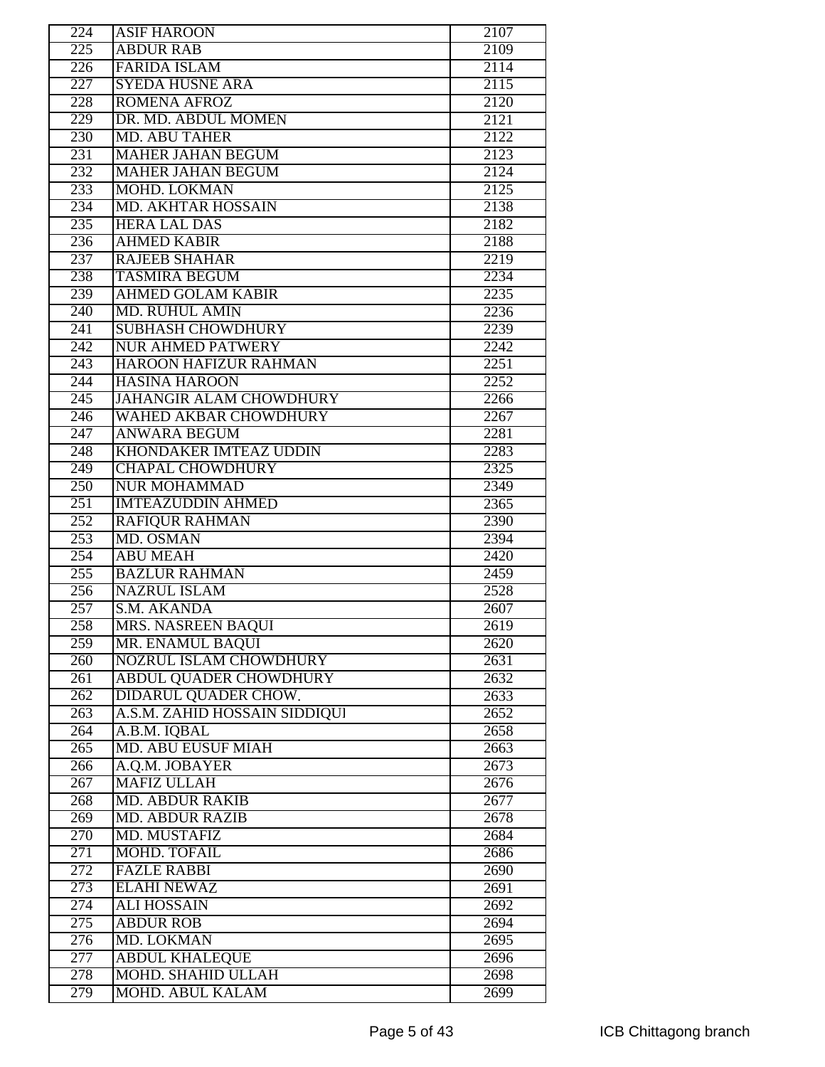| 224 | ASIF HAROON | 2107 |
|---|---|---|
| 225 | ABDUR RAB | 2109 |
| 226 | FARIDA ISLAM | 2114 |
| 227 | SYEDA HUSNE ARA | 2115 |
| 228 | ROMENA AFROZ | 2120 |
| 229 | DR. MD. ABDUL MOMEN | 2121 |
| 230 | MD. ABU TAHER | 2122 |
| 231 | MAHER JAHAN BEGUM | 2123 |
| 232 | MAHER JAHAN BEGUM | 2124 |
| 233 | MOHD. LOKMAN | 2125 |
| 234 | MD. AKHTAR HOSSAIN | 2138 |
| 235 | HERA LAL DAS | 2182 |
| 236 | AHMED KABIR | 2188 |
| 237 | RAJEEB SHAHAR | 2219 |
| 238 | TASMIRA BEGUM | 2234 |
| 239 | AHMED GOLAM KABIR | 2235 |
| 240 | MD. RUHUL AMIN | 2236 |
| 241 | SUBHASH CHOWDHURY | 2239 |
| 242 | NUR AHMED PATWERY | 2242 |
| 243 | HAROON HAFIZUR RAHMAN | 2251 |
| 244 | HASINA HAROON | 2252 |
| 245 | JAHANGIR ALAM CHOWDHURY | 2266 |
| 246 | WAHED AKBAR CHOWDHURY | 2267 |
| 247 | ANWARA BEGUM | 2281 |
| 248 | KHONDAKER IMTEAZ UDDIN | 2283 |
| 249 | CHAPAL CHOWDHURY | 2325 |
| 250 | NUR MOHAMMAD | 2349 |
| 251 | IMTEAZUDDIN AHMED | 2365 |
| 252 | RAFIQUR RAHMAN | 2390 |
| 253 | MD. OSMAN | 2394 |
| 254 | ABU MEAH | 2420 |
| 255 | BAZLUR RAHMAN | 2459 |
| 256 | NAZRUL ISLAM | 2528 |
| 257 | S.M. AKANDA | 2607 |
| 258 | MRS. NASREEN BAQUI | 2619 |
| 259 | MR. ENAMUL BAQUI | 2620 |
| 260 | NOZRUL ISLAM CHOWDHURY | 2631 |
| 261 | ABDUL QUADER CHOWDHURY | 2632 |
| 262 | DIDARUL QUADER CHOW. | 2633 |
| 263 | A.S.M. ZAHID HOSSAIN SIDDIQUI | 2652 |
| 264 | A.B.M. IQBAL | 2658 |
| 265 | MD. ABU EUSUF MIAH | 2663 |
| 266 | A.Q.M. JOBAYER | 2673 |
| 267 | MAFIZ ULLAH | 2676 |
| 268 | MD. ABDUR RAKIB | 2677 |
| 269 | MD. ABDUR RAZIB | 2678 |
| 270 | MD. MUSTAFIZ | 2684 |
| 271 | MOHD. TOFAIL | 2686 |
| 272 | FAZLE RABBI | 2690 |
| 273 | ELAHI NEWAZ | 2691 |
| 274 | ALI HOSSAIN | 2692 |
| 275 | ABDUR ROB | 2694 |
| 276 | MD. LOKMAN | 2695 |
| 277 | ABDUL KHALEQUE | 2696 |
| 278 | MOHD. SHAHID ULLAH | 2698 |
| 279 | MOHD. ABUL KALAM | 2699 |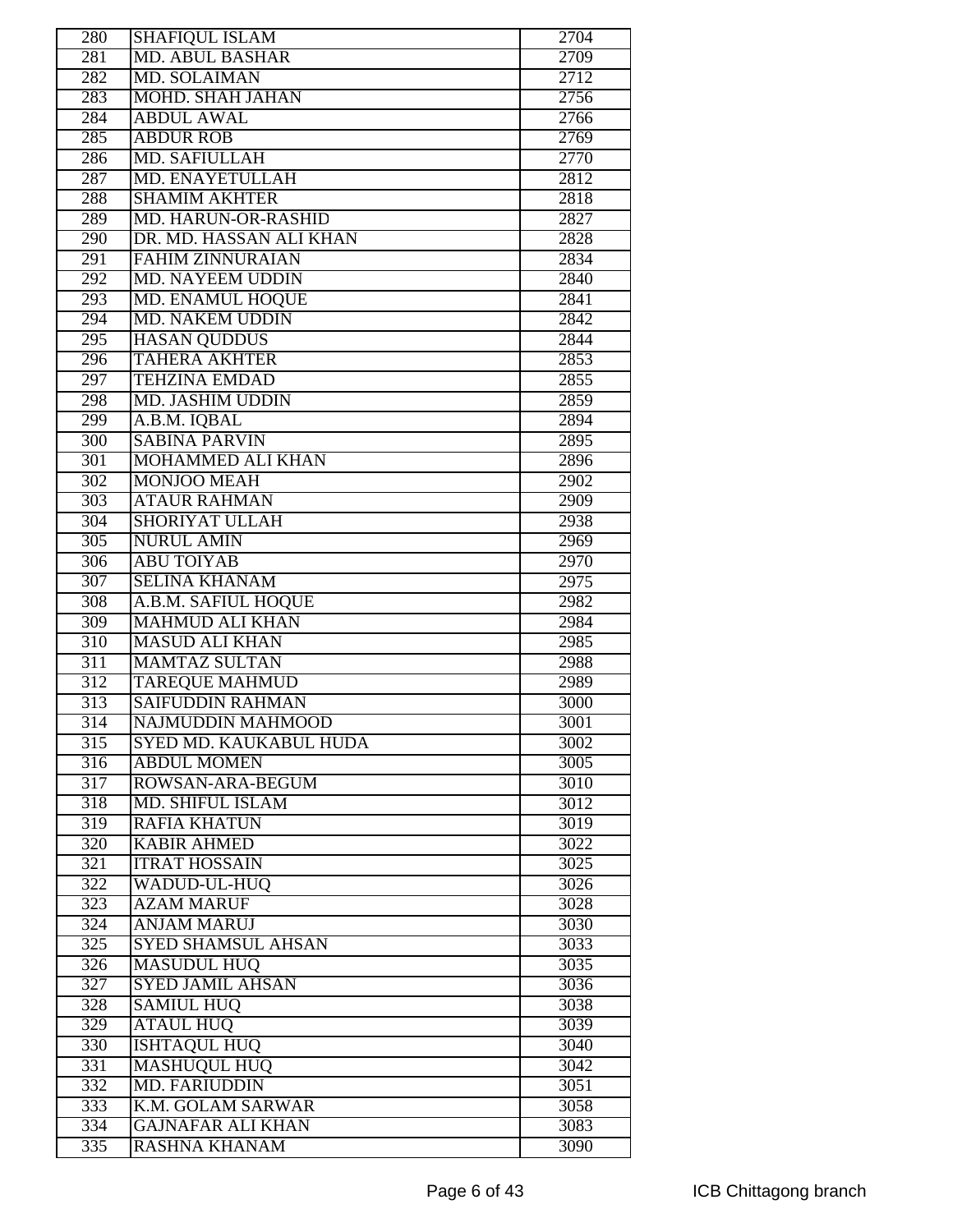| | | |
|---|---|---|
| 280 | SHAFIQUL ISLAM | 2704 |
| 281 | MD. ABUL BASHAR | 2709 |
| 282 | MD. SOLAIMAN | 2712 |
| 283 | MOHD. SHAH JAHAN | 2756 |
| 284 | ABDUL AWAL | 2766 |
| 285 | ABDUR ROB | 2769 |
| 286 | MD. SAFIULLAH | 2770 |
| 287 | MD. ENAYETULLAH | 2812 |
| 288 | SHAMIM AKHTER | 2818 |
| 289 | MD. HARUN-OR-RASHID | 2827 |
| 290 | DR. MD. HASSAN ALI KHAN | 2828 |
| 291 | FAHIM ZINNURAIAN | 2834 |
| 292 | MD. NAYEEM UDDIN | 2840 |
| 293 | MD. ENAMUL HOQUE | 2841 |
| 294 | MD. NAKEM UDDIN | 2842 |
| 295 | HASAN QUDDUS | 2844 |
| 296 | TAHERA AKHTER | 2853 |
| 297 | TEHZINA EMDAD | 2855 |
| 298 | MD. JASHIM UDDIN | 2859 |
| 299 | A.B.M. IQBAL | 2894 |
| 300 | SABINA PARVIN | 2895 |
| 301 | MOHAMMED ALI KHAN | 2896 |
| 302 | MONJOO MEAH | 2902 |
| 303 | ATAUR RAHMAN | 2909 |
| 304 | SHORIYAT ULLAH | 2938 |
| 305 | NURUL AMIN | 2969 |
| 306 | ABU TOIYAB | 2970 |
| 307 | SELINA KHANAM | 2975 |
| 308 | A.B.M. SAFIUL HOQUE | 2982 |
| 309 | MAHMUD ALI KHAN | 2984 |
| 310 | MASUD ALI KHAN | 2985 |
| 311 | MAMTAZ SULTAN | 2988 |
| 312 | TAREQUE MAHMUD | 2989 |
| 313 | SAIFUDDIN RAHMAN | 3000 |
| 314 | NAJMUDDIN MAHMOOD | 3001 |
| 315 | SYED MD. KAUKABUL HUDA | 3002 |
| 316 | ABDUL MOMEN | 3005 |
| 317 | ROWSAN-ARA-BEGUM | 3010 |
| 318 | MD. SHIFUL ISLAM | 3012 |
| 319 | RAFIA KHATUN | 3019 |
| 320 | KABIR AHMED | 3022 |
| 321 | ITRAT HOSSAIN | 3025 |
| 322 | WADUD-UL-HUQ | 3026 |
| 323 | AZAM MARUF | 3028 |
| 324 | ANJAM MARUJ | 3030 |
| 325 | SYED SHAMSUL AHSAN | 3033 |
| 326 | MASUDUL HUQ | 3035 |
| 327 | SYED JAMIL AHSAN | 3036 |
| 328 | SAMIUL HUQ | 3038 |
| 329 | ATAUL HUQ | 3039 |
| 330 | ISHTAQUL HUQ | 3040 |
| 331 | MASHUQUL HUQ | 3042 |
| 332 | MD. FARIUDDIN | 3051 |
| 333 | K.M. GOLAM SARWAR | 3058 |
| 334 | GAJNAFAR ALI KHAN | 3083 |
| 335 | RASHNA KHANAM | 3090 |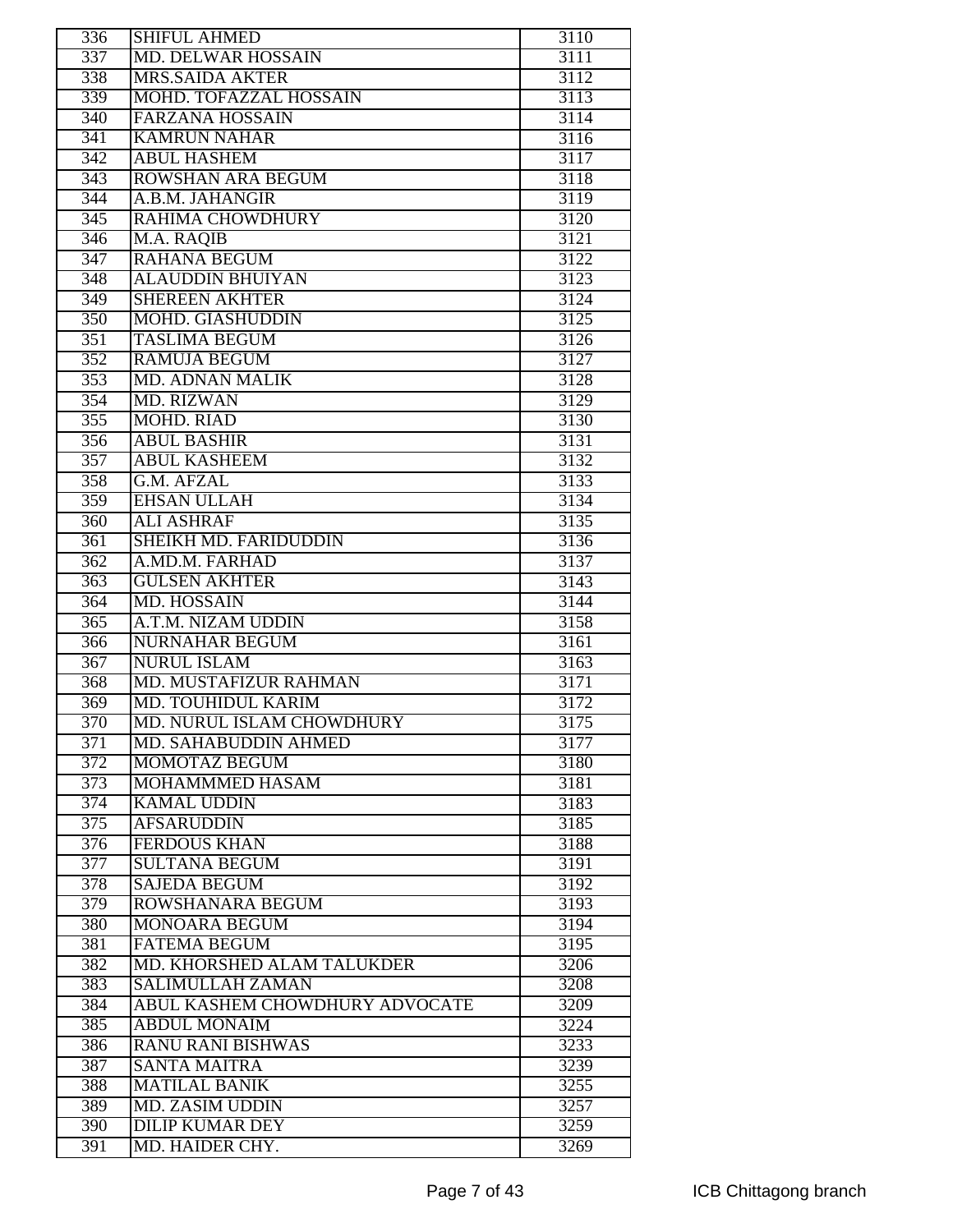| | | |
|---|---|---|
| 336 | SHIFUL AHMED | 3110 |
| 337 | MD. DELWAR HOSSAIN | 3111 |
| 338 | MRS.SAIDA AKTER | 3112 |
| 339 | MOHD. TOFAZZAL HOSSAIN | 3113 |
| 340 | FARZANA HOSSAIN | 3114 |
| 341 | KAMRUN NAHAR | 3116 |
| 342 | ABUL HASHEM | 3117 |
| 343 | ROWSHAN ARA BEGUM | 3118 |
| 344 | A.B.M. JAHANGIR | 3119 |
| 345 | RAHIMA CHOWDHURY | 3120 |
| 346 | M.A. RAQIB | 3121 |
| 347 | RAHANA BEGUM | 3122 |
| 348 | ALAUDDIN BHUIYAN | 3123 |
| 349 | SHEREEN AKHTER | 3124 |
| 350 | MOHD. GIASHUDDIN | 3125 |
| 351 | TASLIMA BEGUM | 3126 |
| 352 | RAMUJA BEGUM | 3127 |
| 353 | MD. ADNAN MALIK | 3128 |
| 354 | MD. RIZWAN | 3129 |
| 355 | MOHD. RIAD | 3130 |
| 356 | ABUL BASHIR | 3131 |
| 357 | ABUL KASHEEM | 3132 |
| 358 | G.M. AFZAL | 3133 |
| 359 | EHSAN ULLAH | 3134 |
| 360 | ALI ASHRAF | 3135 |
| 361 | SHEIKH MD. FARIDUDDIN | 3136 |
| 362 | A.MD.M. FARHAD | 3137 |
| 363 | GULSEN AKHTER | 3143 |
| 364 | MD. HOSSAIN | 3144 |
| 365 | A.T.M. NIZAM UDDIN | 3158 |
| 366 | NURNAHAR BEGUM | 3161 |
| 367 | NURUL ISLAM | 3163 |
| 368 | MD. MUSTAFIZUR RAHMAN | 3171 |
| 369 | MD. TOUHIDUL KARIM | 3172 |
| 370 | MD. NURUL ISLAM CHOWDHURY | 3175 |
| 371 | MD. SAHABUDDIN AHMED | 3177 |
| 372 | MOMOTAZ BEGUM | 3180 |
| 373 | MOHAMMMED HASAM | 3181 |
| 374 | KAMAL UDDIN | 3183 |
| 375 | AFSARUDDIN | 3185 |
| 376 | FERDOUS KHAN | 3188 |
| 377 | SULTANA BEGUM | 3191 |
| 378 | SAJEDA BEGUM | 3192 |
| 379 | ROWSHANARA BEGUM | 3193 |
| 380 | MONOARA BEGUM | 3194 |
| 381 | FATEMA BEGUM | 3195 |
| 382 | MD. KHORSHED ALAM TALUKDER | 3206 |
| 383 | SALIMULLAH ZAMAN | 3208 |
| 384 | ABUL KASHEM CHOWDHURY ADVOCATE | 3209 |
| 385 | ABDUL MONAIM | 3224 |
| 386 | RANU RANI BISHWAS | 3233 |
| 387 | SANTA MAITRA | 3239 |
| 388 | MATILAL BANIK | 3255 |
| 389 | MD. ZASIM UDDIN | 3257 |
| 390 | DILIP KUMAR DEY | 3259 |
| 391 | MD. HAIDER CHY. | 3269 |

ICB Chittagong branch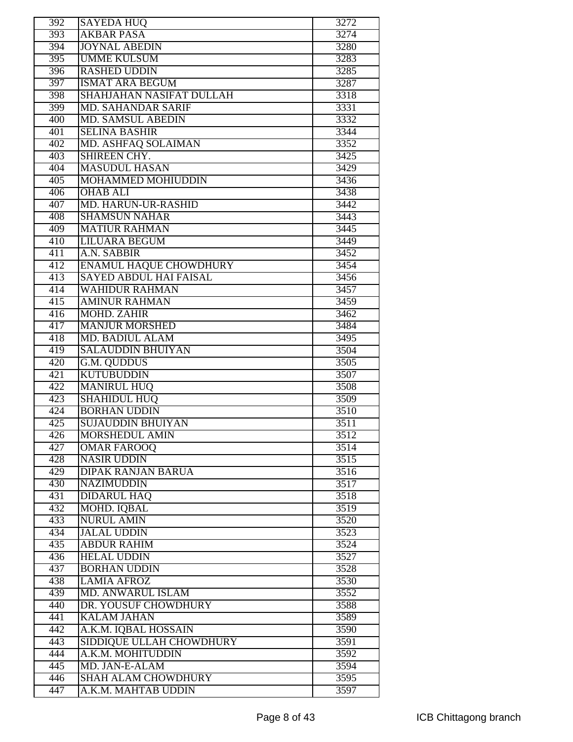| 392 | SAYEDA HUQ | 3272 |
|---|---|---|
| 393 | AKBAR PASA | 3274 |
| 394 | JOYNAL ABEDIN | 3280 |
| 395 | UMME KULSUM | 3283 |
| 396 | RASHED UDDIN | 3285 |
| 397 | ISMAT ARA BEGUM | 3287 |
| 398 | SHAHJAHAN NASIFAT DULLAH | 3318 |
| 399 | MD. SAHANDAR SARIF | 3331 |
| 400 | MD. SAMSUL ABEDIN | 3332 |
| 401 | SELINA BASHIR | 3344 |
| 402 | MD. ASHFAQ SOLAIMAN | 3352 |
| 403 | SHIREEN CHY. | 3425 |
| 404 | MASUDUL HASAN | 3429 |
| 405 | MOHAMMED MOHIUDDIN | 3436 |
| 406 | OHAB ALI | 3438 |
| 407 | MD. HARUN-UR-RASHID | 3442 |
| 408 | SHAMSUN NAHAR | 3443 |
| 409 | MATIUR RAHMAN | 3445 |
| 410 | LILUARA BEGUM | 3449 |
| 411 | A.N. SABBIR | 3452 |
| 412 | ENAMUL HAQUE CHOWDHURY | 3454 |
| 413 | SAYED ABDUL HAI FAISAL | 3456 |
| 414 | WAHIDUR RAHMAN | 3457 |
| 415 | AMINUR RAHMAN | 3459 |
| 416 | MOHD. ZAHIR | 3462 |
| 417 | MANJUR MORSHED | 3484 |
| 418 | MD. BADIUL ALAM | 3495 |
| 419 | SALAUDDIN BHUIYAN | 3504 |
| 420 | G.M. QUDDUS | 3505 |
| 421 | KUTUBUDDIN | 3507 |
| 422 | MANIRUL HUQ | 3508 |
| 423 | SHAHIDUL HUQ | 3509 |
| 424 | BORHAN UDDIN | 3510 |
| 425 | SUJAUDDIN BHUIYAN | 3511 |
| 426 | MORSHEDUL AMIN | 3512 |
| 427 | OMAR FAROOQ | 3514 |
| 428 | NASIR UDDIN | 3515 |
| 429 | DIPAK RANJAN BARUA | 3516 |
| 430 | NAZIMUDDIN | 3517 |
| 431 | DIDARUL HAQ | 3518 |
| 432 | MOHD. IQBAL | 3519 |
| 433 | NURUL AMIN | 3520 |
| 434 | JALAL UDDIN | 3523 |
| 435 | ABDUR RAHIM | 3524 |
| 436 | HELAL UDDIN | 3527 |
| 437 | BORHAN UDDIN | 3528 |
| 438 | LAMIA AFROZ | 3530 |
| 439 | MD. ANWARUL ISLAM | 3552 |
| 440 | DR. YOUSUF CHOWDHURY | 3588 |
| 441 | KALAM JAHAN | 3589 |
| 442 | A.K.M. IQBAL HOSSAIN | 3590 |
| 443 | SIDDIQUE ULLAH CHOWDHURY | 3591 |
| 444 | A.K.M. MOHITUDDIN | 3592 |
| 445 | MD. JAN-E-ALAM | 3594 |
| 446 | SHAH ALAM CHOWDHURY | 3595 |
| 447 | A.K.M. MAHTAB UDDIN | 3597 |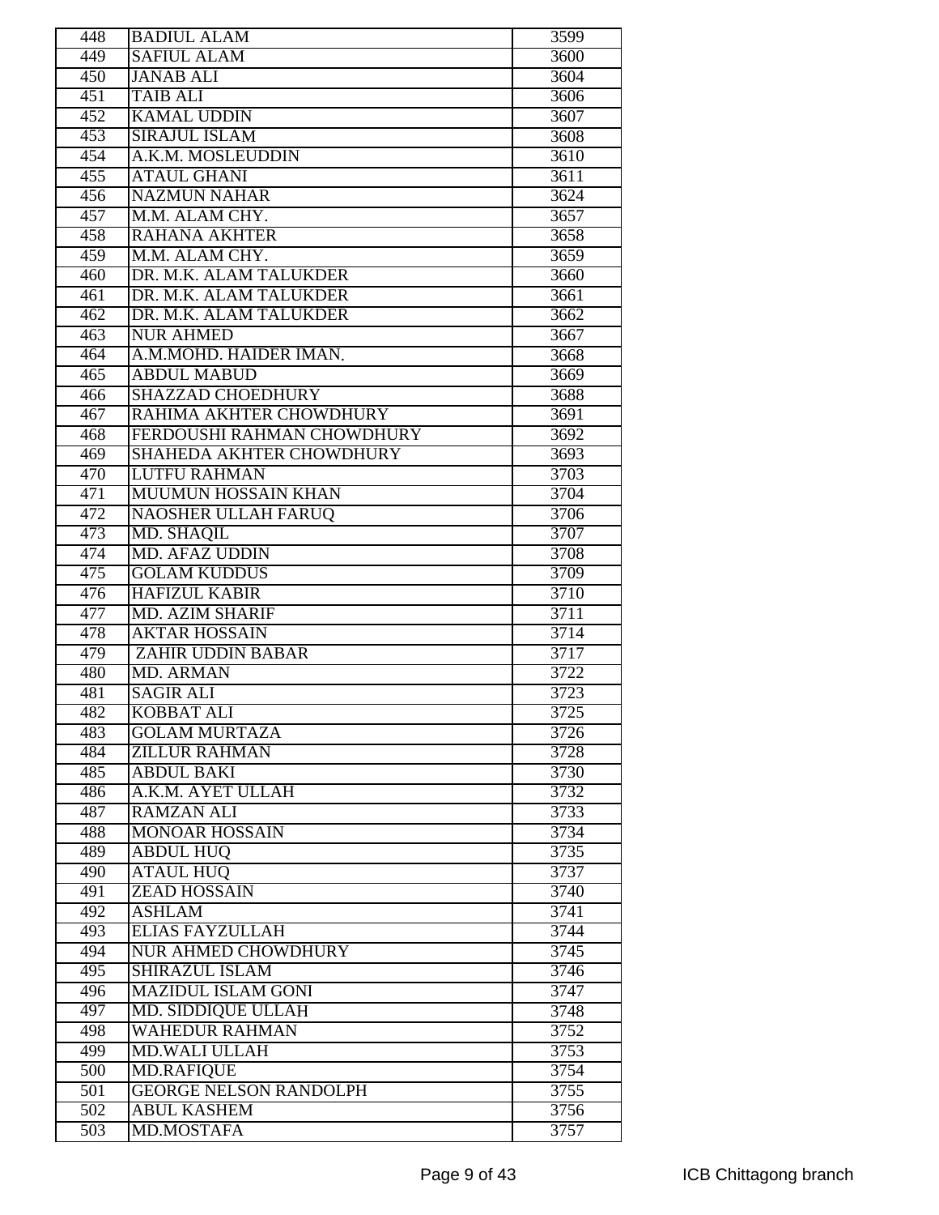| 448 | BADIUL ALAM | 3599 |
|---|---|---|
| 449 | SAFIUL ALAM | 3600 |
| 450 | JANAB ALI | 3604 |
| 451 | TAIB ALI | 3606 |
| 452 | KAMAL UDDIN | 3607 |
| 453 | SIRAJUL ISLAM | 3608 |
| 454 | A.K.M. MOSLEUDDIN | 3610 |
| 455 | ATAUL GHANI | 3611 |
| 456 | NAZMUN NAHAR | 3624 |
| 457 | M.M. ALAM CHY. | 3657 |
| 458 | RAHANA AKHTER | 3658 |
| 459 | M.M. ALAM CHY. | 3659 |
| 460 | DR. M.K. ALAM TALUKDER | 3660 |
| 461 | DR. M.K. ALAM TALUKDER | 3661 |
| 462 | DR. M.K. ALAM TALUKDER | 3662 |
| 463 | NUR AHMED | 3667 |
| 464 | A.M.MOHD. HAIDER IMAN. | 3668 |
| 465 | ABDUL MABUD | 3669 |
| 466 | SHAZZAD CHOEDHURY | 3688 |
| 467 | RAHIMA AKHTER CHOWDHURY | 3691 |
| 468 | FERDOUSHI RAHMAN CHOWDHURY | 3692 |
| 469 | SHAHEDA AKHTER CHOWDHURY | 3693 |
| 470 | LUTFU RAHMAN | 3703 |
| 471 | MUUMUN HOSSAIN KHAN | 3704 |
| 472 | NAOSHER ULLAH FARUQ | 3706 |
| 473 | MD. SHAQIL | 3707 |
| 474 | MD. AFAZ UDDIN | 3708 |
| 475 | GOLAM KUDDUS | 3709 |
| 476 | HAFIZUL KABIR | 3710 |
| 477 | MD. AZIM SHARIF | 3711 |
| 478 | AKTAR HOSSAIN | 3714 |
| 479 | ZAHIR UDDIN BABAR | 3717 |
| 480 | MD. ARMAN | 3722 |
| 481 | SAGIR ALI | 3723 |
| 482 | KOBBAT ALI | 3725 |
| 483 | GOLAM MURTAZA | 3726 |
| 484 | ZILLUR RAHMAN | 3728 |
| 485 | ABDUL BAKI | 3730 |
| 486 | A.K.M. AYET ULLAH | 3732 |
| 487 | RAMZAN ALI | 3733 |
| 488 | MONOAR HOSSAIN | 3734 |
| 489 | ABDUL HUQ | 3735 |
| 490 | ATAUL HUQ | 3737 |
| 491 | ZEAD HOSSAIN | 3740 |
| 492 | ASHLAM | 3741 |
| 493 | ELIAS FAYZULLAH | 3744 |
| 494 | NUR AHMED CHOWDHURY | 3745 |
| 495 | SHIRAZUL ISLAM | 3746 |
| 496 | MAZIDUL ISLAM GONI | 3747 |
| 497 | MD. SIDDIQUE ULLAH | 3748 |
| 498 | WAHEDUR RAHMAN | 3752 |
| 499 | MD.WALI ULLAH | 3753 |
| 500 | MD.RAFIQUE | 3754 |
| 501 | GEORGE NELSON RANDOLPH | 3755 |
| 502 | ABUL KASHEM | 3756 |
| 503 | MD.MOSTAFA | 3757 |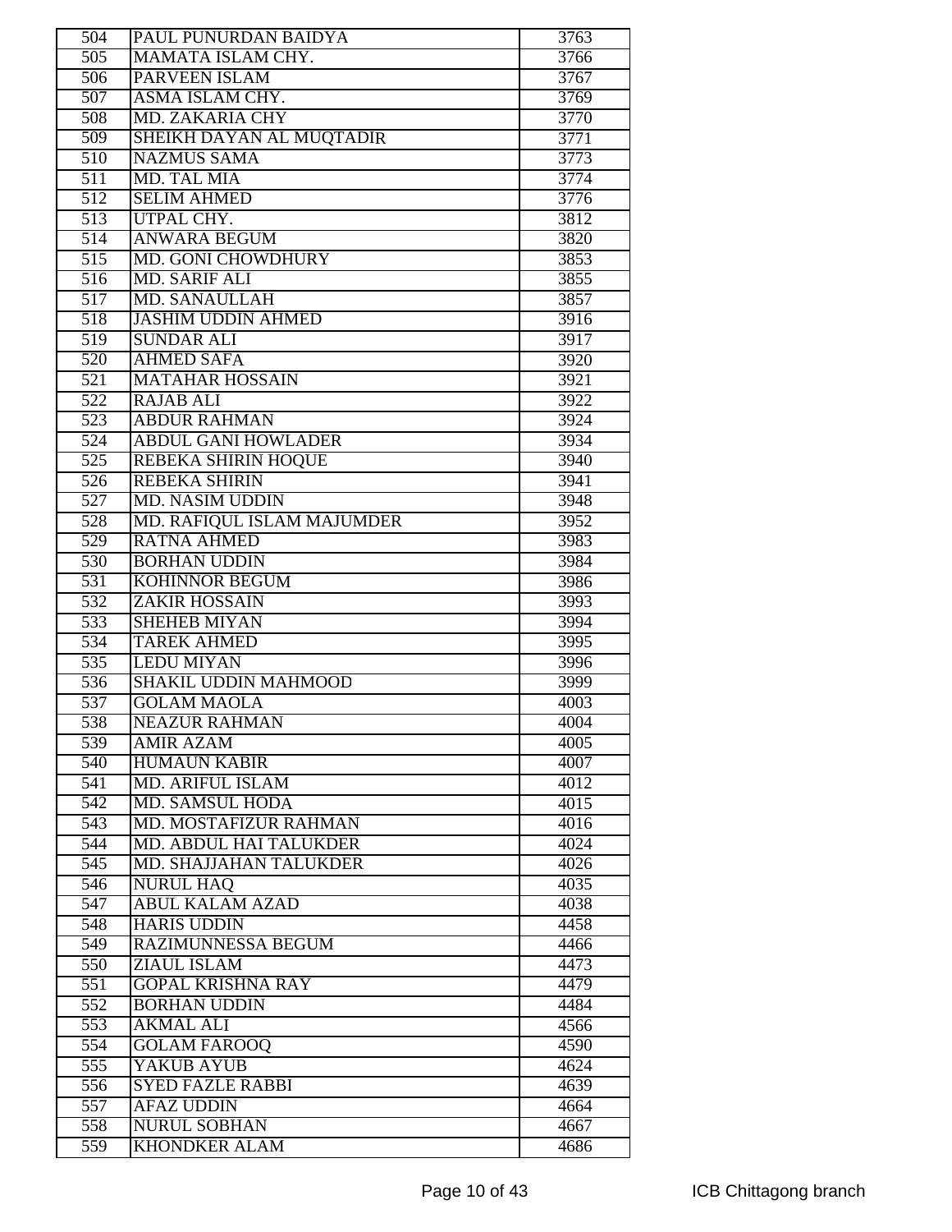| 504 | PAUL PUNURDAN BAIDYA | 3763 |
|---|---|---|
| 505 | MAMATA ISLAM CHY. | 3766 |
| 506 | PARVEEN ISLAM | 3767 |
| 507 | ASMA ISLAM CHY. | 3769 |
| 508 | MD. ZAKARIA CHY | 3770 |
| 509 | SHEIKH DAYAN AL MUQTADIR | 3771 |
| 510 | NAZMUS SAMA | 3773 |
| 511 | MD. TAL MIA | 3774 |
| 512 | SELIM AHMED | 3776 |
| 513 | UTPAL CHY. | 3812 |
| 514 | ANWARA BEGUM | 3820 |
| 515 | MD. GONI CHOWDHURY | 3853 |
| 516 | MD. SARIF ALI | 3855 |
| 517 | MD. SANAULLAH | 3857 |
| 518 | JASHIM UDDIN AHMED | 3916 |
| 519 | SUNDAR ALI | 3917 |
| 520 | AHMED SAFA | 3920 |
| 521 | MATAHAR HOSSAIN | 3921 |
| 522 | RAJAB ALI | 3922 |
| 523 | ABDUR RAHMAN | 3924 |
| 524 | ABDUL GANI HOWLADER | 3934 |
| 525 | REBEKA SHIRIN HOQUE | 3940 |
| 526 | REBEKA SHIRIN | 3941 |
| 527 | MD. NASIM UDDIN | 3948 |
| 528 | MD. RAFIQUL ISLAM MAJUMDER | 3952 |
| 529 | RATNA AHMED | 3983 |
| 530 | BORHAN UDDIN | 3984 |
| 531 | KOHINNOR BEGUM | 3986 |
| 532 | ZAKIR HOSSAIN | 3993 |
| 533 | SHEHEB MIYAN | 3994 |
| 534 | TAREK AHMED | 3995 |
| 535 | LEDU MIYAN | 3996 |
| 536 | SHAKIL UDDIN MAHMOOD | 3999 |
| 537 | GOLAM MAOLA | 4003 |
| 538 | NEAZUR RAHMAN | 4004 |
| 539 | AMIR AZAM | 4005 |
| 540 | HUMAUN KABIR | 4007 |
| 541 | MD. ARIFUL ISLAM | 4012 |
| 542 | MD. SAMSUL HODA | 4015 |
| 543 | MD. MOSTAFIZUR RAHMAN | 4016 |
| 544 | MD. ABDUL HAI TALUKDER | 4024 |
| 545 | MD. SHAJJAHAN TALUKDER | 4026 |
| 546 | NURUL HAQ | 4035 |
| 547 | ABUL KALAM AZAD | 4038 |
| 548 | HARIS UDDIN | 4458 |
| 549 | RAZIMUNNESSA BEGUM | 4466 |
| 550 | ZIAUL ISLAM | 4473 |
| 551 | GOPAL KRISHNA RAY | 4479 |
| 552 | BORHAN UDDIN | 4484 |
| 553 | AKMAL ALI | 4566 |
| 554 | GOLAM FAROOQ | 4590 |
| 555 | YAKUB AYUB | 4624 |
| 556 | SYED FAZLE RABBI | 4639 |
| 557 | AFAZ UDDIN | 4664 |
| 558 | NURUL SOBHAN | 4667 |
| 559 | KHONDKER ALAM | 4686 |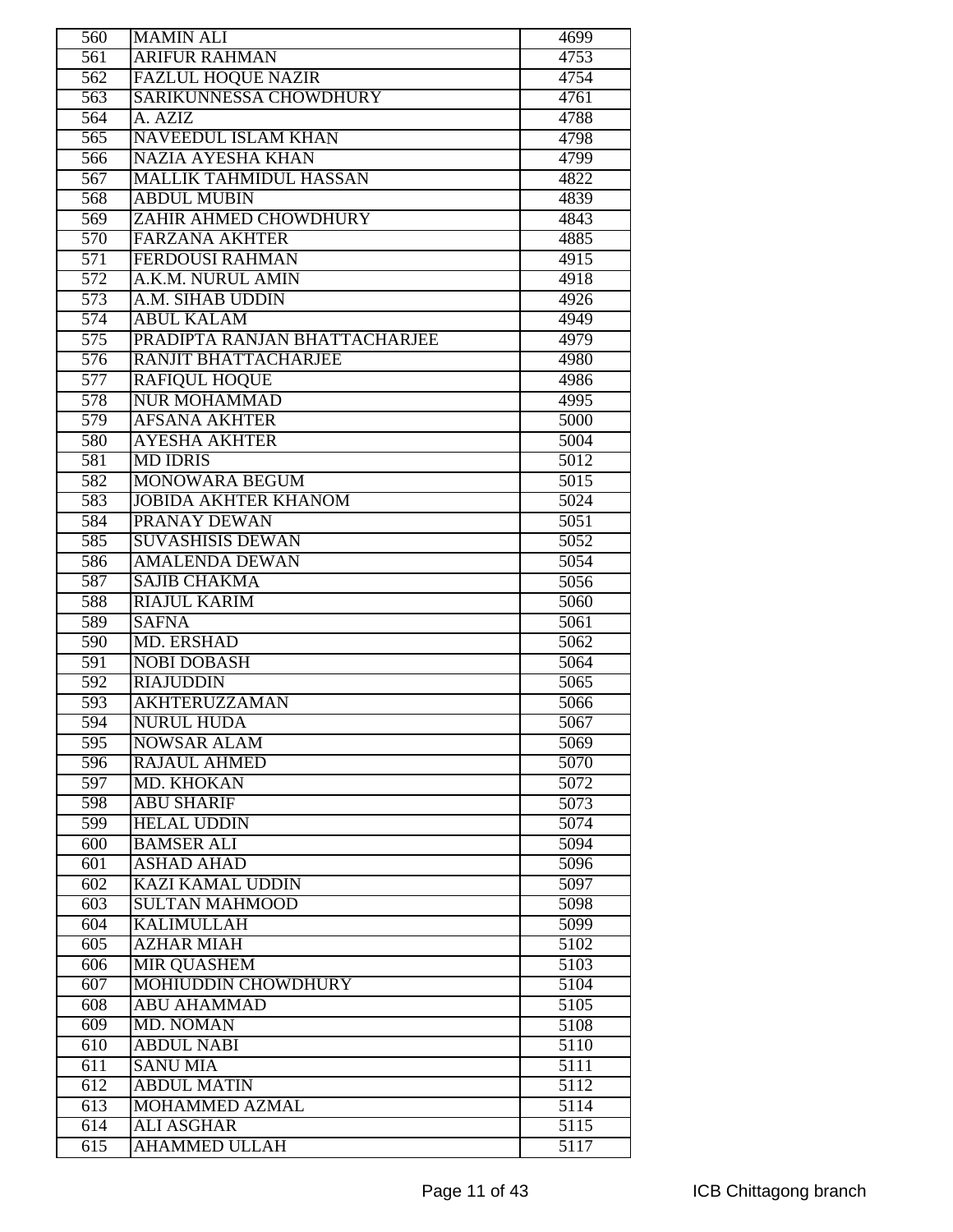| | | |
|---|---|---|
| 560 | MAMIN ALI | 4699 |
| 561 | ARIFUR RAHMAN | 4753 |
| 562 | FAZLUL HOQUE NAZIR | 4754 |
| 563 | SARIKUNNESSA CHOWDHURY | 4761 |
| 564 | A. AZIZ | 4788 |
| 565 | NAVEEDUL ISLAM KHAN | 4798 |
| 566 | NAZIA AYESHA KHAN | 4799 |
| 567 | MALLIK TAHMIDUL HASSAN | 4822 |
| 568 | ABDUL MUBIN | 4839 |
| 569 | ZAHIR AHMED CHOWDHURY | 4843 |
| 570 | FARZANA AKHTER | 4885 |
| 571 | FERDOUSI RAHMAN | 4915 |
| 572 | A.K.M. NURUL AMIN | 4918 |
| 573 | A.M. SIHAB UDDIN | 4926 |
| 574 | ABUL KALAM | 4949 |
| 575 | PRADIPTA RANJAN BHATTACHARJEE | 4979 |
| 576 | RANJIT BHATTACHARJEE | 4980 |
| 577 | RAFIQUL HOQUE | 4986 |
| 578 | NUR MOHAMMAD | 4995 |
| 579 | AFSANA AKHTER | 5000 |
| 580 | AYESHA AKHTER | 5004 |
| 581 | MD IDRIS | 5012 |
| 582 | MONOWARA BEGUM | 5015 |
| 583 | JOBIDA AKHTER KHANOM | 5024 |
| 584 | PRANAY DEWAN | 5051 |
| 585 | SUVASHISIS DEWAN | 5052 |
| 586 | AMALENDA DEWAN | 5054 |
| 587 | SAJIB CHAKMA | 5056 |
| 588 | RIAJUL KARIM | 5060 |
| 589 | SAFNA | 5061 |
| 590 | MD. ERSHAD | 5062 |
| 591 | NOBI DOBASH | 5064 |
| 592 | RIAJUDDIN | 5065 |
| 593 | AKHTERUZZAMAN | 5066 |
| 594 | NURUL HUDA | 5067 |
| 595 | NOWSAR ALAM | 5069 |
| 596 | RAJAUL AHMED | 5070 |
| 597 | MD. KHOKAN | 5072 |
| 598 | ABU SHARIF | 5073 |
| 599 | HELAL UDDIN | 5074 |
| 600 | BAMSER ALI | 5094 |
| 601 | ASHAD AHAD | 5096 |
| 602 | KAZI KAMAL UDDIN | 5097 |
| 603 | SULTAN MAHMOOD | 5098 |
| 604 | KALIMULLAH | 5099 |
| 605 | AZHAR MIAH | 5102 |
| 606 | MIR QUASHEM | 5103 |
| 607 | MOHIUDDIN CHOWDHURY | 5104 |
| 608 | ABU AHAMMAD | 5105 |
| 609 | MD. NOMAN | 5108 |
| 610 | ABDUL NABI | 5110 |
| 611 | SANU MIA | 5111 |
| 612 | ABDUL MATIN | 5112 |
| 613 | MOHAMMED AZMAL | 5114 |
| 614 | ALI ASGHAR | 5115 |
| 615 | AHAMMED ULLAH | 5117 |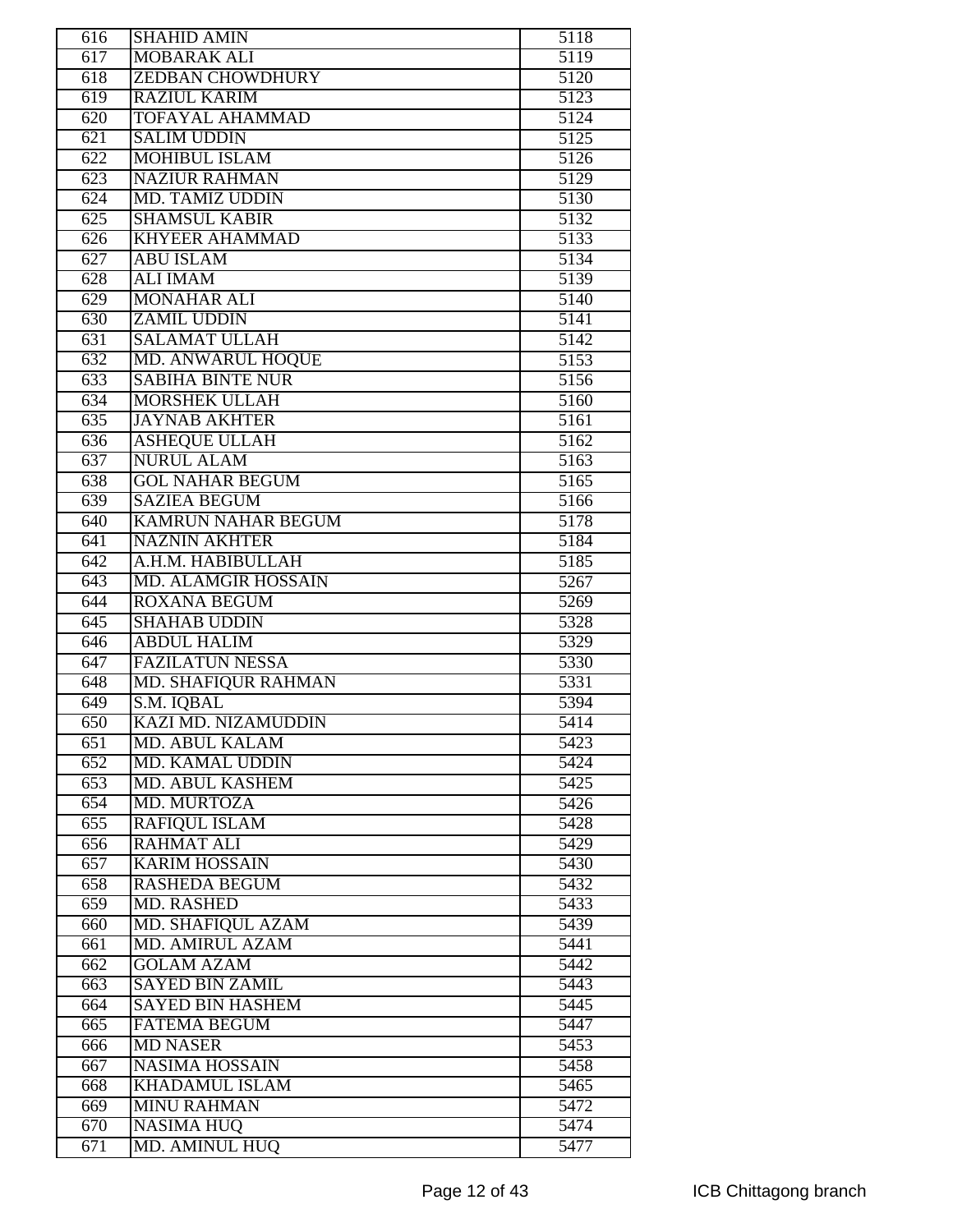| 616 | SHAHID AMIN | 5118 |
|---|---|---|
| 617 | MOBARAK ALI | 5119 |
| 618 | ZEDBAN CHOWDHURY | 5120 |
| 619 | RAZIUL KARIM | 5123 |
| 620 | TOFAYAL AHAMMAD | 5124 |
| 621 | SALIM UDDIN | 5125 |
| 622 | MOHIBUL ISLAM | 5126 |
| 623 | NAZIUR RAHMAN | 5129 |
| 624 | MD. TAMIZ UDDIN | 5130 |
| 625 | SHAMSUL KABIR | 5132 |
| 626 | KHYEER AHAMMAD | 5133 |
| 627 | ABU ISLAM | 5134 |
| 628 | ALI IMAM | 5139 |
| 629 | MONAHAR ALI | 5140 |
| 630 | ZAMIL UDDIN | 5141 |
| 631 | SALAMAT ULLAH | 5142 |
| 632 | MD. ANWARUL HOQUE | 5153 |
| 633 | SABIHA BINTE NUR | 5156 |
| 634 | MORSHEK ULLAH | 5160 |
| 635 | JAYNAB AKHTER | 5161 |
| 636 | ASHEQUE ULLAH | 5162 |
| 637 | NURUL ALAM | 5163 |
| 638 | GOL NAHAR BEGUM | 5165 |
| 639 | SAZIEA BEGUM | 5166 |
| 640 | KAMRUN NAHAR BEGUM | 5178 |
| 641 | NAZNIN AKHTER | 5184 |
| 642 | A.H.M. HABIBULLAH | 5185 |
| 643 | MD. ALAMGIR HOSSAIN | 5267 |
| 644 | ROXANA BEGUM | 5269 |
| 645 | SHAHAB UDDIN | 5328 |
| 646 | ABDUL HALIM | 5329 |
| 647 | FAZILATUN NESSA | 5330 |
| 648 | MD. SHAFIQUR RAHMAN | 5331 |
| 649 | S.M. IQBAL | 5394 |
| 650 | KAZI MD. NIZAMUDDIN | 5414 |
| 651 | MD. ABUL KALAM | 5423 |
| 652 | MD. KAMAL UDDIN | 5424 |
| 653 | MD. ABUL KASHEM | 5425 |
| 654 | MD. MURTOZA | 5426 |
| 655 | RAFIQUL ISLAM | 5428 |
| 656 | RAHMAT ALI | 5429 |
| 657 | KARIM HOSSAIN | 5430 |
| 658 | RASHEDA BEGUM | 5432 |
| 659 | MD. RASHED | 5433 |
| 660 | MD. SHAFIQUL AZAM | 5439 |
| 661 | MD. AMIRUL AZAM | 5441 |
| 662 | GOLAM AZAM | 5442 |
| 663 | SAYED BIN ZAMIL | 5443 |
| 664 | SAYED BIN HASHEM | 5445 |
| 665 | FATEMA BEGUM | 5447 |
| 666 | MD NASER | 5453 |
| 667 | NASIMA HOSSAIN | 5458 |
| 668 | KHADAMUL ISLAM | 5465 |
| 669 | MINU RAHMAN | 5472 |
| 670 | NASIMA HUQ | 5474 |
| 671 | MD. AMINUL HUQ | 5477 |

ICB Chittagong branch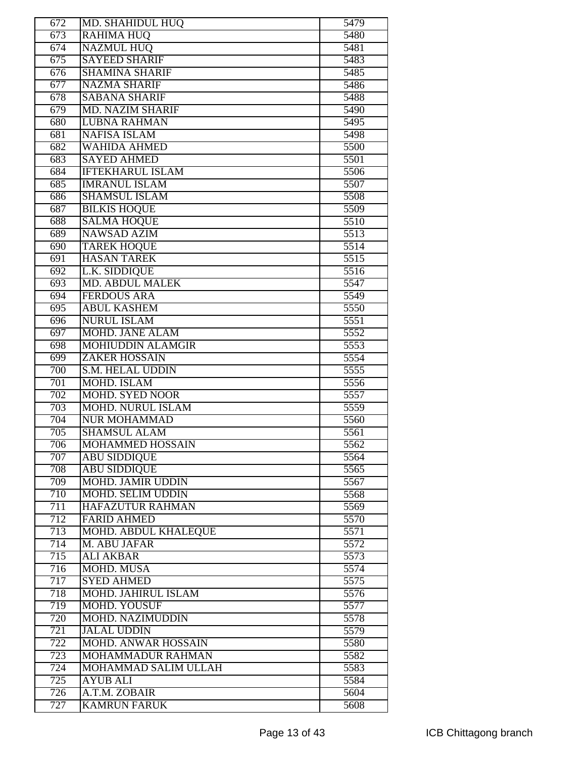| | | |
|---|---|---|
| 672 | MD. SHAHIDUL HUQ | 5479 |
| 673 | RAHIMA HUQ | 5480 |
| 674 | NAZMUL HUQ | 5481 |
| 675 | SAYEED SHARIF | 5483 |
| 676 | SHAMINA SHARIF | 5485 |
| 677 | NAZMA SHARIF | 5486 |
| 678 | SABANA SHARIF | 5488 |
| 679 | MD. NAZIM SHARIF | 5490 |
| 680 | LUBNA RAHMAN | 5495 |
| 681 | NAFISA ISLAM | 5498 |
| 682 | WAHIDA AHMED | 5500 |
| 683 | SAYED AHMED | 5501 |
| 684 | IFTEKHARUL ISLAM | 5506 |
| 685 | IMRANUL ISLAM | 5507 |
| 686 | SHAMSUL ISLAM | 5508 |
| 687 | BILKIS HOQUE | 5509 |
| 688 | SALMA HOQUE | 5510 |
| 689 | NAWSAD AZIM | 5513 |
| 690 | TAREK HOQUE | 5514 |
| 691 | HASAN TAREK | 5515 |
| 692 | L.K. SIDDIQUE | 5516 |
| 693 | MD. ABDUL MALEK | 5547 |
| 694 | FERDOUS ARA | 5549 |
| 695 | ABUL KASHEM | 5550 |
| 696 | NURUL ISLAM | 5551 |
| 697 | MOHD. JANE ALAM | 5552 |
| 698 | MOHIUDDIN ALAMGIR | 5553 |
| 699 | ZAKER HOSSAIN | 5554 |
| 700 | S.M. HELAL UDDIN | 5555 |
| 701 | MOHD. ISLAM | 5556 |
| 702 | MOHD. SYED NOOR | 5557 |
| 703 | MOHD. NURUL ISLAM | 5559 |
| 704 | NUR MOHAMMAD | 5560 |
| 705 | SHAMSUL ALAM | 5561 |
| 706 | MOHAMMED HOSSAIN | 5562 |
| 707 | ABU SIDDIQUE | 5564 |
| 708 | ABU SIDDIQUE | 5565 |
| 709 | MOHD. JAMIR UDDIN | 5567 |
| 710 | MOHD. SELIM UDDIN | 5568 |
| 711 | HAFAZUTUR RAHMAN | 5569 |
| 712 | FARID AHMED | 5570 |
| 713 | MOHD. ABDUL KHALEQUE | 5571 |
| 714 | M. ABU JAFAR | 5572 |
| 715 | ALI AKBAR | 5573 |
| 716 | MOHD. MUSA | 5574 |
| 717 | SYED AHMED | 5575 |
| 718 | MOHD. JAHIRUL ISLAM | 5576 |
| 719 | MOHD. YOUSUF | 5577 |
| 720 | MOHD. NAZIMUDDIN | 5578 |
| 721 | JALAL UDDIN | 5579 |
| 722 | MOHD. ANWAR HOSSAIN | 5580 |
| 723 | MOHAMMADUR RAHMAN | 5582 |
| 724 | MOHAMMAD SALIM ULLAH | 5583 |
| 725 | AYUB ALI | 5584 |
| 726 | A.T.M. ZOBAIR | 5604 |
| 727 | KAMRUN FARUK | 5608 |

ICB Chittagong branch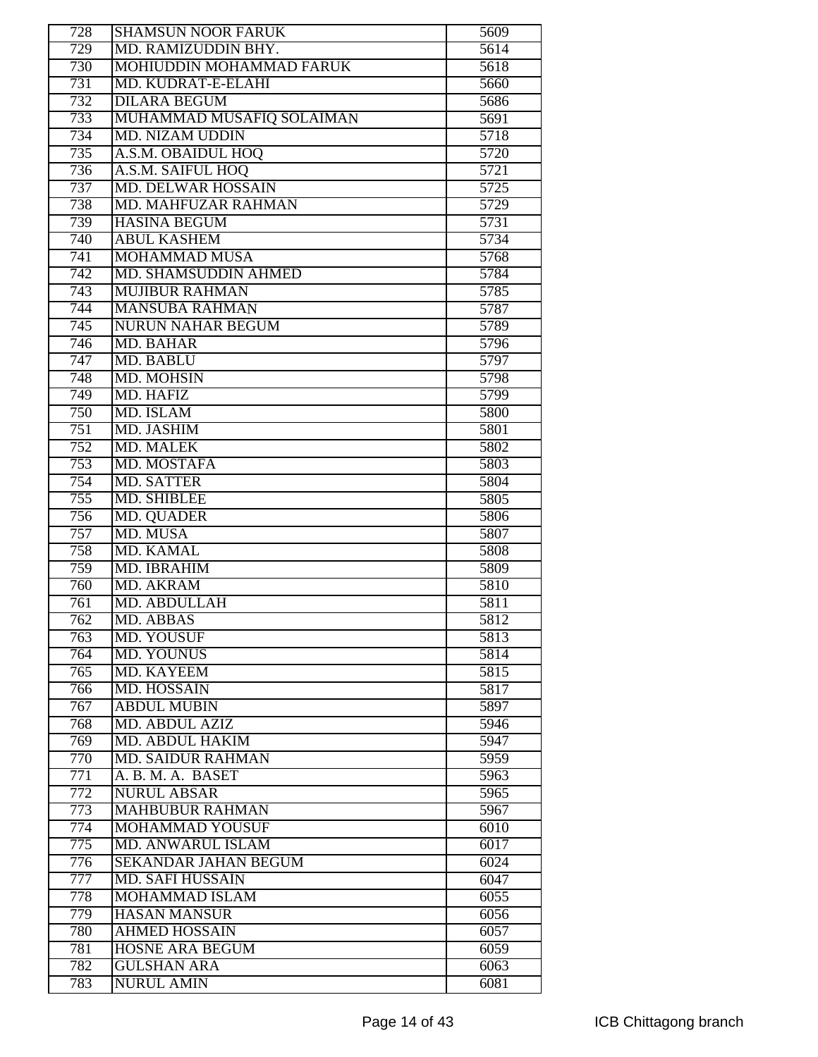| 728 | SHAMSUN NOOR FARUK | 5609 |
|---|---|---|
| 729 | MD. RAMIZUDDIN BHY. | 5614 |
| 730 | MOHIUDDIN MOHAMMAD FARUK | 5618 |
| 731 | MD. KUDRAT-E-ELAHI | 5660 |
| 732 | DILARA BEGUM | 5686 |
| 733 | MUHAMMAD MUSAFIQ SOLAIMAN | 5691 |
| 734 | MD. NIZAM UDDIN | 5718 |
| 735 | A.S.M. OBAIDUL HOQ | 5720 |
| 736 | A.S.M. SAIFUL HOQ | 5721 |
| 737 | MD. DELWAR HOSSAIN | 5725 |
| 738 | MD. MAHFUZAR RAHMAN | 5729 |
| 739 | HASINA BEGUM | 5731 |
| 740 | ABUL KASHEM | 5734 |
| 741 | MOHAMMAD MUSA | 5768 |
| 742 | MD. SHAMSUDDIN AHMED | 5784 |
| 743 | MUJIBUR RAHMAN | 5785 |
| 744 | MANSUBA RAHMAN | 5787 |
| 745 | NURUN NAHAR BEGUM | 5789 |
| 746 | MD. BAHAR | 5796 |
| 747 | MD. BABLU | 5797 |
| 748 | MD. MOHSIN | 5798 |
| 749 | MD. HAFIZ | 5799 |
| 750 | MD. ISLAM | 5800 |
| 751 | MD. JASHIM | 5801 |
| 752 | MD. MALEK | 5802 |
| 753 | MD. MOSTAFA | 5803 |
| 754 | MD. SATTER | 5804 |
| 755 | MD. SHIBLEE | 5805 |
| 756 | MD. QUADER | 5806 |
| 757 | MD. MUSA | 5807 |
| 758 | MD. KAMAL | 5808 |
| 759 | MD. IBRAHIM | 5809 |
| 760 | MD. AKRAM | 5810 |
| 761 | MD. ABDULLAH | 5811 |
| 762 | MD. ABBAS | 5812 |
| 763 | MD. YOUSUF | 5813 |
| 764 | MD. YOUNUS | 5814 |
| 765 | MD. KAYEEM | 5815 |
| 766 | MD. HOSSAIN | 5817 |
| 767 | ABDUL MUBIN | 5897 |
| 768 | MD. ABDUL AZIZ | 5946 |
| 769 | MD. ABDUL HAKIM | 5947 |
| 770 | MD. SAIDUR RAHMAN | 5959 |
| 771 | A. B. M. A. BASET | 5963 |
| 772 | NURUL ABSAR | 5965 |
| 773 | MAHBUBUR RAHMAN | 5967 |
| 774 | MOHAMMAD YOUSUF | 6010 |
| 775 | MD. ANWARUL ISLAM | 6017 |
| 776 | SEKANDAR JAHAN BEGUM | 6024 |
| 777 | MD. SAFI HUSSAIN | 6047 |
| 778 | MOHAMMAD ISLAM | 6055 |
| 779 | HASAN MANSUR | 6056 |
| 780 | AHMED HOSSAIN | 6057 |
| 781 | HOSNE ARA BEGUM | 6059 |
| 782 | GULSHAN ARA | 6063 |
| 783 | NURUL AMIN | 6081 |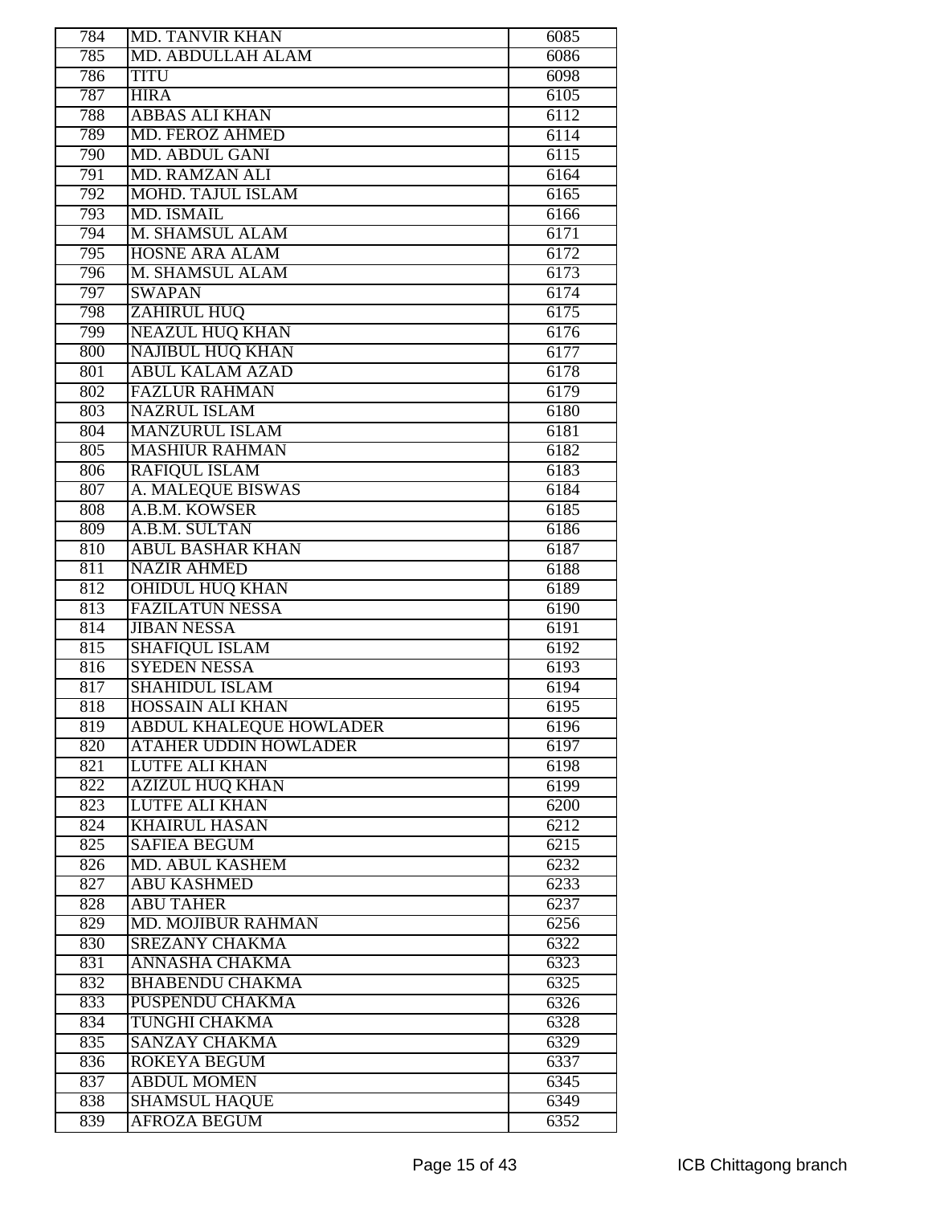| 784 | MD. TANVIR KHAN | 6085 |
|---|---|---|
| 785 | MD. ABDULLAH ALAM | 6086 |
| 786 | TITU | 6098 |
| 787 | HIRA | 6105 |
| 788 | ABBAS ALI KHAN | 6112 |
| 789 | MD. FEROZ AHMED | 6114 |
| 790 | MD. ABDUL GANI | 6115 |
| 791 | MD. RAMZAN ALI | 6164 |
| 792 | MOHD. TAJUL ISLAM | 6165 |
| 793 | MD. ISMAIL | 6166 |
| 794 | M. SHAMSUL ALAM | 6171 |
| 795 | HOSNE ARA ALAM | 6172 |
| 796 | M. SHAMSUL ALAM | 6173 |
| 797 | SWAPAN | 6174 |
| 798 | ZAHIRUL HUQ | 6175 |
| 799 | NEAZUL HUQ KHAN | 6176 |
| 800 | NAJIBUL HUQ KHAN | 6177 |
| 801 | ABUL KALAM AZAD | 6178 |
| 802 | FAZLUR RAHMAN | 6179 |
| 803 | NAZRUL ISLAM | 6180 |
| 804 | MANZURUL ISLAM | 6181 |
| 805 | MASHIUR RAHMAN | 6182 |
| 806 | RAFIQUL ISLAM | 6183 |
| 807 | A. MALEQUE BISWAS | 6184 |
| 808 | A.B.M. KOWSER | 6185 |
| 809 | A.B.M. SULTAN | 6186 |
| 810 | ABUL BASHAR KHAN | 6187 |
| 811 | NAZIR AHMED | 6188 |
| 812 | OHIDUL HUQ KHAN | 6189 |
| 813 | FAZILATUN NESSA | 6190 |
| 814 | JIBAN NESSA | 6191 |
| 815 | SHAFIQUL ISLAM | 6192 |
| 816 | SYEDEN NESSA | 6193 |
| 817 | SHAHIDUL ISLAM | 6194 |
| 818 | HOSSAIN ALI KHAN | 6195 |
| 819 | ABDUL KHALEQUE HOWLADER | 6196 |
| 820 | ATAHER UDDIN HOWLADER | 6197 |
| 821 | LUTFE ALI KHAN | 6198 |
| 822 | AZIZUL HUQ KHAN | 6199 |
| 823 | LUTFE ALI KHAN | 6200 |
| 824 | KHAIRUL HASAN | 6212 |
| 825 | SAFIEA BEGUM | 6215 |
| 826 | MD. ABUL KASHEM | 6232 |
| 827 | ABU KASHMED | 6233 |
| 828 | ABU TAHER | 6237 |
| 829 | MD. MOJIBUR RAHMAN | 6256 |
| 830 | SREZANY CHAKMA | 6322 |
| 831 | ANNASHA CHAKMA | 6323 |
| 832 | BHABENDU CHAKMA | 6325 |
| 833 | PUSPENDU CHAKMA | 6326 |
| 834 | TUNGHI CHAKMA | 6328 |
| 835 | SANZAY CHAKMA | 6329 |
| 836 | ROKEYA BEGUM | 6337 |
| 837 | ABDUL MOMEN | 6345 |
| 838 | SHAMSUL HAQUE | 6349 |
| 839 | AFROZA BEGUM | 6352 |

ICB Chittagong branch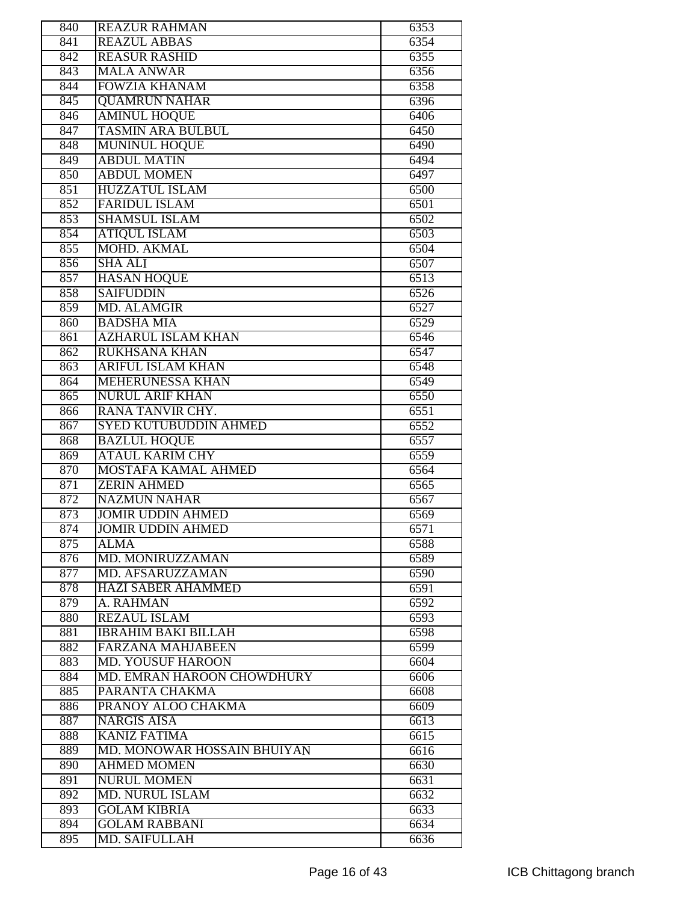| 840 | REAZUR RAHMAN | 6353 |
|---|---|---|
| 841 | REAZUL ABBAS | 6354 |
| 842 | REASUR RASHID | 6355 |
| 843 | MALA ANWAR | 6356 |
| 844 | FOWZIA KHANAM | 6358 |
| 845 | QUAMRUN NAHAR | 6396 |
| 846 | AMINUL HOQUE | 6406 |
| 847 | TASMIN ARA BULBUL | 6450 |
| 848 | MUNINUL HOQUE | 6490 |
| 849 | ABDUL MATIN | 6494 |
| 850 | ABDUL MOMEN | 6497 |
| 851 | HUZZATUL ISLAM | 6500 |
| 852 | FARIDUL ISLAM | 6501 |
| 853 | SHAMSUL ISLAM | 6502 |
| 854 | ATIQUL ISLAM | 6503 |
| 855 | MOHD. AKMAL | 6504 |
| 856 | SHA ALI | 6507 |
| 857 | HASAN HOQUE | 6513 |
| 858 | SAIFUDDIN | 6526 |
| 859 | MD. ALAMGIR | 6527 |
| 860 | BADSHA MIA | 6529 |
| 861 | AZHARUL ISLAM KHAN | 6546 |
| 862 | RUKHSANA KHAN | 6547 |
| 863 | ARIFUL ISLAM KHAN | 6548 |
| 864 | MEHERUNESSA KHAN | 6549 |
| 865 | NURUL ARIF KHAN | 6550 |
| 866 | RANA TANVIR CHY. | 6551 |
| 867 | SYED KUTUBUDDIN AHMED | 6552 |
| 868 | BAZLUL HOQUE | 6557 |
| 869 | ATAUL KARIM CHY | 6559 |
| 870 | MOSTAFA KAMAL AHMED | 6564 |
| 871 | ZERIN AHMED | 6565 |
| 872 | NAZMUN NAHAR | 6567 |
| 873 | JOMIR UDDIN AHMED | 6569 |
| 874 | JOMIR UDDIN AHMED | 6571 |
| 875 | ALMA | 6588 |
| 876 | MD. MONIRUZZAMAN | 6589 |
| 877 | MD. AFSARUZZAMAN | 6590 |
| 878 | HAZI SABER AHAMMED | 6591 |
| 879 | A. RAHMAN | 6592 |
| 880 | REZAUL ISLAM | 6593 |
| 881 | IBRAHIM BAKI BILLAH | 6598 |
| 882 | FARZANA MAHJABEEN | 6599 |
| 883 | MD. YOUSUF HAROON | 6604 |
| 884 | MD. EMRAN HAROON CHOWDHURY | 6606 |
| 885 | PARANTA CHAKMA | 6608 |
| 886 | PRANOY ALOO CHAKMA | 6609 |
| 887 | NARGIS AISA | 6613 |
| 888 | KANIZ FATIMA | 6615 |
| 889 | MD. MONOWAR HOSSAIN BHUIYAN | 6616 |
| 890 | AHMED MOMEN | 6630 |
| 891 | NURUL MOMEN | 6631 |
| 892 | MD. NURUL ISLAM | 6632 |
| 893 | GOLAM KIBRIA | 6633 |
| 894 | GOLAM RABBANI | 6634 |
| 895 | MD. SAIFULLAH | 6636 |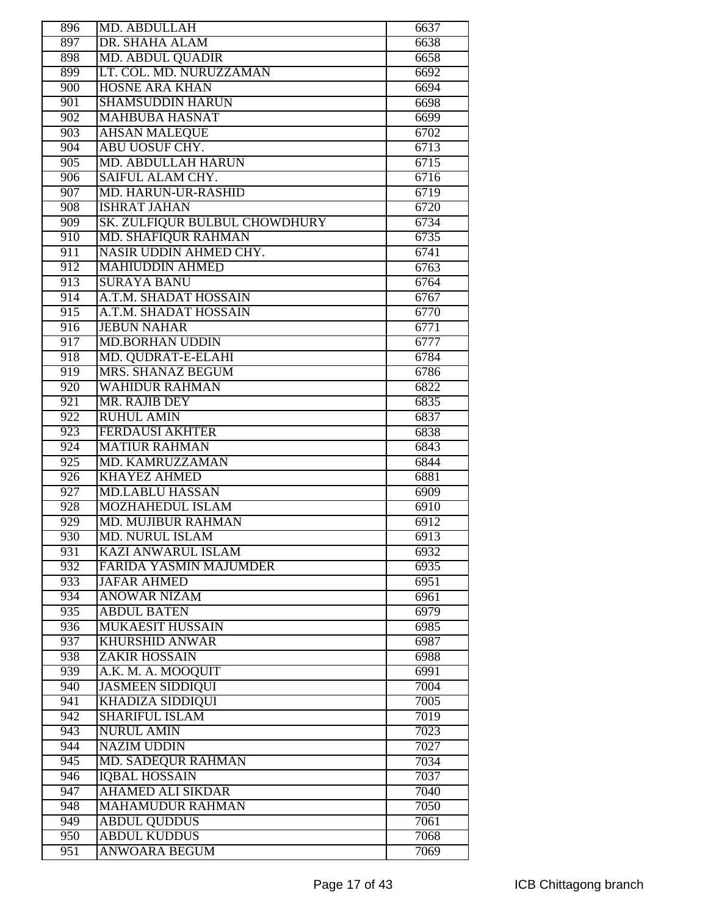| 896 | MD. ABDULLAH | 6637 |
|---|---|---|
| 897 | DR. SHAHA ALAM | 6638 |
| 898 | MD. ABDUL QUADIR | 6658 |
| 899 | LT. COL. MD. NURUZZAMAN | 6692 |
| 900 | HOSNE ARA KHAN | 6694 |
| 901 | SHAMSUDDIN HARUN | 6698 |
| 902 | MAHBUBA HASNAT | 6699 |
| 903 | AHSAN MALEQUE | 6702 |
| 904 | ABU UOSUF CHY. | 6713 |
| 905 | MD. ABDULLAH HARUN | 6715 |
| 906 | SAIFUL ALAM CHY. | 6716 |
| 907 | MD. HARUN-UR-RASHID | 6719 |
| 908 | ISHRAT JAHAN | 6720 |
| 909 | SK. ZULFIQUR BULBUL CHOWDHURY | 6734 |
| 910 | MD. SHAFIQUR RAHMAN | 6735 |
| 911 | NASIR UDDIN AHMED CHY. | 6741 |
| 912 | MAHIUDDIN AHMED | 6763 |
| 913 | SURAYA BANU | 6764 |
| 914 | A.T.M. SHADAT HOSSAIN | 6767 |
| 915 | A.T.M. SHADAT HOSSAIN | 6770 |
| 916 | JEBUN NAHAR | 6771 |
| 917 | MD.BORHAN UDDIN | 6777 |
| 918 | MD. QUDRAT-E-ELAHI | 6784 |
| 919 | MRS. SHANAZ BEGUM | 6786 |
| 920 | WAHIDUR RAHMAN | 6822 |
| 921 | MR. RAJIB DEY | 6835 |
| 922 | RUHUL AMIN | 6837 |
| 923 | FERDAUSI AKHTER | 6838 |
| 924 | MATIUR RAHMAN | 6843 |
| 925 | MD. KAMRUZZAMAN | 6844 |
| 926 | KHAYEZ AHMED | 6881 |
| 927 | MD.LABLU HASSAN | 6909 |
| 928 | MOZHAHEDUL ISLAM | 6910 |
| 929 | MD. MUJIBUR RAHMAN | 6912 |
| 930 | MD. NURUL ISLAM | 6913 |
| 931 | KAZI ANWARUL ISLAM | 6932 |
| 932 | FARIDA YASMIN MAJUMDER | 6935 |
| 933 | JAFAR AHMED | 6951 |
| 934 | ANOWAR NIZAM | 6961 |
| 935 | ABDUL BATEN | 6979 |
| 936 | MUKAESIT HUSSAIN | 6985 |
| 937 | KHURSHID ANWAR | 6987 |
| 938 | ZAKIR HOSSAIN | 6988 |
| 939 | A.K. M. A. MOOQUIT | 6991 |
| 940 | JASMEEN SIDDIQUI | 7004 |
| 941 | KHADIZA SIDDIQUI | 7005 |
| 942 | SHARIFUL ISLAM | 7019 |
| 943 | NURUL AMIN | 7023 |
| 944 | NAZIM UDDIN | 7027 |
| 945 | MD. SADEQUR RAHMAN | 7034 |
| 946 | IQBAL HOSSAIN | 7037 |
| 947 | AHAMED ALI SIKDAR | 7040 |
| 948 | MAHAMUDUR RAHMAN | 7050 |
| 949 | ABDUL QUDDUS | 7061 |
| 950 | ABDUL KUDDUS | 7068 |
| 951 | ANWOARA BEGUM | 7069 |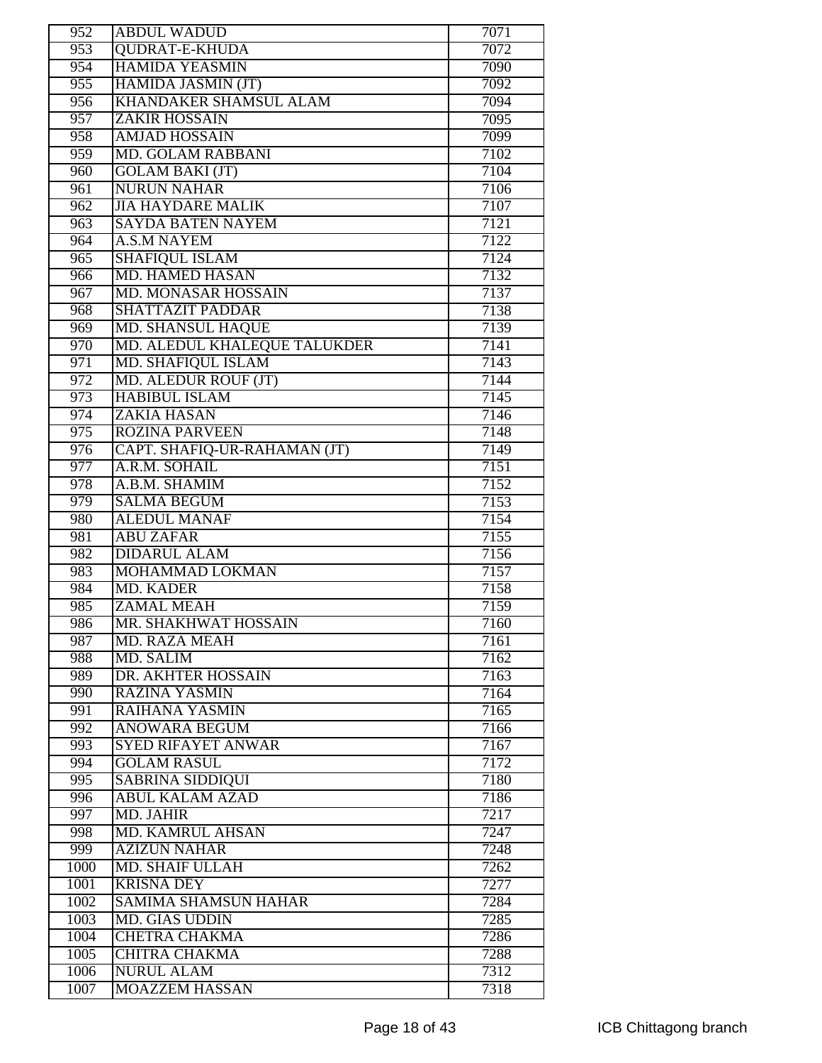| 952 | ABDUL WADUD | 7071 |
|---|---|---|
| 953 | QUDRAT-E-KHUDA | 7072 |
| 954 | HAMIDA YEASMIN | 7090 |
| 955 | HAMIDA JASMIN (JT) | 7092 |
| 956 | KHANDAKER SHAMSUL ALAM | 7094 |
| 957 | ZAKIR HOSSAIN | 7095 |
| 958 | AMJAD HOSSAIN | 7099 |
| 959 | MD. GOLAM RABBANI | 7102 |
| 960 | GOLAM BAKI (JT) | 7104 |
| 961 | NURUN NAHAR | 7106 |
| 962 | JIA HAYDARE MALIK | 7107 |
| 963 | SAYDA BATEN NAYEM | 7121 |
| 964 | A.S.M NAYEM | 7122 |
| 965 | SHAFIQUL ISLAM | 7124 |
| 966 | MD. HAMED HASAN | 7132 |
| 967 | MD. MONASAR HOSSAIN | 7137 |
| 968 | SHATTAZIT PADDAR | 7138 |
| 969 | MD. SHANSUL HAQUE | 7139 |
| 970 | MD. ALEDUL KHALEQUE TALUKDER | 7141 |
| 971 | MD. SHAFIQUL ISLAM | 7143 |
| 972 | MD. ALEDUR ROUF (JT) | 7144 |
| 973 | HABIBUL ISLAM | 7145 |
| 974 | ZAKIA HASAN | 7146 |
| 975 | ROZINA PARVEEN | 7148 |
| 976 | CAPT. SHAFIQ-UR-RAHAMAN (JT) | 7149 |
| 977 | A.R.M. SOHAIL | 7151 |
| 978 | A.B.M. SHAMIM | 7152 |
| 979 | SALMA BEGUM | 7153 |
| 980 | ALEDUL MANAF | 7154 |
| 981 | ABU ZAFAR | 7155 |
| 982 | DIDARUL ALAM | 7156 |
| 983 | MOHAMMAD LOKMAN | 7157 |
| 984 | MD. KADER | 7158 |
| 985 | ZAMAL MEAH | 7159 |
| 986 | MR. SHAKHWAT HOSSAIN | 7160 |
| 987 | MD. RAZA MEAH | 7161 |
| 988 | MD. SALIM | 7162 |
| 989 | DR. AKHTER HOSSAIN | 7163 |
| 990 | RAZINA YASMIN | 7164 |
| 991 | RAIHANA YASMIN | 7165 |
| 992 | ANOWARA BEGUM | 7166 |
| 993 | SYED RIFAYET ANWAR | 7167 |
| 994 | GOLAM RASUL | 7172 |
| 995 | SABRINA SIDDIQUI | 7180 |
| 996 | ABUL KALAM AZAD | 7186 |
| 997 | MD. JAHIR | 7217 |
| 998 | MD. KAMRUL AHSAN | 7247 |
| 999 | AZIZUN NAHAR | 7248 |
| 1000 | MD. SHAIF ULLAH | 7262 |
| 1001 | KRISNA DEY | 7277 |
| 1002 | SAMIMA SHAMSUN HAHAR | 7284 |
| 1003 | MD. GIAS UDDIN | 7285 |
| 1004 | CHETRA CHAKMA | 7286 |
| 1005 | CHITRA CHAKMA | 7288 |
| 1006 | NURUL ALAM | 7312 |
| 1007 | MOAZZEM HASSAN | 7318 |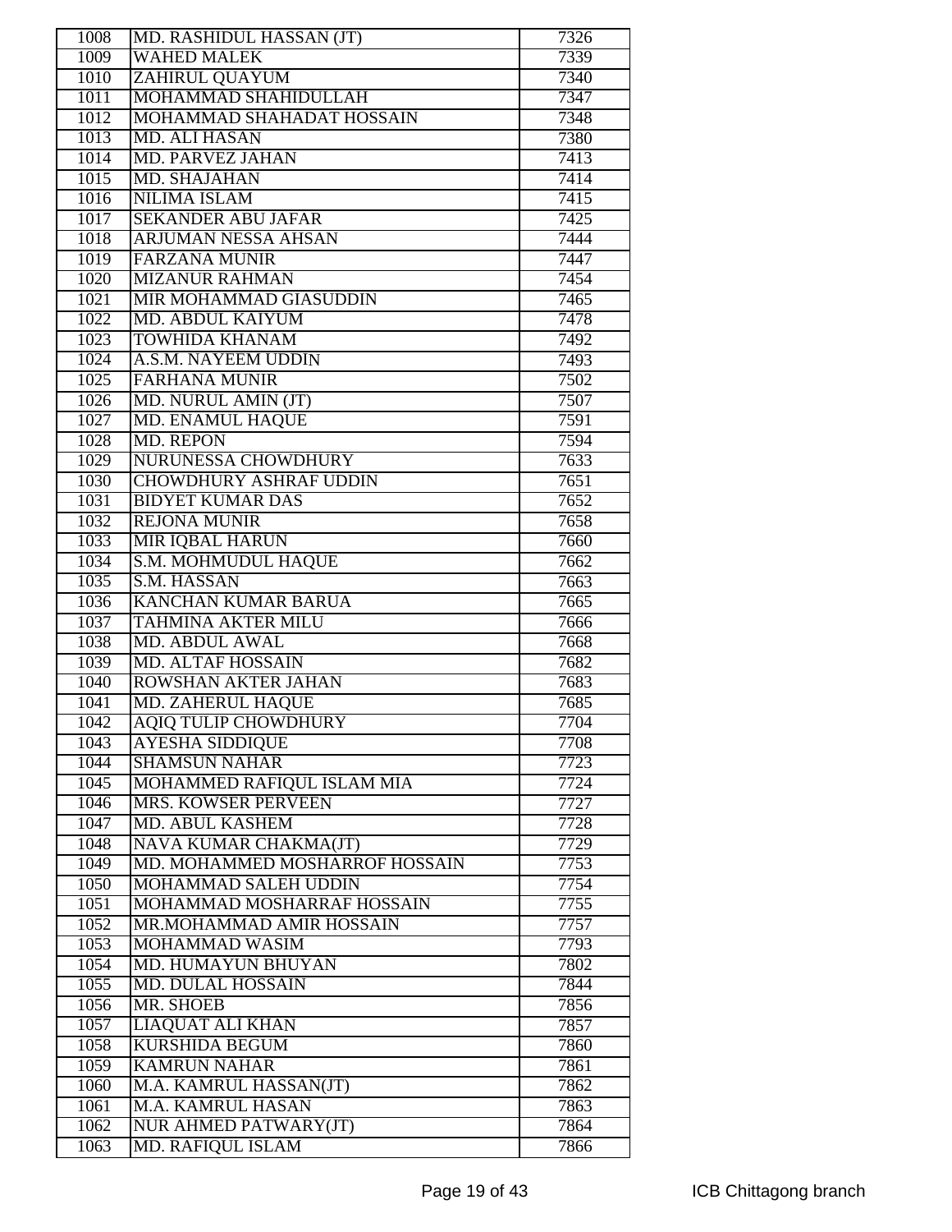| 1008 | MD. RASHIDUL HASSAN (JT) | 7326 |
|---|---|---|
| 1009 | WAHED MALEK | 7339 |
| 1010 | ZAHIRUL QUAYUM | 7340 |
| 1011 | MOHAMMAD SHAHIDULLAH | 7347 |
| 1012 | MOHAMMAD SHAHADAT HOSSAIN | 7348 |
| 1013 | MD. ALI HASAN | 7380 |
| 1014 | MD. PARVEZ JAHAN | 7413 |
| 1015 | MD. SHAJAHAN | 7414 |
| 1016 | NILIMA ISLAM | 7415 |
| 1017 | SEKANDER ABU JAFAR | 7425 |
| 1018 | ARJUMAN NESSA AHSAN | 7444 |
| 1019 | FARZANA MUNIR | 7447 |
| 1020 | MIZANUR RAHMAN | 7454 |
| 1021 | MIR MOHAMMAD GIASUDDIN | 7465 |
| 1022 | MD. ABDUL KAIYUM | 7478 |
| 1023 | TOWHIDA KHANAM | 7492 |
| 1024 | A.S.M. NAYEEM UDDIN | 7493 |
| 1025 | FARHANA MUNIR | 7502 |
| 1026 | MD. NURUL AMIN (JT) | 7507 |
| 1027 | MD. ENAMUL HAQUE | 7591 |
| 1028 | MD. REPON | 7594 |
| 1029 | NURUNESSA CHOWDHURY | 7633 |
| 1030 | CHOWDHURY ASHRAF UDDIN | 7651 |
| 1031 | BIDYET KUMAR DAS | 7652 |
| 1032 | REJONA MUNIR | 7658 |
| 1033 | MIR IQBAL HARUN | 7660 |
| 1034 | S.M. MOHMUDUL HAQUE | 7662 |
| 1035 | S.M. HASSAN | 7663 |
| 1036 | KANCHAN KUMAR BARUA | 7665 |
| 1037 | TAHMINA AKTER MILU | 7666 |
| 1038 | MD. ABDUL AWAL | 7668 |
| 1039 | MD. ALTAF HOSSAIN | 7682 |
| 1040 | ROWSHAN AKTER JAHAN | 7683 |
| 1041 | MD. ZAHERUL HAQUE | 7685 |
| 1042 | AQIQ TULIP CHOWDHURY | 7704 |
| 1043 | AYESHA SIDDIQUE | 7708 |
| 1044 | SHAMSUN NAHAR | 7723 |
| 1045 | MOHAMMED RAFIQUL ISLAM MIA | 7724 |
| 1046 | MRS. KOWSER PERVEEN | 7727 |
| 1047 | MD. ABUL KASHEM | 7728 |
| 1048 | NAVA KUMAR CHAKMA(JT) | 7729 |
| 1049 | MD. MOHAMMED MOSHARROF HOSSAIN | 7753 |
| 1050 | MOHAMMAD SALEH UDDIN | 7754 |
| 1051 | MOHAMMAD MOSHARRAF HOSSAIN | 7755 |
| 1052 | MR.MOHAMMAD AMIR HOSSAIN | 7757 |
| 1053 | MOHAMMAD WASIM | 7793 |
| 1054 | MD. HUMAYUN BHUYAN | 7802 |
| 1055 | MD. DULAL HOSSAIN | 7844 |
| 1056 | MR. SHOEB | 7856 |
| 1057 | LIAQUAT ALI KHAN | 7857 |
| 1058 | KURSHIDA BEGUM | 7860 |
| 1059 | KAMRUN NAHAR | 7861 |
| 1060 | M.A. KAMRUL HASSAN(JT) | 7862 |
| 1061 | M.A. KAMRUL HASAN | 7863 |
| 1062 | NUR AHMED PATWARY(JT) | 7864 |
| 1063 | MD. RAFIQUL ISLAM | 7866 |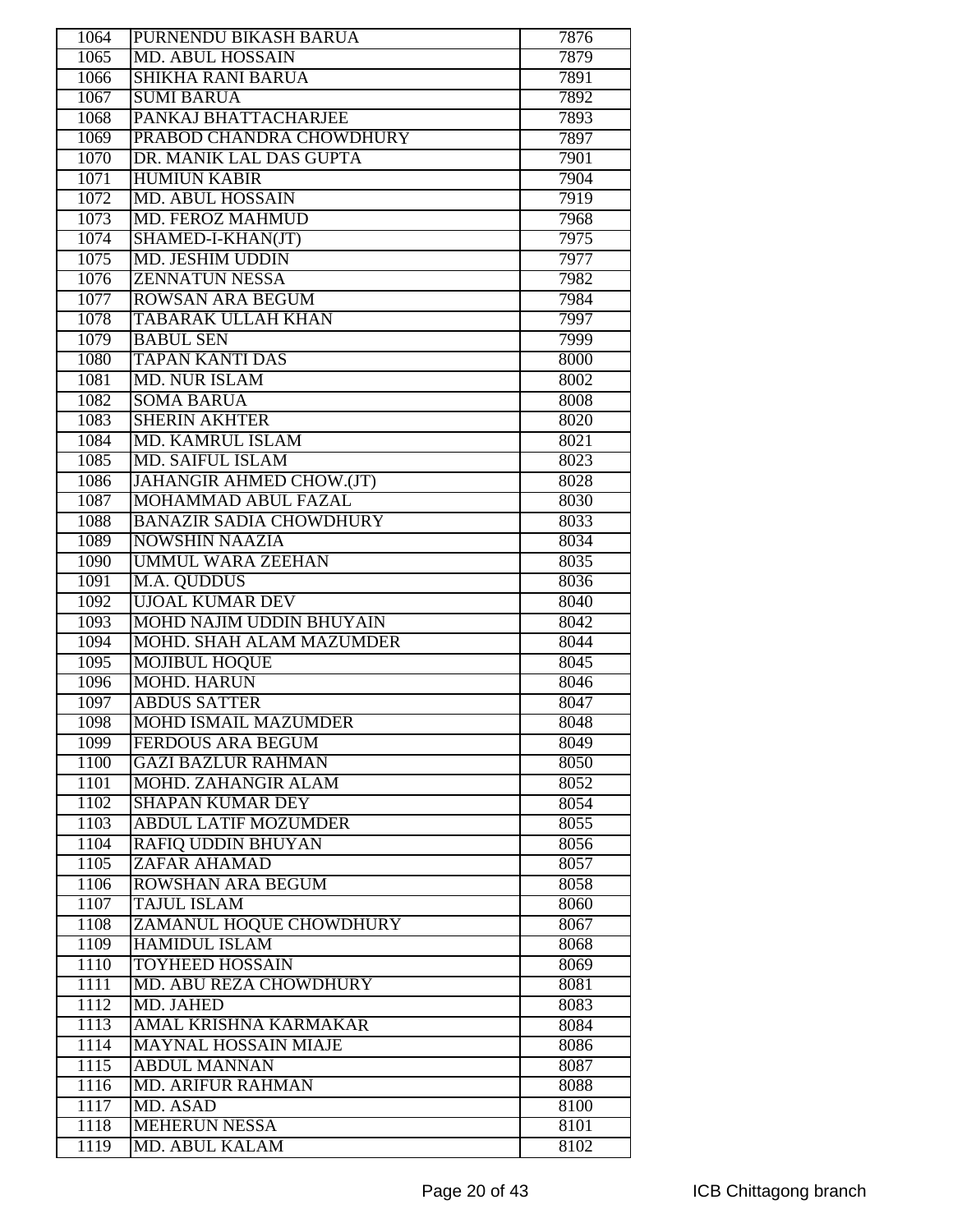| 1064 | PURNENDU BIKASH BARUA | 7876 |
|---|---|---|
| 1065 | MD. ABUL HOSSAIN | 7879 |
| 1066 | SHIKHA RANI BARUA | 7891 |
| 1067 | SUMI BARUA | 7892 |
| 1068 | PANKAJ BHATTACHARJEE | 7893 |
| 1069 | PRABOD CHANDRA CHOWDHURY | 7897 |
| 1070 | DR. MANIK LAL DAS GUPTA | 7901 |
| 1071 | HUMIUN KABIR | 7904 |
| 1072 | MD. ABUL HOSSAIN | 7919 |
| 1073 | MD. FEROZ MAHMUD | 7968 |
| 1074 | SHAMED-I-KHAN(JT) | 7975 |
| 1075 | MD. JESHIM UDDIN | 7977 |
| 1076 | ZENNATUN NESSA | 7982 |
| 1077 | ROWSAN ARA BEGUM | 7984 |
| 1078 | TABARAK ULLAH KHAN | 7997 |
| 1079 | BABUL SEN | 7999 |
| 1080 | TAPAN KANTI DAS | 8000 |
| 1081 | MD. NUR ISLAM | 8002 |
| 1082 | SOMA BARUA | 8008 |
| 1083 | SHERIN AKHTER | 8020 |
| 1084 | MD. KAMRUL ISLAM | 8021 |
| 1085 | MD. SAIFUL ISLAM | 8023 |
| 1086 | JAHANGIR AHMED CHOW.(JT) | 8028 |
| 1087 | MOHAMMAD ABUL FAZAL | 8030 |
| 1088 | BANAZIR SADIA CHOWDHURY | 8033 |
| 1089 | NOWSHIN NAAZIA | 8034 |
| 1090 | UMMUL WARA ZEEHAN | 8035 |
| 1091 | M.A. QUDDUS | 8036 |
| 1092 | UJOAL KUMAR DEV | 8040 |
| 1093 | MOHD NAJIM UDDIN BHUYAIN | 8042 |
| 1094 | MOHD. SHAH ALAM MAZUMDER | 8044 |
| 1095 | MOJIBUL HOQUE | 8045 |
| 1096 | MOHD. HARUN | 8046 |
| 1097 | ABDUS SATTER | 8047 |
| 1098 | MOHD ISMAIL MAZUMDER | 8048 |
| 1099 | FERDOUS ARA BEGUM | 8049 |
| 1100 | GAZI BAZLUR RAHMAN | 8050 |
| 1101 | MOHD. ZAHANGIR ALAM | 8052 |
| 1102 | SHAPAN KUMAR DEY | 8054 |
| 1103 | ABDUL LATIF MOZUMDER | 8055 |
| 1104 | RAFIQ UDDIN BHUYAN | 8056 |
| 1105 | ZAFAR AHAMAD | 8057 |
| 1106 | ROWSHAN ARA BEGUM | 8058 |
| 1107 | TAJUL ISLAM | 8060 |
| 1108 | ZAMANUL HOQUE CHOWDHURY | 8067 |
| 1109 | HAMIDUL ISLAM | 8068 |
| 1110 | TOYHEED HOSSAIN | 8069 |
| 1111 | MD. ABU REZA CHOWDHURY | 8081 |
| 1112 | MD. JAHED | 8083 |
| 1113 | AMAL KRISHNA KARMAKAR | 8084 |
| 1114 | MAYNAL HOSSAIN MIAJE | 8086 |
| 1115 | ABDUL MANNAN | 8087 |
| 1116 | MD. ARIFUR RAHMAN | 8088 |
| 1117 | MD. ASAD | 8100 |
| 1118 | MEHERUN NESSA | 8101 |
| 1119 | MD. ABUL KALAM | 8102 |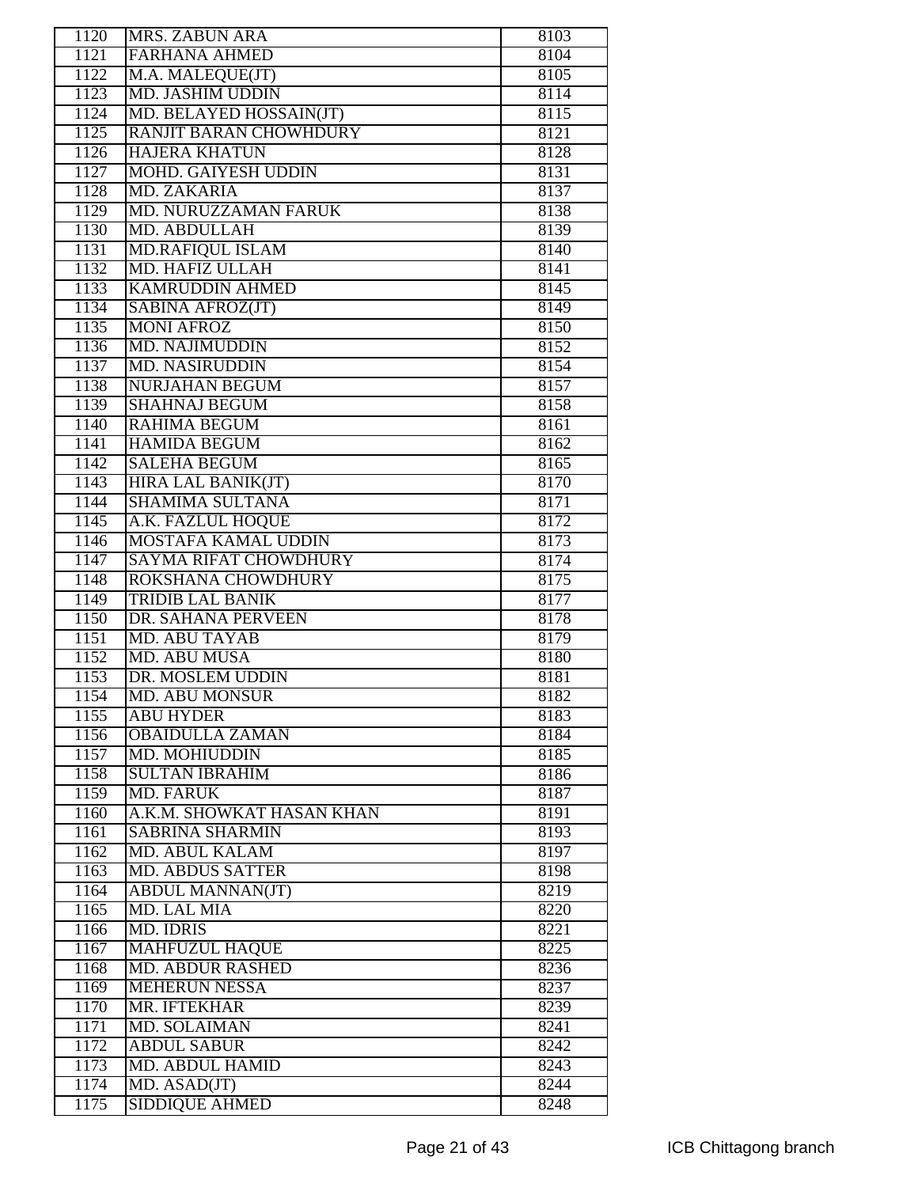| 1120 | MRS. ZABUN ARA | 8103 |
|---|---|---|
| 1121 | FARHANA AHMED | 8104 |
| 1122 | M.A. MALEQUE(JT) | 8105 |
| 1123 | MD. JASHIM UDDIN | 8114 |
| 1124 | MD. BELAYED HOSSAIN(JT) | 8115 |
| 1125 | RANJIT BARAN CHOWHDURY | 8121 |
| 1126 | HAJERA KHATUN | 8128 |
| 1127 | MOHD. GAIYESH UDDIN | 8131 |
| 1128 | MD. ZAKARIA | 8137 |
| 1129 | MD. NURUZZAMAN FARUK | 8138 |
| 1130 | MD. ABDULLAH | 8139 |
| 1131 | MD.RAFIQUL ISLAM | 8140 |
| 1132 | MD. HAFIZ ULLAH | 8141 |
| 1133 | KAMRUDDIN AHMED | 8145 |
| 1134 | SABINA AFROZ(JT) | 8149 |
| 1135 | MONI AFROZ | 8150 |
| 1136 | MD. NAJIMUDDIN | 8152 |
| 1137 | MD. NASIRUDDIN | 8154 |
| 1138 | NURJAHAN BEGUM | 8157 |
| 1139 | SHAHNAJ BEGUM | 8158 |
| 1140 | RAHIMA BEGUM | 8161 |
| 1141 | HAMIDA BEGUM | 8162 |
| 1142 | SALEHA BEGUM | 8165 |
| 1143 | HIRA LAL BANIK(JT) | 8170 |
| 1144 | SHAMIMA SULTANA | 8171 |
| 1145 | A.K. FAZLUL HOQUE | 8172 |
| 1146 | MOSTAFA KAMAL UDDIN | 8173 |
| 1147 | SAYMA RIFAT CHOWDHURY | 8174 |
| 1148 | ROKSHANA CHOWDHURY | 8175 |
| 1149 | TRIDIB LAL BANIK | 8177 |
| 1150 | DR. SAHANA PERVEEN | 8178 |
| 1151 | MD. ABU TAYAB | 8179 |
| 1152 | MD. ABU MUSA | 8180 |
| 1153 | DR. MOSLEM UDDIN | 8181 |
| 1154 | MD. ABU MONSUR | 8182 |
| 1155 | ABU HYDER | 8183 |
| 1156 | OBAIDULLA ZAMAN | 8184 |
| 1157 | MD. MOHIUDDIN | 8185 |
| 1158 | SULTAN IBRAHIM | 8186 |
| 1159 | MD. FARUK | 8187 |
| 1160 | A.K.M. SHOWKAT HASAN KHAN | 8191 |
| 1161 | SABRINA SHARMIN | 8193 |
| 1162 | MD. ABUL KALAM | 8197 |
| 1163 | MD. ABDUS SATTER | 8198 |
| 1164 | ABDUL MANNAN(JT) | 8219 |
| 1165 | MD. LAL MIA | 8220 |
| 1166 | MD. IDRIS | 8221 |
| 1167 | MAHFUZUL HAQUE | 8225 |
| 1168 | MD. ABDUR RASHED | 8236 |
| 1169 | MEHERUN NESSA | 8237 |
| 1170 | MR. IFTEKHAR | 8239 |
| 1171 | MD. SOLAIMAN | 8241 |
| 1172 | ABDUL SABUR | 8242 |
| 1173 | MD. ABDUL HAMID | 8243 |
| 1174 | MD. ASAD(JT) | 8244 |
| 1175 | SIDDIQUE AHMED | 8248 |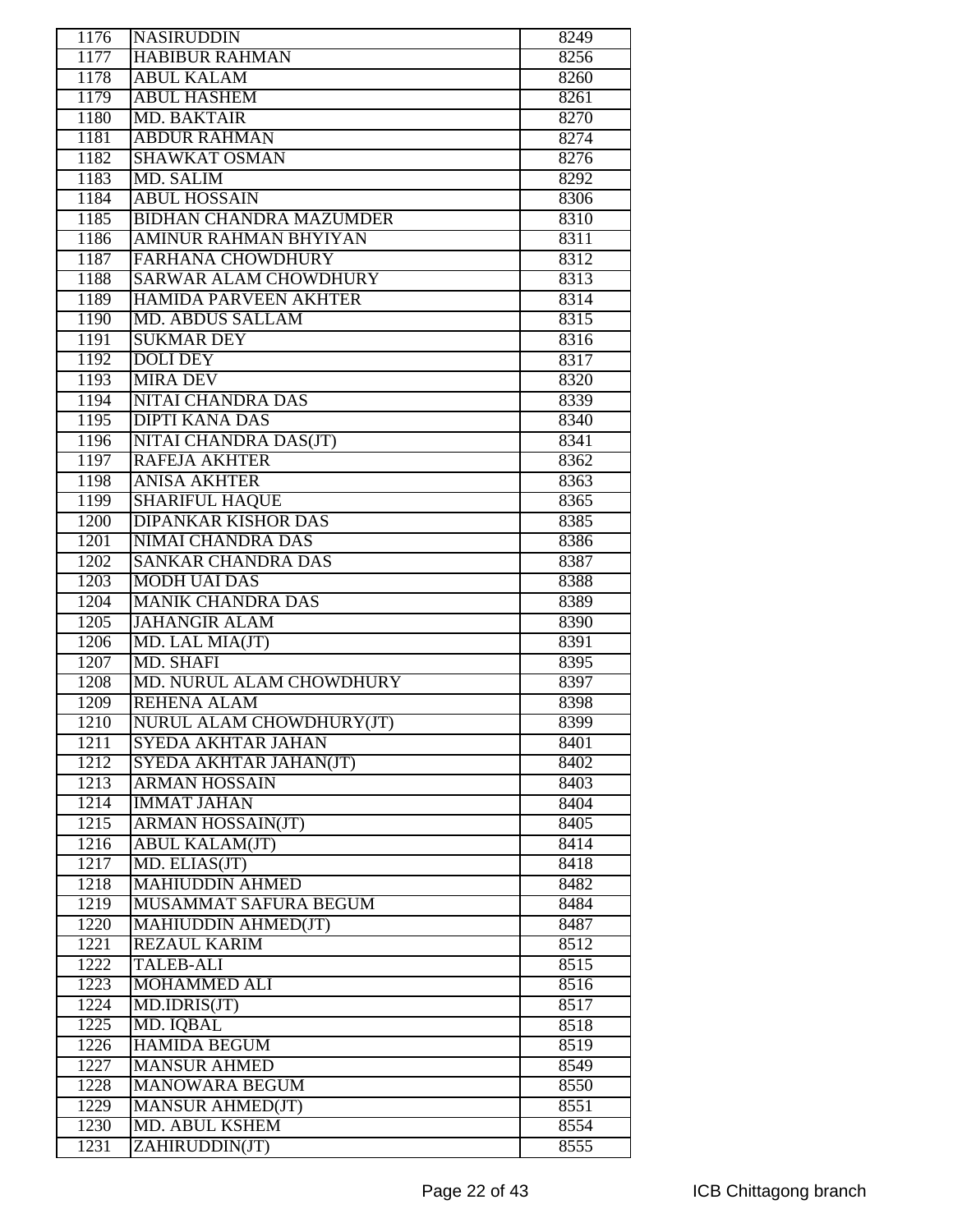| 1176 | NASIRUDDIN | 8249 |
|---|---|---|
| 1177 | HABIBUR RAHMAN | 8256 |
| 1178 | ABUL KALAM | 8260 |
| 1179 | ABUL HASHEM | 8261 |
| 1180 | MD. BAKTAIR | 8270 |
| 1181 | ABDUR RAHMAN | 8274 |
| 1182 | SHAWKAT OSMAN | 8276 |
| 1183 | MD. SALIM | 8292 |
| 1184 | ABUL HOSSAIN | 8306 |
| 1185 | BIDHAN CHANDRA MAZUMDER | 8310 |
| 1186 | AMINUR RAHMAN BHYIYAN | 8311 |
| 1187 | FARHANA CHOWDHURY | 8312 |
| 1188 | SARWAR ALAM CHOWDHURY | 8313 |
| 1189 | HAMIDA PARVEEN AKHTER | 8314 |
| 1190 | MD. ABDUS SALLAM | 8315 |
| 1191 | SUKMAR DEY | 8316 |
| 1192 | DOLI DEY | 8317 |
| 1193 | MIRA DEV | 8320 |
| 1194 | NITAI CHANDRA DAS | 8339 |
| 1195 | DIPTI KANA DAS | 8340 |
| 1196 | NITAI CHANDRA DAS(JT) | 8341 |
| 1197 | RAFEJA AKHTER | 8362 |
| 1198 | ANISA AKHTER | 8363 |
| 1199 | SHARIFUL HAQUE | 8365 |
| 1200 | DIPANKAR KISHOR DAS | 8385 |
| 1201 | NIMAI CHANDRA DAS | 8386 |
| 1202 | SANKAR CHANDRA DAS | 8387 |
| 1203 | MODH UAI DAS | 8388 |
| 1204 | MANIK CHANDRA DAS | 8389 |
| 1205 | JAHANGIR ALAM | 8390 |
| 1206 | MD. LAL MIA(JT) | 8391 |
| 1207 | MD. SHAFI | 8395 |
| 1208 | MD. NURUL ALAM CHOWDHURY | 8397 |
| 1209 | REHENA ALAM | 8398 |
| 1210 | NURUL ALAM CHOWDHURY(JT) | 8399 |
| 1211 | SYEDA AKHTAR JAHAN | 8401 |
| 1212 | SYEDA AKHTAR JAHAN(JT) | 8402 |
| 1213 | ARMAN HOSSAIN | 8403 |
| 1214 | IMMAT JAHAN | 8404 |
| 1215 | ARMAN HOSSAIN(JT) | 8405 |
| 1216 | ABUL KALAM(JT) | 8414 |
| 1217 | MD. ELIAS(JT) | 8418 |
| 1218 | MAHIUDDIN AHMED | 8482 |
| 1219 | MUSAMMAT SAFURA BEGUM | 8484 |
| 1220 | MAHIUDDIN AHMED(JT) | 8487 |
| 1221 | REZAUL KARIM | 8512 |
| 1222 | TALEB-ALI | 8515 |
| 1223 | MOHAMMED ALI | 8516 |
| 1224 | MD.IDRIS(JT) | 8517 |
| 1225 | MD. IQBAL | 8518 |
| 1226 | HAMIDA BEGUM | 8519 |
| 1227 | MANSUR AHMED | 8549 |
| 1228 | MANOWARA BEGUM | 8550 |
| 1229 | MANSUR AHMED(JT) | 8551 |
| 1230 | MD. ABUL KSHEM | 8554 |
| 1231 | ZAHIRUDDIN(JT) | 8555 |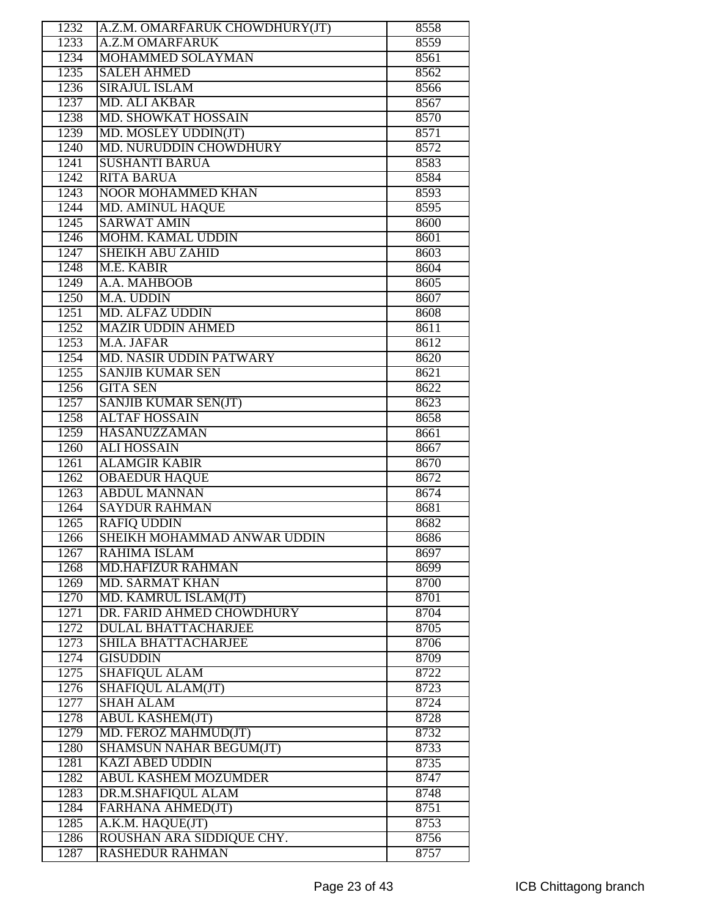| | | |
|---|---|---|
| 1232 | A.Z.M. OMARFARUK CHOWDHURY(JT) | 8558 |
| 1233 | A.Z.M OMARFARUK | 8559 |
| 1234 | MOHAMMED SOLAYMAN | 8561 |
| 1235 | SALEH AHMED | 8562 |
| 1236 | SIRAJUL ISLAM | 8566 |
| 1237 | MD. ALI AKBAR | 8567 |
| 1238 | MD. SHOWKAT HOSSAIN | 8570 |
| 1239 | MD. MOSLEY UDDIN(JT) | 8571 |
| 1240 | MD. NURUDDIN CHOWDHURY | 8572 |
| 1241 | SUSHANTI BARUA | 8583 |
| 1242 | RITA BARUA | 8584 |
| 1243 | NOOR MOHAMMED KHAN | 8593 |
| 1244 | MD. AMINUL HAQUE | 8595 |
| 1245 | SARWAT AMIN | 8600 |
| 1246 | MOHM. KAMAL UDDIN | 8601 |
| 1247 | SHEIKH ABU ZAHID | 8603 |
| 1248 | M.E. KABIR | 8604 |
| 1249 | A.A. MAHBOOB | 8605 |
| 1250 | M.A. UDDIN | 8607 |
| 1251 | MD. ALFAZ UDDIN | 8608 |
| 1252 | MAZIR UDDIN AHMED | 8611 |
| 1253 | M.A. JAFAR | 8612 |
| 1254 | MD. NASIR UDDIN PATWARY | 8620 |
| 1255 | SANJIB KUMAR SEN | 8621 |
| 1256 | GITA SEN | 8622 |
| 1257 | SANJIB KUMAR SEN(JT) | 8623 |
| 1258 | ALTAF HOSSAIN | 8658 |
| 1259 | HASANUZZAMAN | 8661 |
| 1260 | ALI HOSSAIN | 8667 |
| 1261 | ALAMGIR KABIR | 8670 |
| 1262 | OBAEDUR HAQUE | 8672 |
| 1263 | ABDUL MANNAN | 8674 |
| 1264 | SAYDUR RAHMAN | 8681 |
| 1265 | RAFIQ UDDIN | 8682 |
| 1266 | SHEIKH MOHAMMAD ANWAR UDDIN | 8686 |
| 1267 | RAHIMA ISLAM | 8697 |
| 1268 | MD.HAFIZUR RAHMAN | 8699 |
| 1269 | MD. SARMAT KHAN | 8700 |
| 1270 | MD. KAMRUL ISLAM(JT) | 8701 |
| 1271 | DR. FARID AHMED CHOWDHURY | 8704 |
| 1272 | DULAL BHATTACHARJEE | 8705 |
| 1273 | SHILA BHATTACHARJEE | 8706 |
| 1274 | GISUDDIN | 8709 |
| 1275 | SHAFIQUL ALAM | 8722 |
| 1276 | SHAFIQUL ALAM(JT) | 8723 |
| 1277 | SHAH ALAM | 8724 |
| 1278 | ABUL KASHEM(JT) | 8728 |
| 1279 | MD. FEROZ MAHMUD(JT) | 8732 |
| 1280 | SHAMSUN NAHAR BEGUM(JT) | 8733 |
| 1281 | KAZI ABED UDDIN | 8735 |
| 1282 | ABUL KASHEM MOZUMDER | 8747 |
| 1283 | DR.M.SHAFIQUL ALAM | 8748 |
| 1284 | FARHANA AHMED(JT) | 8751 |
| 1285 | A.K.M. HAQUE(JT) | 8753 |
| 1286 | ROUSHAN ARA SIDDIQUE CHY. | 8756 |
| 1287 | RASHEDUR RAHMAN | 8757 |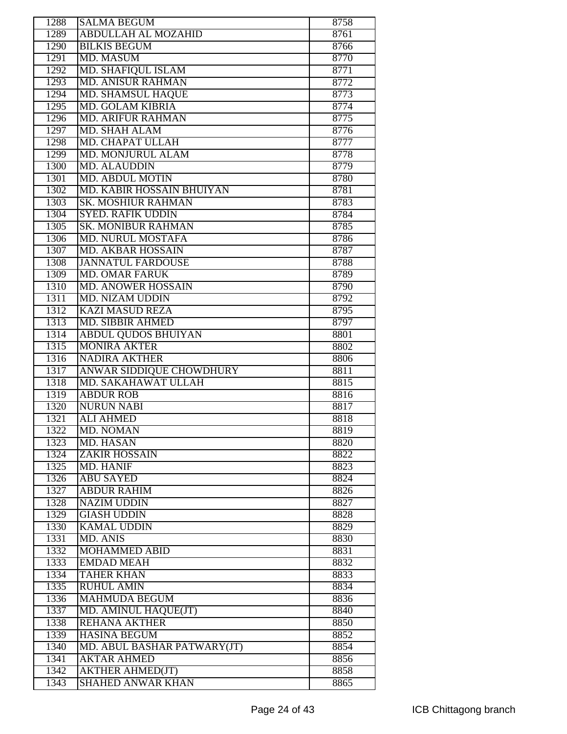| 1288 | SALMA BEGUM | 8758 |
|---|---|---|
| 1289 | ABDULLAH AL MOZAHID | 8761 |
| 1290 | BILKIS BEGUM | 8766 |
| 1291 | MD. MASUM | 8770 |
| 1292 | MD. SHAFIQUL ISLAM | 8771 |
| 1293 | MD. ANISUR RAHMAN | 8772 |
| 1294 | MD. SHAMSUL HAQUE | 8773 |
| 1295 | MD. GOLAM KIBRIA | 8774 |
| 1296 | MD. ARIFUR RAHMAN | 8775 |
| 1297 | MD. SHAH ALAM | 8776 |
| 1298 | MD. CHAPAT ULLAH | 8777 |
| 1299 | MD. MONJURUL ALAM | 8778 |
| 1300 | MD. ALAUDDIN | 8779 |
| 1301 | MD. ABDUL MOTIN | 8780 |
| 1302 | MD. KABIR HOSSAIN BHUIYAN | 8781 |
| 1303 | SK. MOSHIUR RAHMAN | 8783 |
| 1304 | SYED. RAFIK UDDIN | 8784 |
| 1305 | SK. MONIBUR RAHMAN | 8785 |
| 1306 | MD. NURUL MOSTAFA | 8786 |
| 1307 | MD. AKBAR HOSSAIN | 8787 |
| 1308 | JANNATUL FARDOUSE | 8788 |
| 1309 | MD. OMAR FARUK | 8789 |
| 1310 | MD. ANOWER HOSSAIN | 8790 |
| 1311 | MD. NIZAM UDDIN | 8792 |
| 1312 | KAZI MASUD REZA | 8795 |
| 1313 | MD. SIBBIR AHMED | 8797 |
| 1314 | ABDUL QUDOS BHUIYAN | 8801 |
| 1315 | MONIRA AKTER | 8802 |
| 1316 | NADIRA AKTHER | 8806 |
| 1317 | ANWAR SIDDIQUE CHOWDHURY | 8811 |
| 1318 | MD. SAKAHAWAT ULLAH | 8815 |
| 1319 | ABDUR ROB | 8816 |
| 1320 | NURUN NABI | 8817 |
| 1321 | ALI AHMED | 8818 |
| 1322 | MD. NOMAN | 8819 |
| 1323 | MD. HASAN | 8820 |
| 1324 | ZAKIR HOSSAIN | 8822 |
| 1325 | MD. HANIF | 8823 |
| 1326 | ABU SAYED | 8824 |
| 1327 | ABDUR RAHIM | 8826 |
| 1328 | NAZIM UDDIN | 8827 |
| 1329 | GIASH UDDIN | 8828 |
| 1330 | KAMAL UDDIN | 8829 |
| 1331 | MD. ANIS | 8830 |
| 1332 | MOHAMMED ABID | 8831 |
| 1333 | EMDAD MEAH | 8832 |
| 1334 | TAHER KHAN | 8833 |
| 1335 | RUHUL AMIN | 8834 |
| 1336 | MAHMUDA BEGUM | 8836 |
| 1337 | MD. AMINUL HAQUE(JT) | 8840 |
| 1338 | REHANA AKTHER | 8850 |
| 1339 | HASINA BEGUM | 8852 |
| 1340 | MD. ABUL BASHAR PATWARY(JT) | 8854 |
| 1341 | AKTAR AHMED | 8856 |
| 1342 | AKTHER AHMED(JT) | 8858 |
| 1343 | SHAHED ANWAR KHAN | 8865 |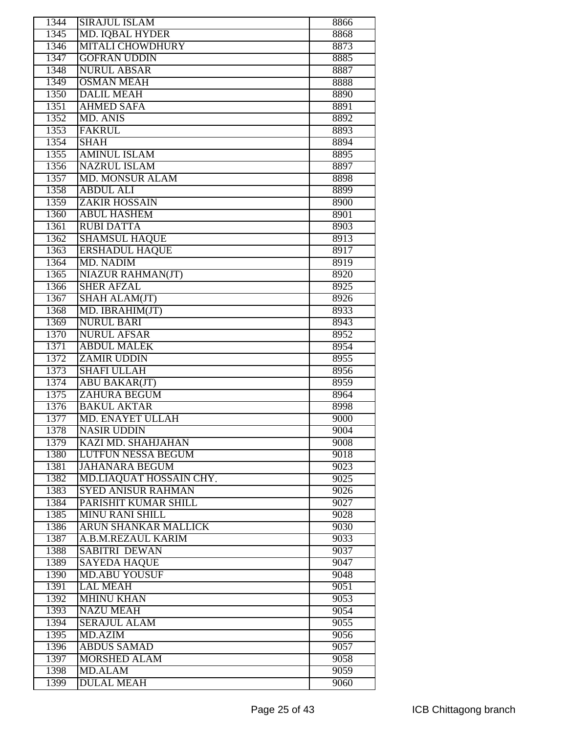| 1344 | SIRAJUL ISLAM | 8866 |
|---|---|---|
| 1345 | MD. IQBAL HYDER | 8868 |
| 1346 | MITALI CHOWDHURY | 8873 |
| 1347 | GOFRAN UDDIN | 8885 |
| 1348 | NURUL ABSAR | 8887 |
| 1349 | OSMAN MEAH | 8888 |
| 1350 | DALIL MEAH | 8890 |
| 1351 | AHMED SAFA | 8891 |
| 1352 | MD. ANIS | 8892 |
| 1353 | FAKRUL | 8893 |
| 1354 | SHAH | 8894 |
| 1355 | AMINUL ISLAM | 8895 |
| 1356 | NAZRUL ISLAM | 8897 |
| 1357 | MD. MONSUR ALAM | 8898 |
| 1358 | ABDUL ALI | 8899 |
| 1359 | ZAKIR HOSSAIN | 8900 |
| 1360 | ABUL HASHEM | 8901 |
| 1361 | RUBI DATTA | 8903 |
| 1362 | SHAMSUL HAQUE | 8913 |
| 1363 | ERSHADUL HAQUE | 8917 |
| 1364 | MD. NADIM | 8919 |
| 1365 | NIAZUR RAHMAN(JT) | 8920 |
| 1366 | SHER AFZAL | 8925 |
| 1367 | SHAH ALAM(JT) | 8926 |
| 1368 | MD. IBRAHIM(JT) | 8933 |
| 1369 | NURUL BARI | 8943 |
| 1370 | NURUL AFSAR | 8952 |
| 1371 | ABDUL MALEK | 8954 |
| 1372 | ZAMIR UDDIN | 8955 |
| 1373 | SHAFI ULLAH | 8956 |
| 1374 | ABU BAKAR(JT) | 8959 |
| 1375 | ZAHURA BEGUM | 8964 |
| 1376 | BAKUL AKTAR | 8998 |
| 1377 | MD. ENAYET ULLAH | 9000 |
| 1378 | NASIR UDDIN | 9004 |
| 1379 | KAZI MD. SHAHJAHAN | 9008 |
| 1380 | LUTFUN NESSA BEGUM | 9018 |
| 1381 | JAHANARA BEGUM | 9023 |
| 1382 | MD.LIAQUAT HOSSAIN CHY. | 9025 |
| 1383 | SYED ANISUR RAHMAN | 9026 |
| 1384 | PARISHIT KUMAR SHILL | 9027 |
| 1385 | MINU RANI SHILL | 9028 |
| 1386 | ARUN SHANKAR MALLICK | 9030 |
| 1387 | A.B.M.REZAUL KARIM | 9033 |
| 1388 | SABITRI DEWAN | 9037 |
| 1389 | SAYEDA HAQUE | 9047 |
| 1390 | MD.ABU YOUSUF | 9048 |
| 1391 | LAL MEAH | 9051 |
| 1392 | MHINU KHAN | 9053 |
| 1393 | NAZU MEAH | 9054 |
| 1394 | SERAJUL ALAM | 9055 |
| 1395 | MD.AZIM | 9056 |
| 1396 | ABDUS SAMAD | 9057 |
| 1397 | MORSHED ALAM | 9058 |
| 1398 | MD.ALAM | 9059 |
| 1399 | DULAL MEAH | 9060 |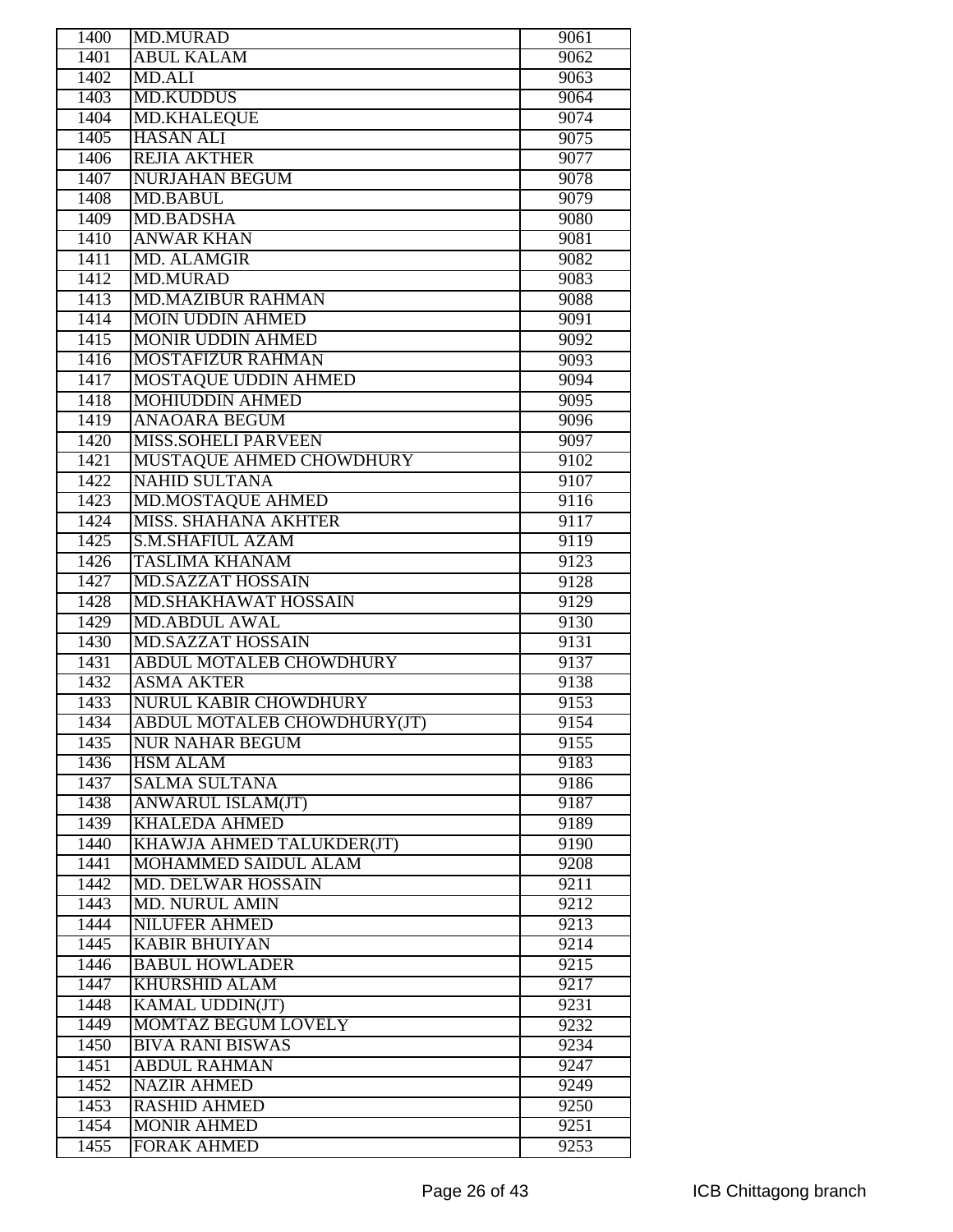| 1400 | MD.MURAD | 9061 |
|---|---|---|
| 1401 | ABUL KALAM | 9062 |
| 1402 | MD.ALI | 9063 |
| 1403 | MD.KUDDUS | 9064 |
| 1404 | MD.KHALEQUE | 9074 |
| 1405 | HASAN ALI | 9075 |
| 1406 | REJIA AKTHER | 9077 |
| 1407 | NURJAHAN BEGUM | 9078 |
| 1408 | MD.BABUL | 9079 |
| 1409 | MD.BADSHA | 9080 |
| 1410 | ANWAR KHAN | 9081 |
| 1411 | MD. ALAMGIR | 9082 |
| 1412 | MD.MURAD | 9083 |
| 1413 | MD.MAZIBUR RAHMAN | 9088 |
| 1414 | MOIN UDDIN AHMED | 9091 |
| 1415 | MONIR UDDIN AHMED | 9092 |
| 1416 | MOSTAFIZUR RAHMAN | 9093 |
| 1417 | MOSTAQUE UDDIN AHMED | 9094 |
| 1418 | MOHIUDDIN AHMED | 9095 |
| 1419 | ANAOARA BEGUM | 9096 |
| 1420 | MISS.SOHELI PARVEEN | 9097 |
| 1421 | MUSTAQUE AHMED CHOWDHURY | 9102 |
| 1422 | NAHID SULTANA | 9107 |
| 1423 | MD.MOSTAQUE AHMED | 9116 |
| 1424 | MISS. SHAHANA AKHTER | 9117 |
| 1425 | S.M.SHAFIUL AZAM | 9119 |
| 1426 | TASLIMA KHANAM | 9123 |
| 1427 | MD.SAZZAT HOSSAIN | 9128 |
| 1428 | MD.SHAKHAWAT HOSSAIN | 9129 |
| 1429 | MD.ABDUL AWAL | 9130 |
| 1430 | MD.SAZZAT HOSSAIN | 9131 |
| 1431 | ABDUL MOTALEB CHOWDHURY | 9137 |
| 1432 | ASMA AKTER | 9138 |
| 1433 | NURUL KABIR CHOWDHURY | 9153 |
| 1434 | ABDUL MOTALEB CHOWDHURY(JT) | 9154 |
| 1435 | NUR NAHAR BEGUM | 9155 |
| 1436 | HSM ALAM | 9183 |
| 1437 | SALMA SULTANA | 9186 |
| 1438 | ANWARUL ISLAM(JT) | 9187 |
| 1439 | KHALEDA AHMED | 9189 |
| 1440 | KHAWJA AHMED TALUKDER(JT) | 9190 |
| 1441 | MOHAMMED SAIDUL ALAM | 9208 |
| 1442 | MD. DELWAR HOSSAIN | 9211 |
| 1443 | MD. NURUL AMIN | 9212 |
| 1444 | NILUFER AHMED | 9213 |
| 1445 | KABIR BHUIYAN | 9214 |
| 1446 | BABUL HOWLADER | 9215 |
| 1447 | KHURSHID ALAM | 9217 |
| 1448 | KAMAL UDDIN(JT) | 9231 |
| 1449 | MOMTAZ BEGUM LOVELY | 9232 |
| 1450 | BIVA RANI BISWAS | 9234 |
| 1451 | ABDUL RAHMAN | 9247 |
| 1452 | NAZIR AHMED | 9249 |
| 1453 | RASHID AHMED | 9250 |
| 1454 | MONIR AHMED | 9251 |
| 1455 | FORAK AHMED | 9253 |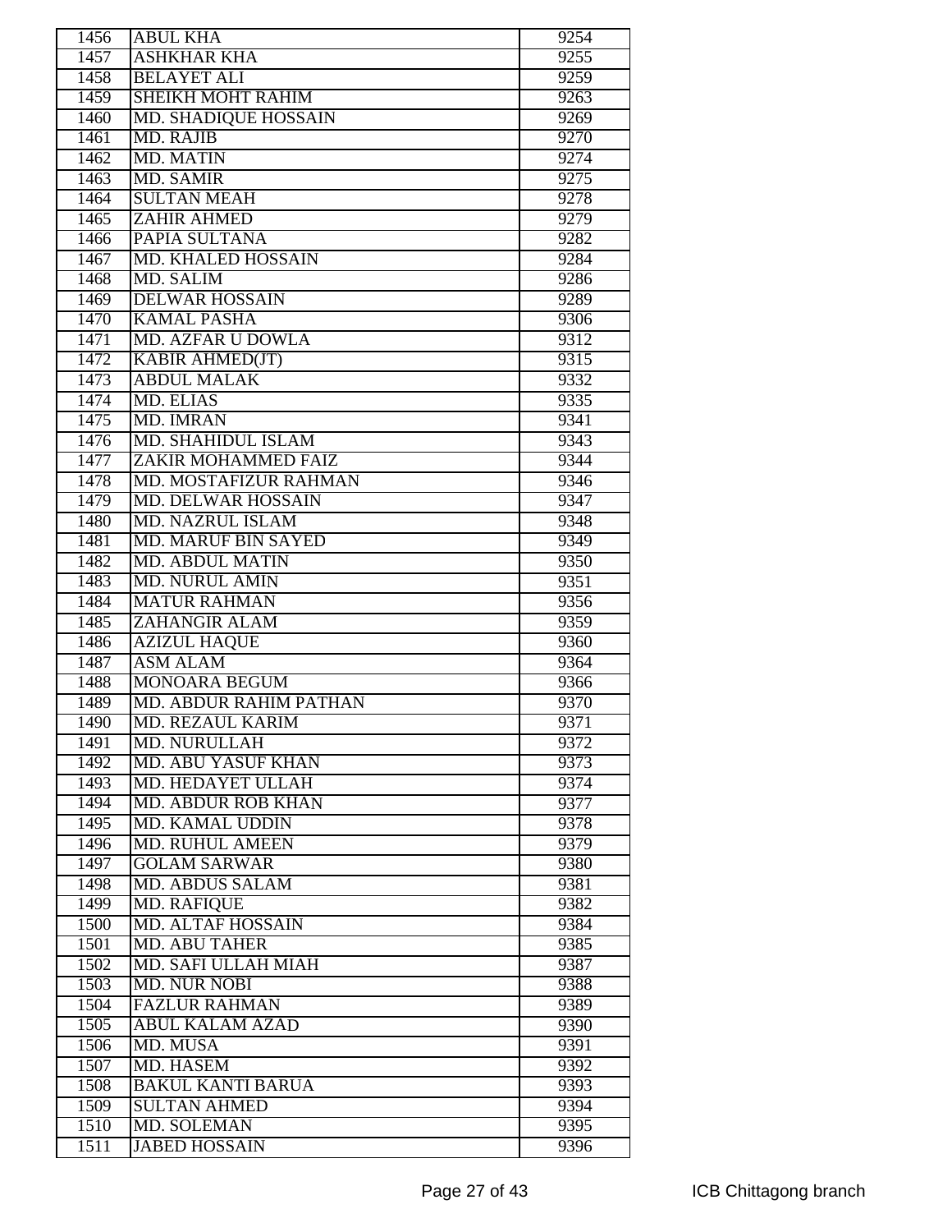| 1456 | ABUL KHA | 9254 |
|---|---|---|
| 1457 | ASHKHAR KHA | 9255 |
| 1458 | BELAYET ALI | 9259 |
| 1459 | SHEIKH MOHT RAHIM | 9263 |
| 1460 | MD. SHADIQUE HOSSAIN | 9269 |
| 1461 | MD. RAJIB | 9270 |
| 1462 | MD. MATIN | 9274 |
| 1463 | MD. SAMIR | 9275 |
| 1464 | SULTAN MEAH | 9278 |
| 1465 | ZAHIR AHMED | 9279 |
| 1466 | PAPIA SULTANA | 9282 |
| 1467 | MD. KHALED HOSSAIN | 9284 |
| 1468 | MD. SALIM | 9286 |
| 1469 | DELWAR HOSSAIN | 9289 |
| 1470 | KAMAL PASHA | 9306 |
| 1471 | MD. AZFAR U DOWLA | 9312 |
| 1472 | KABIR AHMED(JT) | 9315 |
| 1473 | ABDUL MALAK | 9332 |
| 1474 | MD. ELIAS | 9335 |
| 1475 | MD. IMRAN | 9341 |
| 1476 | MD. SHAHIDUL ISLAM | 9343 |
| 1477 | ZAKIR MOHAMMED FAIZ | 9344 |
| 1478 | MD. MOSTAFIZUR RAHMAN | 9346 |
| 1479 | MD. DELWAR HOSSAIN | 9347 |
| 1480 | MD. NAZRUL ISLAM | 9348 |
| 1481 | MD. MARUF BIN SAYED | 9349 |
| 1482 | MD. ABDUL MATIN | 9350 |
| 1483 | MD. NURUL AMIN | 9351 |
| 1484 | MATUR RAHMAN | 9356 |
| 1485 | ZAHANGIR ALAM | 9359 |
| 1486 | AZIZUL HAQUE | 9360 |
| 1487 | ASM ALAM | 9364 |
| 1488 | MONOARA BEGUM | 9366 |
| 1489 | MD. ABDUR RAHIM PATHAN | 9370 |
| 1490 | MD. REZAUL KARIM | 9371 |
| 1491 | MD. NURULLAH | 9372 |
| 1492 | MD. ABU YASUF KHAN | 9373 |
| 1493 | MD. HEDAYET ULLAH | 9374 |
| 1494 | MD. ABDUR ROB KHAN | 9377 |
| 1495 | MD. KAMAL UDDIN | 9378 |
| 1496 | MD. RUHUL AMEEN | 9379 |
| 1497 | GOLAM SARWAR | 9380 |
| 1498 | MD. ABDUS SALAM | 9381 |
| 1499 | MD. RAFIQUE | 9382 |
| 1500 | MD. ALTAF HOSSAIN | 9384 |
| 1501 | MD. ABU TAHER | 9385 |
| 1502 | MD. SAFI ULLAH MIAH | 9387 |
| 1503 | MD. NUR NOBI | 9388 |
| 1504 | FAZLUR RAHMAN | 9389 |
| 1505 | ABUL KALAM AZAD | 9390 |
| 1506 | MD. MUSA | 9391 |
| 1507 | MD. HASEM | 9392 |
| 1508 | BAKUL KANTI BARUA | 9393 |
| 1509 | SULTAN AHMED | 9394 |
| 1510 | MD. SOLEMAN | 9395 |
| 1511 | JABED HOSSAIN | 9396 |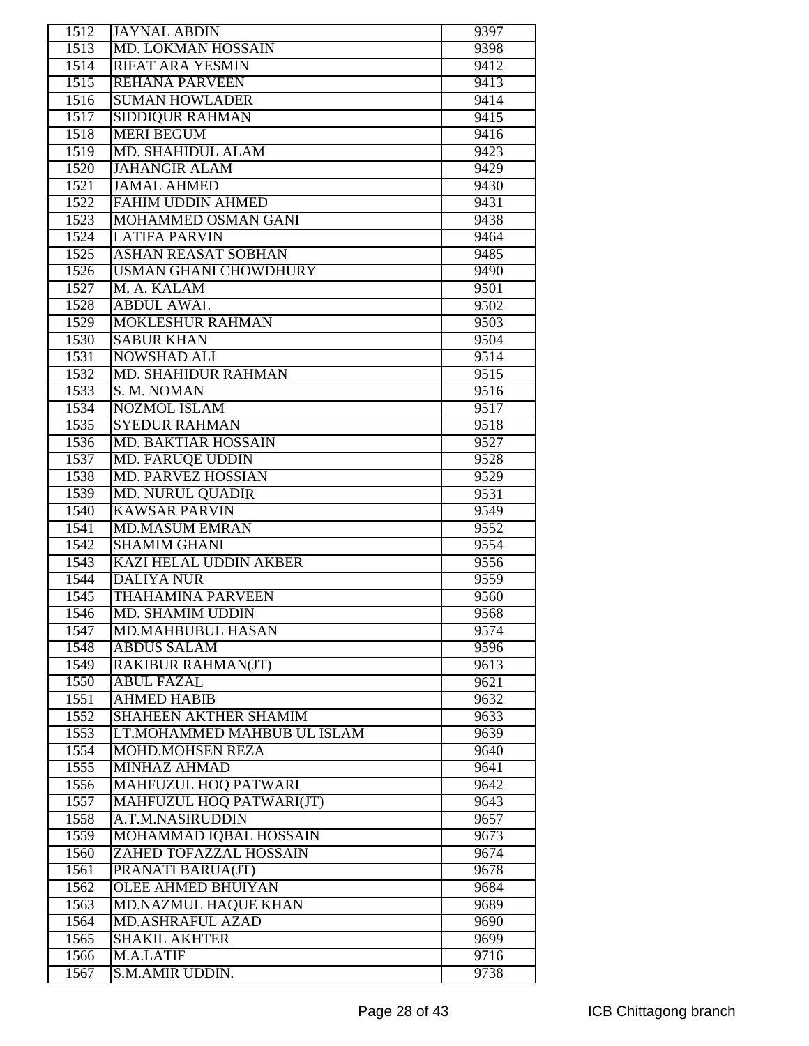| | | |
|---|---|---|
| 1512 | JAYNAL ABDIN | 9397 |
| 1513 | MD. LOKMAN HOSSAIN | 9398 |
| 1514 | RIFAT ARA YESMIN | 9412 |
| 1515 | REHANA PARVEEN | 9413 |
| 1516 | SUMAN HOWLADER | 9414 |
| 1517 | SIDDIQUR RAHMAN | 9415 |
| 1518 | MERI BEGUM | 9416 |
| 1519 | MD. SHAHIDUL ALAM | 9423 |
| 1520 | JAHANGIR ALAM | 9429 |
| 1521 | JAMAL AHMED | 9430 |
| 1522 | FAHIM UDDIN AHMED | 9431 |
| 1523 | MOHAMMED OSMAN GANI | 9438 |
| 1524 | LATIFA PARVIN | 9464 |
| 1525 | ASHAN REASAT SOBHAN | 9485 |
| 1526 | USMAN GHANI CHOWDHURY | 9490 |
| 1527 | M. A. KALAM | 9501 |
| 1528 | ABDUL AWAL | 9502 |
| 1529 | MOKLESHUR RAHMAN | 9503 |
| 1530 | SABUR KHAN | 9504 |
| 1531 | NOWSHAD ALI | 9514 |
| 1532 | MD. SHAHIDUR RAHMAN | 9515 |
| 1533 | S. M. NOMAN | 9516 |
| 1534 | NOZMOL ISLAM | 9517 |
| 1535 | SYEDUR RAHMAN | 9518 |
| 1536 | MD. BAKTIAR HOSSAIN | 9527 |
| 1537 | MD. FARUQE UDDIN | 9528 |
| 1538 | MD. PARVEZ HOSSIAN | 9529 |
| 1539 | MD. NURUL QUADIR | 9531 |
| 1540 | KAWSAR PARVIN | 9549 |
| 1541 | MD.MASUM EMRAN | 9552 |
| 1542 | SHAMIM GHANI | 9554 |
| 1543 | KAZI HELAL UDDIN AKBER | 9556 |
| 1544 | DALIYA NUR | 9559 |
| 1545 | THAHAMINA PARVEEN | 9560 |
| 1546 | MD. SHAMIM UDDIN | 9568 |
| 1547 | MD.MAHBUBUL HASAN | 9574 |
| 1548 | ABDUS SALAM | 9596 |
| 1549 | RAKIBUR RAHMAN(JT) | 9613 |
| 1550 | ABUL FAZAL | 9621 |
| 1551 | AHMED HABIB | 9632 |
| 1552 | SHAHEEN AKTHER SHAMIM | 9633 |
| 1553 | LT.MOHAMMED MAHBUB UL ISLAM | 9639 |
| 1554 | MOHD.MOHSEN REZA | 9640 |
| 1555 | MINHAZ AHMAD | 9641 |
| 1556 | MAHFUZUL HOQ PATWARI | 9642 |
| 1557 | MAHFUZUL HOQ PATWARI(JT) | 9643 |
| 1558 | A.T.M.NASIRUDDIN | 9657 |
| 1559 | MOHAMMAD IQBAL HOSSAIN | 9673 |
| 1560 | ZAHED TOFAZZAL HOSSAIN | 9674 |
| 1561 | PRANATI BARUA(JT) | 9678 |
| 1562 | OLEE AHMED BHUIYAN | 9684 |
| 1563 | MD.NAZMUL HAQUE KHAN | 9689 |
| 1564 | MD.ASHRAFUL AZAD | 9690 |
| 1565 | SHAKIL AKHTER | 9699 |
| 1566 | M.A.LATIF | 9716 |
| 1567 | S.M.AMIR UDDIN. | 9738 |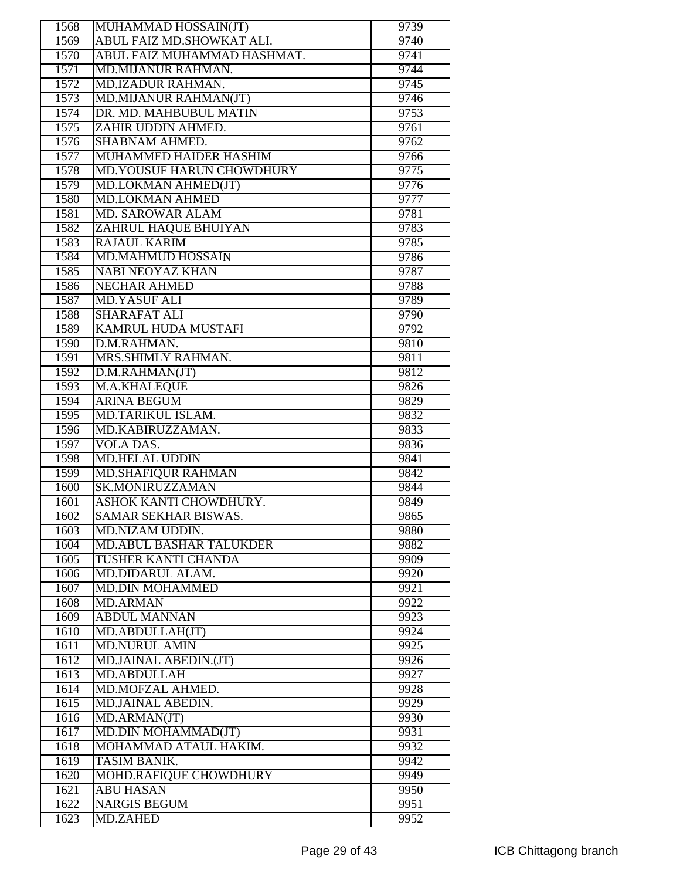| 1568 | MUHAMMAD HOSSAIN(JT) | 9739 |
|---|---|---|
| 1569 | ABUL FAIZ MD.SHOWKAT ALI. | 9740 |
| 1570 | ABUL FAIZ MUHAMMAD HASHMAT. | 9741 |
| 1571 | MD.MIJANUR RAHMAN. | 9744 |
| 1572 | MD.IZADUR RAHMAN. | 9745 |
| 1573 | MD.MIJANUR RAHMAN(JT) | 9746 |
| 1574 | DR. MD. MAHBUBUL MATIN | 9753 |
| 1575 | ZAHIR UDDIN AHMED. | 9761 |
| 1576 | SHABNAM AHMED. | 9762 |
| 1577 | MUHAMMED HAIDER HASHIM | 9766 |
| 1578 | MD.YOUSUF HARUN CHOWDHURY | 9775 |
| 1579 | MD.LOKMAN AHMED(JT) | 9776 |
| 1580 | MD.LOKMAN AHMED | 9777 |
| 1581 | MD. SAROWAR ALAM | 9781 |
| 1582 | ZAHRUL HAQUE BHUIYAN | 9783 |
| 1583 | RAJAUL KARIM | 9785 |
| 1584 | MD.MAHMUD HOSSAIN | 9786 |
| 1585 | NABI NEOYAZ KHAN | 9787 |
| 1586 | NECHAR AHMED | 9788 |
| 1587 | MD.YASUF ALI | 9789 |
| 1588 | SHARAFAT ALI | 9790 |
| 1589 | KAMRUL HUDA MUSTAFI | 9792 |
| 1590 | D.M.RAHMAN. | 9810 |
| 1591 | MRS.SHIMLY RAHMAN. | 9811 |
| 1592 | D.M.RAHMAN(JT) | 9812 |
| 1593 | M.A.KHALEQUE | 9826 |
| 1594 | ARINA BEGUM | 9829 |
| 1595 | MD.TARIKUL ISLAM. | 9832 |
| 1596 | MD.KABIRUZZAMAN. | 9833 |
| 1597 | VOLA DAS. | 9836 |
| 1598 | MD.HELAL UDDIN | 9841 |
| 1599 | MD.SHAFIQUR RAHMAN | 9842 |
| 1600 | SK.MONIRUZZAMAN | 9844 |
| 1601 | ASHOK KANTI CHOWDHURY. | 9849 |
| 1602 | SAMAR SEKHAR BISWAS. | 9865 |
| 1603 | MD.NIZAM UDDIN. | 9880 |
| 1604 | MD.ABUL BASHAR TALUKDER | 9882 |
| 1605 | TUSHER KANTI CHANDA | 9909 |
| 1606 | MD.DIDARUL ALAM. | 9920 |
| 1607 | MD.DIN MOHAMMED | 9921 |
| 1608 | MD.ARMAN | 9922 |
| 1609 | ABDUL MANNAN | 9923 |
| 1610 | MD.ABDULLAH(JT) | 9924 |
| 1611 | MD.NURUL AMIN | 9925 |
| 1612 | MD.JAINAL ABEDIN.(JT) | 9926 |
| 1613 | MD.ABDULLAH | 9927 |
| 1614 | MD.MOFZAL AHMED. | 9928 |
| 1615 | MD.JAINAL ABEDIN. | 9929 |
| 1616 | MD.ARMAN(JT) | 9930 |
| 1617 | MD.DIN MOHAMMAD(JT) | 9931 |
| 1618 | MOHAMMAD ATAUL HAKIM. | 9932 |
| 1619 | TASIM BANIK. | 9942 |
| 1620 | MOHD.RAFIQUE CHOWDHURY | 9949 |
| 1621 | ABU HASAN | 9950 |
| 1622 | NARGIS BEGUM | 9951 |
| 1623 | MD.ZAHED | 9952 |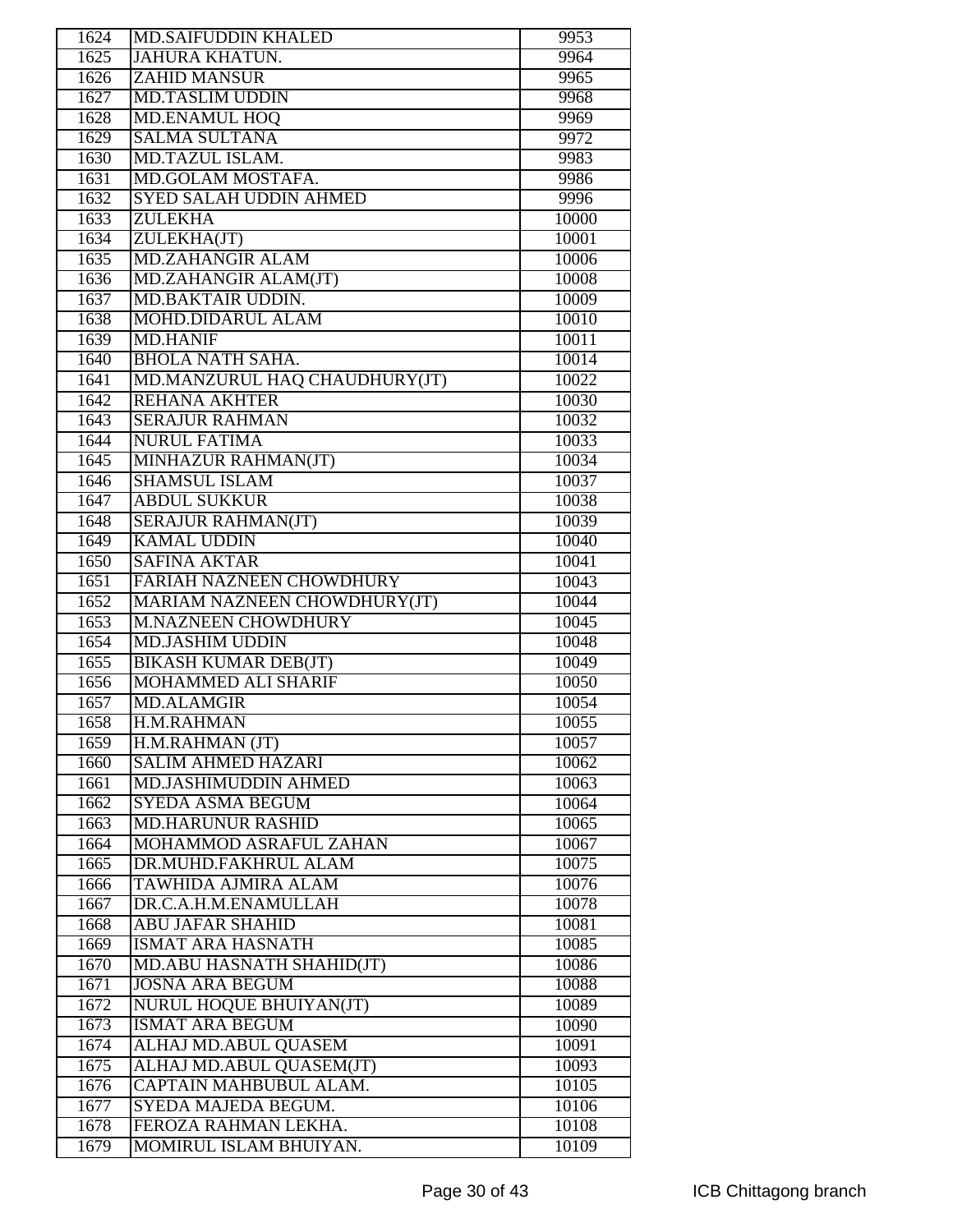| | | |
|---|---|---|
| 1624 | MD.SAIFUDDIN KHALED | 9953 |
| 1625 | JAHURA KHATUN. | 9964 |
| 1626 | ZAHID MANSUR | 9965 |
| 1627 | MD.TASLIM UDDIN | 9968 |
| 1628 | MD.ENAMUL HOQ | 9969 |
| 1629 | SALMA SULTANA | 9972 |
| 1630 | MD.TAZUL ISLAM. | 9983 |
| 1631 | MD.GOLAM MOSTAFA. | 9986 |
| 1632 | SYED SALAH UDDIN AHMED | 9996 |
| 1633 | ZULEKHA | 10000 |
| 1634 | ZULEKHA(JT) | 10001 |
| 1635 | MD.ZAHANGIR ALAM | 10006 |
| 1636 | MD.ZAHANGIR ALAM(JT) | 10008 |
| 1637 | MD.BAKTAIR UDDIN. | 10009 |
| 1638 | MOHD.DIDARUL ALAM | 10010 |
| 1639 | MD.HANIF | 10011 |
| 1640 | BHOLA NATH SAHA. | 10014 |
| 1641 | MD.MANZURUL HAQ CHAUDHURY(JT) | 10022 |
| 1642 | REHANA AKHTER | 10030 |
| 1643 | SERAJUR RAHMAN | 10032 |
| 1644 | NURUL FATIMA | 10033 |
| 1645 | MINHAZUR RAHMAN(JT) | 10034 |
| 1646 | SHAMSUL ISLAM | 10037 |
| 1647 | ABDUL SUKKUR | 10038 |
| 1648 | SERAJUR RAHMAN(JT) | 10039 |
| 1649 | KAMAL UDDIN | 10040 |
| 1650 | SAFINA AKTAR | 10041 |
| 1651 | FARIAH NAZNEEN CHOWDHURY | 10043 |
| 1652 | MARIAM NAZNEEN CHOWDHURY(JT) | 10044 |
| 1653 | M.NAZNEEN CHOWDHURY | 10045 |
| 1654 | MD.JASHIM UDDIN | 10048 |
| 1655 | BIKASH KUMAR DEB(JT) | 10049 |
| 1656 | MOHAMMED ALI SHARIF | 10050 |
| 1657 | MD.ALAMGIR | 10054 |
| 1658 | H.M.RAHMAN | 10055 |
| 1659 | H.M.RAHMAN (JT) | 10057 |
| 1660 | SALIM AHMED HAZARI | 10062 |
| 1661 | MD.JASHIMUDDIN AHMED | 10063 |
| 1662 | SYEDA ASMA BEGUM | 10064 |
| 1663 | MD.HARUNUR RASHID | 10065 |
| 1664 | MOHAMMOD ASRAFUL ZAHAN | 10067 |
| 1665 | DR.MUHD.FAKHRUL ALAM | 10075 |
| 1666 | TAWHIDA AJMIRA ALAM | 10076 |
| 1667 | DR.C.A.H.M.ENAMULLAH | 10078 |
| 1668 | ABU JAFAR SHAHID | 10081 |
| 1669 | ISMAT ARA HASNATH | 10085 |
| 1670 | MD.ABU HASNATH SHAHID(JT) | 10086 |
| 1671 | JOSNA ARA BEGUM | 10088 |
| 1672 | NURUL HOQUE BHUIYAN(JT) | 10089 |
| 1673 | ISMAT ARA BEGUM | 10090 |
| 1674 | ALHAJ MD.ABUL QUASEM | 10091 |
| 1675 | ALHAJ MD.ABUL QUASEM(JT) | 10093 |
| 1676 | CAPTAIN MAHBUBUL ALAM. | 10105 |
| 1677 | SYEDA MAJEDA BEGUM. | 10106 |
| 1678 | FEROZA RAHMAN LEKHA. | 10108 |
| 1679 | MOMIRUL ISLAM BHUIYAN. | 10109 |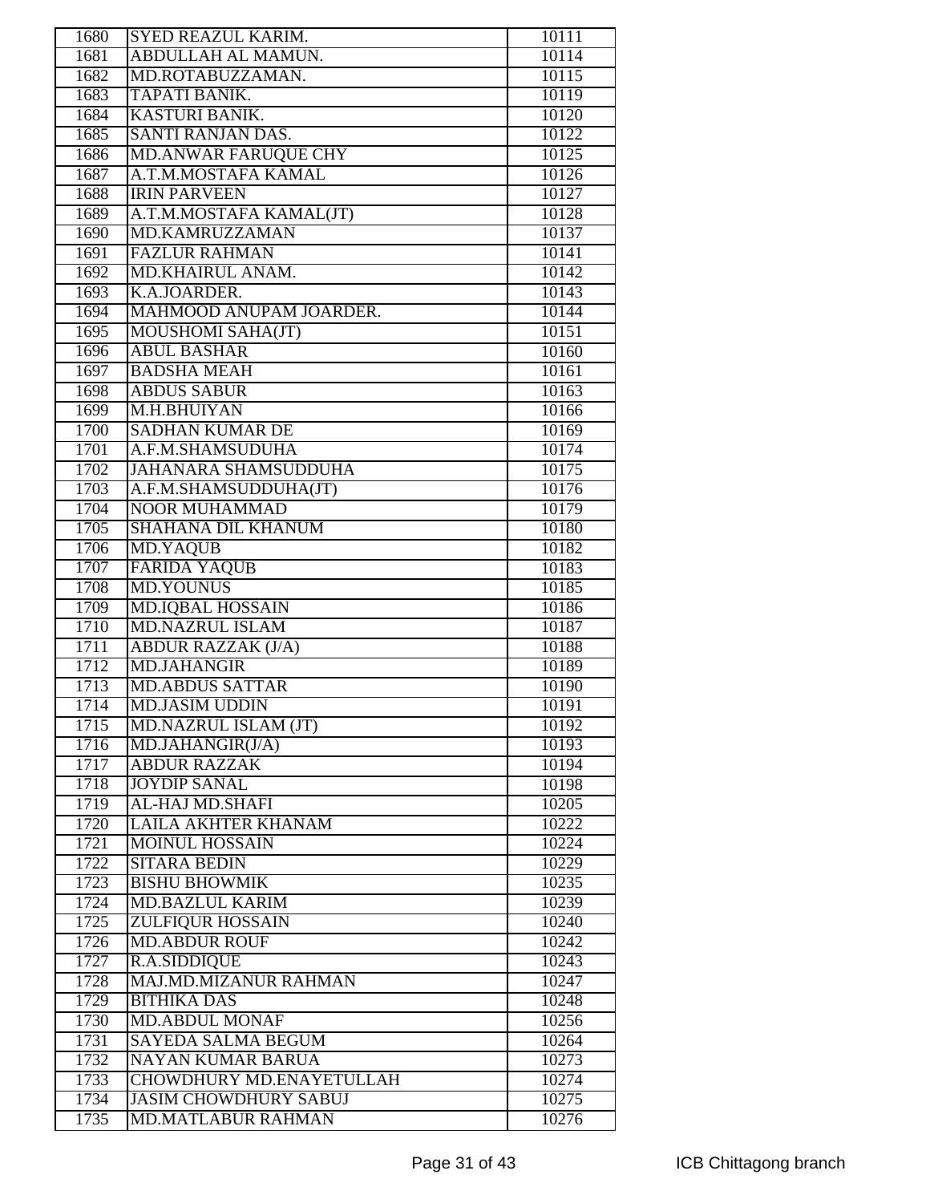| | | |
|---|---|---|
| 1680 | SYED REAZUL KARIM. | 10111 |
| 1681 | ABDULLAH AL MAMUN. | 10114 |
| 1682 | MD.ROTABUZZAMAN. | 10115 |
| 1683 | TAPATI BANIK. | 10119 |
| 1684 | KASTURI BANIK. | 10120 |
| 1685 | SANTI RANJAN DAS. | 10122 |
| 1686 | MD.ANWAR FARUQUE CHY | 10125 |
| 1687 | A.T.M.MOSTAFA KAMAL | 10126 |
| 1688 | IRIN PARVEEN | 10127 |
| 1689 | A.T.M.MOSTAFA KAMAL(JT) | 10128 |
| 1690 | MD.KAMRUZZAMAN | 10137 |
| 1691 | FAZLUR RAHMAN | 10141 |
| 1692 | MD.KHAIRUL ANAM. | 10142 |
| 1693 | K.A.JOARDER. | 10143 |
| 1694 | MAHMOOD ANUPAM JOARDER. | 10144 |
| 1695 | MOUSHOMI SAHA(JT) | 10151 |
| 1696 | ABUL BASHAR | 10160 |
| 1697 | BADSHA MEAH | 10161 |
| 1698 | ABDUS SABUR | 10163 |
| 1699 | M.H.BHUIYAN | 10166 |
| 1700 | SADHAN KUMAR DE | 10169 |
| 1701 | A.F.M.SHAMSUDUHA | 10174 |
| 1702 | JAHANARA SHAMSUDDUHA | 10175 |
| 1703 | A.F.M.SHAMSUDDUHA(JT) | 10176 |
| 1704 | NOOR MUHAMMAD | 10179 |
| 1705 | SHAHANA DIL KHANUM | 10180 |
| 1706 | MD.YAQUB | 10182 |
| 1707 | FARIDA YAQUB | 10183 |
| 1708 | MD.YOUNUS | 10185 |
| 1709 | MD.IQBAL HOSSAIN | 10186 |
| 1710 | MD.NAZRUL ISLAM | 10187 |
| 1711 | ABDUR RAZZAK (J/A) | 10188 |
| 1712 | MD.JAHANGIR | 10189 |
| 1713 | MD.ABDUS SATTAR | 10190 |
| 1714 | MD.JASIM UDDIN | 10191 |
| 1715 | MD.NAZRUL ISLAM (JT) | 10192 |
| 1716 | MD.JAHANGIR(J/A) | 10193 |
| 1717 | ABDUR RAZZAK | 10194 |
| 1718 | JOYDIP SANAL | 10198 |
| 1719 | AL-HAJ MD.SHAFI | 10205 |
| 1720 | LAILA AKHTER KHANAM | 10222 |
| 1721 | MOINUL HOSSAIN | 10224 |
| 1722 | SITARA BEDIN | 10229 |
| 1723 | BISHU BHOWMIK | 10235 |
| 1724 | MD.BAZLUL KARIM | 10239 |
| 1725 | ZULFIQUR HOSSAIN | 10240 |
| 1726 | MD.ABDUR ROUF | 10242 |
| 1727 | R.A.SIDDIQUE | 10243 |
| 1728 | MAJ.MD.MIZANUR RAHMAN | 10247 |
| 1729 | BITHIKA DAS | 10248 |
| 1730 | MD.ABDUL MONAF | 10256 |
| 1731 | SAYEDA SALMA BEGUM | 10264 |
| 1732 | NAYAN KUMAR BARUA | 10273 |
| 1733 | CHOWDHURY MD.ENAYETULLAH | 10274 |
| 1734 | JASIM CHOWDHURY SABUJ | 10275 |
| 1735 | MD.MATLABUR RAHMAN | 10276 |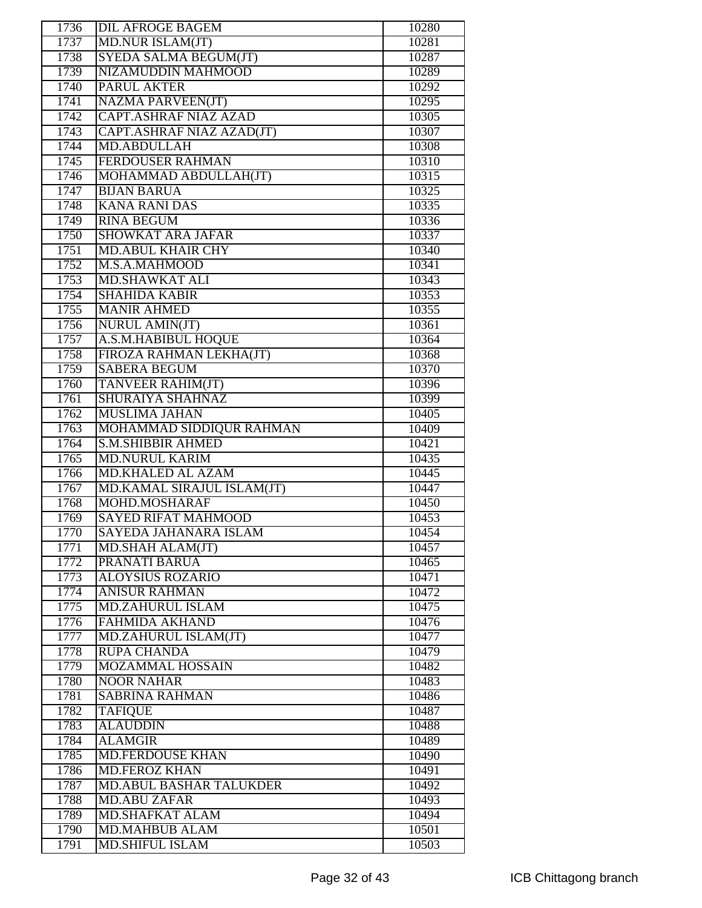| | | |
|---|---|---|
| 1736 | DIL AFROGE BAGEM | 10280 |
| 1737 | MD.NUR ISLAM(JT) | 10281 |
| 1738 | SYEDA SALMA BEGUM(JT) | 10287 |
| 1739 | NIZAMUDDIN MAHMOOD | 10289 |
| 1740 | PARUL AKTER | 10292 |
| 1741 | NAZMA PARVEEN(JT) | 10295 |
| 1742 | CAPT.ASHRAF NIAZ AZAD | 10305 |
| 1743 | CAPT.ASHRAF NIAZ AZAD(JT) | 10307 |
| 1744 | MD.ABDULLAH | 10308 |
| 1745 | FERDOUSER RAHMAN | 10310 |
| 1746 | MOHAMMAD ABDULLAH(JT) | 10315 |
| 1747 | BIJAN BARUA | 10325 |
| 1748 | KANA RANI DAS | 10335 |
| 1749 | RINA BEGUM | 10336 |
| 1750 | SHOWKAT ARA JAFAR | 10337 |
| 1751 | MD.ABUL KHAIR CHY | 10340 |
| 1752 | M.S.A.MAHMOOD | 10341 |
| 1753 | MD.SHAWKAT ALI | 10343 |
| 1754 | SHAHIDA KABIR | 10353 |
| 1755 | MANIR AHMED | 10355 |
| 1756 | NURUL AMIN(JT) | 10361 |
| 1757 | A.S.M.HABIBUL HOQUE | 10364 |
| 1758 | FIROZA RAHMAN LEKHA(JT) | 10368 |
| 1759 | SABERA BEGUM | 10370 |
| 1760 | TANVEER RAHIM(JT) | 10396 |
| 1761 | SHURAIYA SHAHNAZ | 10399 |
| 1762 | MUSLIMA JAHAN | 10405 |
| 1763 | MOHAMMAD SIDDIQUR RAHMAN | 10409 |
| 1764 | S.M.SHIBBIR AHMED | 10421 |
| 1765 | MD.NURUL KARIM | 10435 |
| 1766 | MD.KHALED AL AZAM | 10445 |
| 1767 | MD.KAMAL SIRAJUL ISLAM(JT) | 10447 |
| 1768 | MOHD.MOSHARAF | 10450 |
| 1769 | SAYED RIFAT MAHMOOD | 10453 |
| 1770 | SAYEDA JAHANARA ISLAM | 10454 |
| 1771 | MD.SHAH ALAM(JT) | 10457 |
| 1772 | PRANATI BARUA | 10465 |
| 1773 | ALOYSIUS ROZARIO | 10471 |
| 1774 | ANISUR RAHMAN | 10472 |
| 1775 | MD.ZAHURUL ISLAM | 10475 |
| 1776 | FAHMIDA AKHAND | 10476 |
| 1777 | MD.ZAHURUL ISLAM(JT) | 10477 |
| 1778 | RUPA CHANDA | 10479 |
| 1779 | MOZAMMAL HOSSAIN | 10482 |
| 1780 | NOOR NAHAR | 10483 |
| 1781 | SABRINA RAHMAN | 10486 |
| 1782 | TAFIQUE | 10487 |
| 1783 | ALAUDDIN | 10488 |
| 1784 | ALAMGIR | 10489 |
| 1785 | MD.FERDOUSE KHAN | 10490 |
| 1786 | MD.FEROZ KHAN | 10491 |
| 1787 | MD.ABUL BASHAR TALUKDER | 10492 |
| 1788 | MD.ABU ZAFAR | 10493 |
| 1789 | MD.SHAFKAT ALAM | 10494 |
| 1790 | MD.MAHBUB ALAM | 10501 |
| 1791 | MD.SHIFUL ISLAM | 10503 |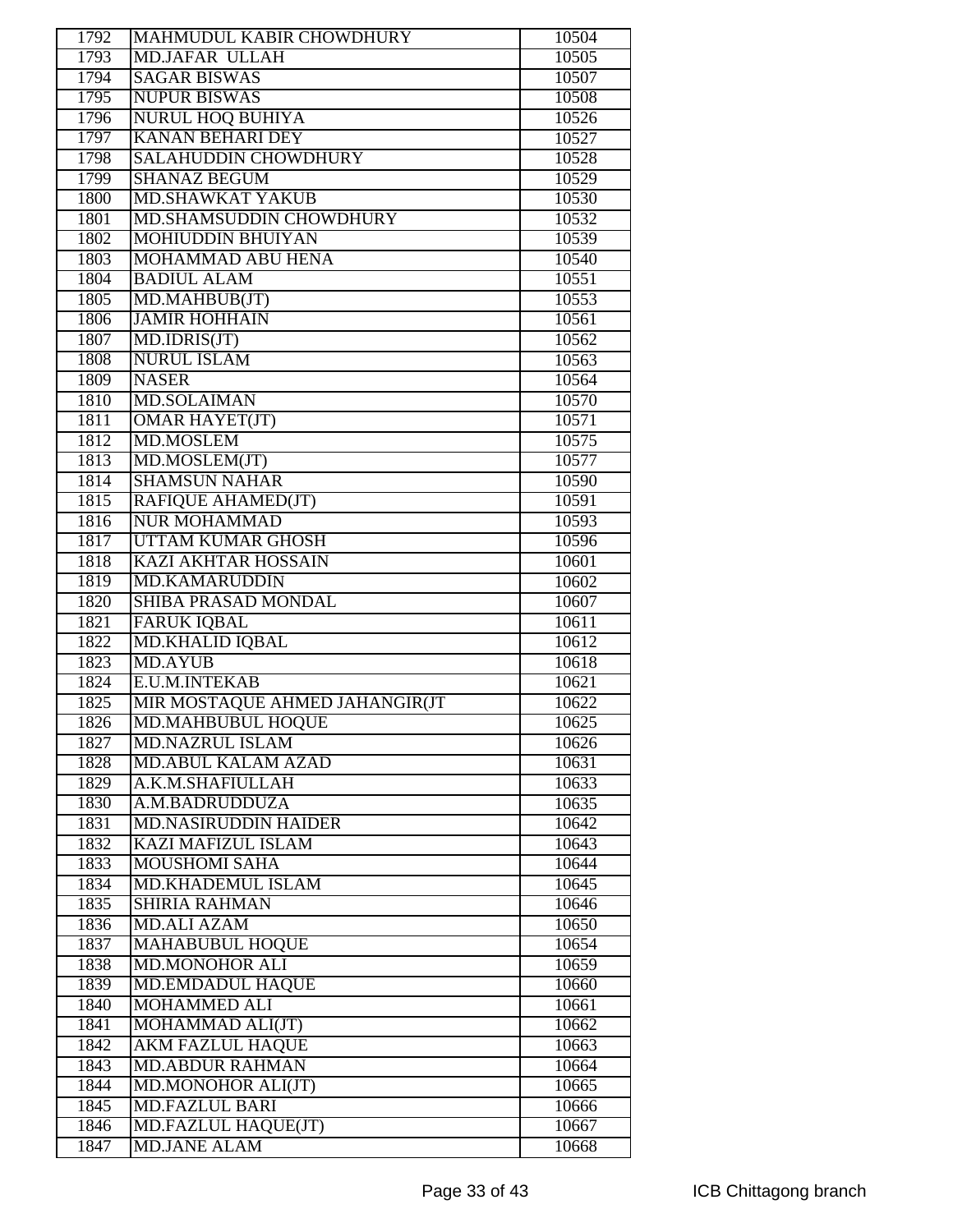| | | |
|---|---|---|
| 1792 | MAHMUDUL KABIR CHOWDHURY | 10504 |
| 1793 | MD.JAFAR ULLAH | 10505 |
| 1794 | SAGAR BISWAS | 10507 |
| 1795 | NUPUR BISWAS | 10508 |
| 1796 | NURUL HOQ BUHIYA | 10526 |
| 1797 | KANAN BEHARI DEY | 10527 |
| 1798 | SALAHUDDIN CHOWDHURY | 10528 |
| 1799 | SHANAZ BEGUM | 10529 |
| 1800 | MD.SHAWKAT YAKUB | 10530 |
| 1801 | MD.SHAMSUDDIN CHOWDHURY | 10532 |
| 1802 | MOHIUDDIN BHUIYAN | 10539 |
| 1803 | MOHAMMAD ABU HENA | 10540 |
| 1804 | BADIUL ALAM | 10551 |
| 1805 | MD.MAHBUB(JT) | 10553 |
| 1806 | JAMIR HOHHAIN | 10561 |
| 1807 | MD.IDRIS(JT) | 10562 |
| 1808 | NURUL ISLAM | 10563 |
| 1809 | NASER | 10564 |
| 1810 | MD.SOLAIMAN | 10570 |
| 1811 | OMAR HAYET(JT) | 10571 |
| 1812 | MD.MOSLEM | 10575 |
| 1813 | MD.MOSLEM(JT) | 10577 |
| 1814 | SHAMSUN NAHAR | 10590 |
| 1815 | RAFIQUE AHAMED(JT) | 10591 |
| 1816 | NUR MOHAMMAD | 10593 |
| 1817 | UTTAM KUMAR GHOSH | 10596 |
| 1818 | KAZI AKHTAR HOSSAIN | 10601 |
| 1819 | MD.KAMARUDDIN | 10602 |
| 1820 | SHIBA PRASAD MONDAL | 10607 |
| 1821 | FARUK IQBAL | 10611 |
| 1822 | MD.KHALID IQBAL | 10612 |
| 1823 | MD.AYUB | 10618 |
| 1824 | E.U.M.INTEKAB | 10621 |
| 1825 | MIR MOSTAQUE AHMED JAHANGIR(JT | 10622 |
| 1826 | MD.MAHBUBUL HOQUE | 10625 |
| 1827 | MD.NAZRUL ISLAM | 10626 |
| 1828 | MD.ABUL KALAM AZAD | 10631 |
| 1829 | A.K.M.SHAFIULLAH | 10633 |
| 1830 | A.M.BADRUDDUZA | 10635 |
| 1831 | MD.NASIRUDDIN HAIDER | 10642 |
| 1832 | KAZI MAFIZUL ISLAM | 10643 |
| 1833 | MOUSHOMI SAHA | 10644 |
| 1834 | MD.KHADEMUL ISLAM | 10645 |
| 1835 | SHIRIA RAHMAN | 10646 |
| 1836 | MD.ALI AZAM | 10650 |
| 1837 | MAHABUBUL HOQUE | 10654 |
| 1838 | MD.MONOHOR ALI | 10659 |
| 1839 | MD.EMDADUL HAQUE | 10660 |
| 1840 | MOHAMMED ALI | 10661 |
| 1841 | MOHAMMAD ALI(JT) | 10662 |
| 1842 | AKM FAZLUL HAQUE | 10663 |
| 1843 | MD.ABDUR RAHMAN | 10664 |
| 1844 | MD.MONOHOR ALI(JT) | 10665 |
| 1845 | MD.FAZLUL BARI | 10666 |
| 1846 | MD.FAZLUL HAQUE(JT) | 10667 |
| 1847 | MD.JANE ALAM | 10668 |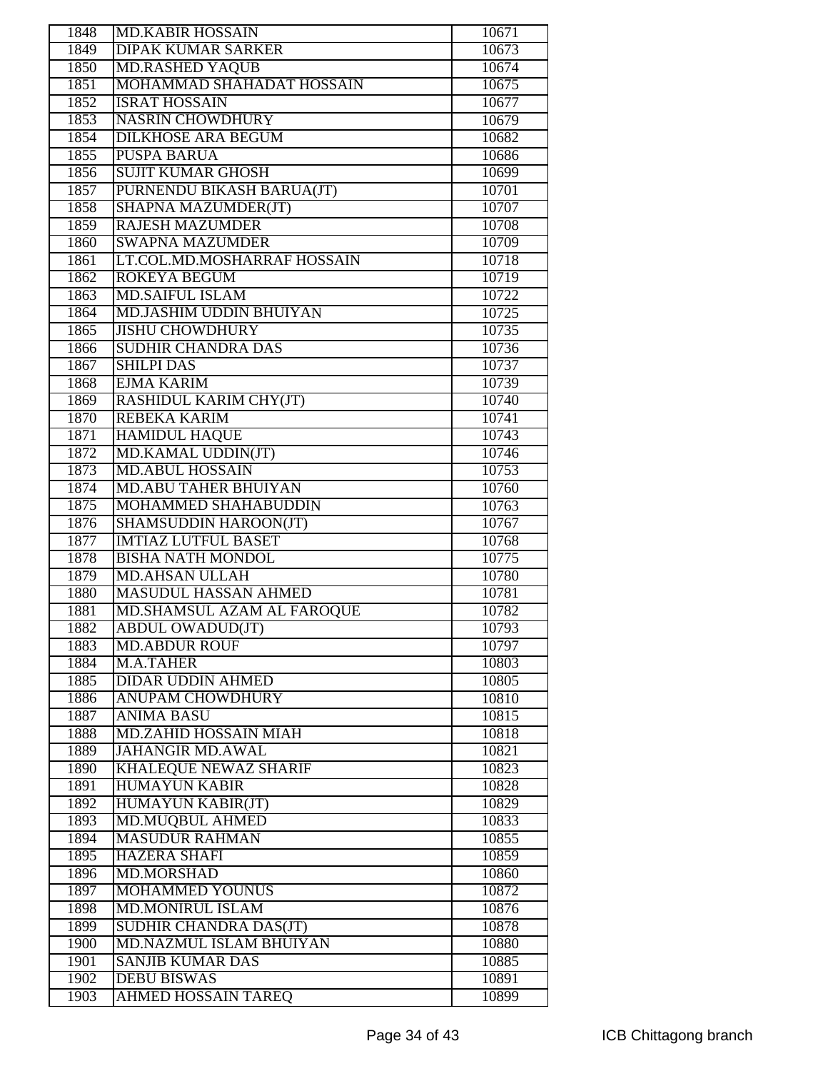| 1848 | MD.KABIR HOSSAIN | 10671 |
|---|---|---|
| 1849 | DIPAK KUMAR SARKER | 10673 |
| 1850 | MD.RASHED YAQUB | 10674 |
| 1851 | MOHAMMAD SHAHADAT HOSSAIN | 10675 |
| 1852 | ISRAT HOSSAIN | 10677 |
| 1853 | NASRIN CHOWDHURY | 10679 |
| 1854 | DILKHOSE ARA BEGUM | 10682 |
| 1855 | PUSPA BARUA | 10686 |
| 1856 | SUJIT KUMAR GHOSH | 10699 |
| 1857 | PURNENDU BIKASH BARUA(JT) | 10701 |
| 1858 | SHAPNA MAZUMDER(JT) | 10707 |
| 1859 | RAJESH MAZUMDER | 10708 |
| 1860 | SWAPNA MAZUMDER | 10709 |
| 1861 | LT.COL.MD.MOSHARRAF HOSSAIN | 10718 |
| 1862 | ROKEYA BEGUM | 10719 |
| 1863 | MD.SAIFUL ISLAM | 10722 |
| 1864 | MD.JASHIM UDDIN BHUIYAN | 10725 |
| 1865 | JISHU CHOWDHURY | 10735 |
| 1866 | SUDHIR CHANDRA DAS | 10736 |
| 1867 | SHILPI DAS | 10737 |
| 1868 | EJMA KARIM | 10739 |
| 1869 | RASHIDUL KARIM CHY(JT) | 10740 |
| 1870 | REBEKA KARIM | 10741 |
| 1871 | HAMIDUL HAQUE | 10743 |
| 1872 | MD.KAMAL UDDIN(JT) | 10746 |
| 1873 | MD.ABUL HOSSAIN | 10753 |
| 1874 | MD.ABU TAHER BHUIYAN | 10760 |
| 1875 | MOHAMMED SHAHABUDDIN | 10763 |
| 1876 | SHAMSUDDIN HAROON(JT) | 10767 |
| 1877 | IMTIAZ LUTFUL BASET | 10768 |
| 1878 | BISHA NATH MONDOL | 10775 |
| 1879 | MD.AHSAN ULLAH | 10780 |
| 1880 | MASUDUL HASSAN AHMED | 10781 |
| 1881 | MD.SHAMSUL AZAM AL FAROQUE | 10782 |
| 1882 | ABDUL OWADUD(JT) | 10793 |
| 1883 | MD.ABDUR ROUF | 10797 |
| 1884 | M.A.TAHER | 10803 |
| 1885 | DIDAR UDDIN AHMED | 10805 |
| 1886 | ANUPAM CHOWDHURY | 10810 |
| 1887 | ANIMA BASU | 10815 |
| 1888 | MD.ZAHID HOSSAIN MIAH | 10818 |
| 1889 | JAHANGIR MD.AWAL | 10821 |
| 1890 | KHALEQUE NEWAZ SHARIF | 10823 |
| 1891 | HUMAYUN KABIR | 10828 |
| 1892 | HUMAYUN KABIR(JT) | 10829 |
| 1893 | MD.MUQBUL AHMED | 10833 |
| 1894 | MASUDUR RAHMAN | 10855 |
| 1895 | HAZERA SHAFI | 10859 |
| 1896 | MD.MORSHAD | 10860 |
| 1897 | MOHAMMED YOUNUS | 10872 |
| 1898 | MD.MONIRUL ISLAM | 10876 |
| 1899 | SUDHIR CHANDRA DAS(JT) | 10878 |
| 1900 | MD.NAZMUL ISLAM BHUIYAN | 10880 |
| 1901 | SANJIB KUMAR DAS | 10885 |
| 1902 | DEBU BISWAS | 10891 |
| 1903 | AHMED HOSSAIN TAREQ | 10899 |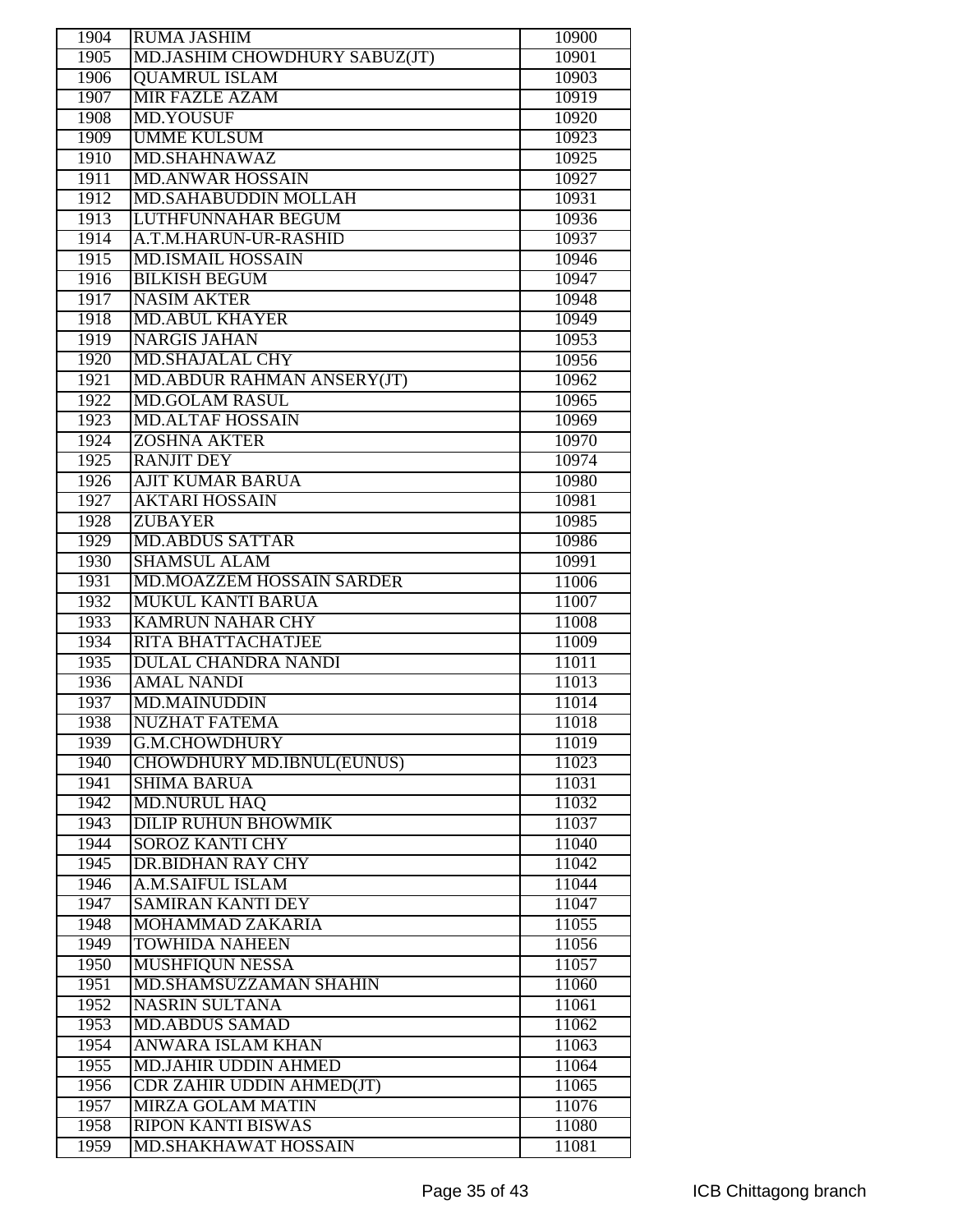| 1904 | RUMA JASHIM | 10900 |
|---|---|---|
| 1905 | MD.JASHIM CHOWDHURY SABUZ(JT) | 10901 |
| 1906 | QUAMRUL ISLAM | 10903 |
| 1907 | MIR FAZLE AZAM | 10919 |
| 1908 | MD.YOUSUF | 10920 |
| 1909 | UMME KULSUM | 10923 |
| 1910 | MD.SHAHNAWAZ | 10925 |
| 1911 | MD.ANWAR HOSSAIN | 10927 |
| 1912 | MD.SAHABUDDIN MOLLAH | 10931 |
| 1913 | LUTHFUNNAHAR BEGUM | 10936 |
| 1914 | A.T.M.HARUN-UR-RASHID | 10937 |
| 1915 | MD.ISMAIL HOSSAIN | 10946 |
| 1916 | BILKISH BEGUM | 10947 |
| 1917 | NASIM AKTER | 10948 |
| 1918 | MD.ABUL KHAYER | 10949 |
| 1919 | NARGIS JAHAN | 10953 |
| 1920 | MD.SHAJALAL CHY | 10956 |
| 1921 | MD.ABDUR RAHMAN ANSERY(JT) | 10962 |
| 1922 | MD.GOLAM RASUL | 10965 |
| 1923 | MD.ALTAF HOSSAIN | 10969 |
| 1924 | ZOSHNA AKTER | 10970 |
| 1925 | RANJIT DEY | 10974 |
| 1926 | AJIT KUMAR BARUA | 10980 |
| 1927 | AKTARI HOSSAIN | 10981 |
| 1928 | ZUBAYER | 10985 |
| 1929 | MD.ABDUS SATTAR | 10986 |
| 1930 | SHAMSUL ALAM | 10991 |
| 1931 | MD.MOAZZEM HOSSAIN SARDER | 11006 |
| 1932 | MUKUL KANTI BARUA | 11007 |
| 1933 | KAMRUN NAHAR CHY | 11008 |
| 1934 | RITA BHATTACHATJEE | 11009 |
| 1935 | DULAL CHANDRA NANDI | 11011 |
| 1936 | AMAL NANDI | 11013 |
| 1937 | MD.MAINUDDIN | 11014 |
| 1938 | NUZHAT FATEMA | 11018 |
| 1939 | G.M.CHOWDHURY | 11019 |
| 1940 | CHOWDHURY MD.IBNUL(EUNUS) | 11023 |
| 1941 | SHIMA BARUA | 11031 |
| 1942 | MD.NURUL HAQ | 11032 |
| 1943 | DILIP RUHUN BHOWMIK | 11037 |
| 1944 | SOROZ KANTI CHY | 11040 |
| 1945 | DR.BIDHAN RAY CHY | 11042 |
| 1946 | A.M.SAIFUL ISLAM | 11044 |
| 1947 | SAMIRAN KANTI DEY | 11047 |
| 1948 | MOHAMMAD ZAKARIA | 11055 |
| 1949 | TOWHIDA NAHEEN | 11056 |
| 1950 | MUSHFIQUN NESSA | 11057 |
| 1951 | MD.SHAMSUZZAMAN SHAHIN | 11060 |
| 1952 | NASRIN SULTANA | 11061 |
| 1953 | MD.ABDUS SAMAD | 11062 |
| 1954 | ANWARA ISLAM KHAN | 11063 |
| 1955 | MD.JAHIR UDDIN AHMED | 11064 |
| 1956 | CDR ZAHIR UDDIN AHMED(JT) | 11065 |
| 1957 | MIRZA GOLAM MATIN | 11076 |
| 1958 | RIPON KANTI BISWAS | 11080 |
| 1959 | MD.SHAKHAWAT HOSSAIN | 11081 |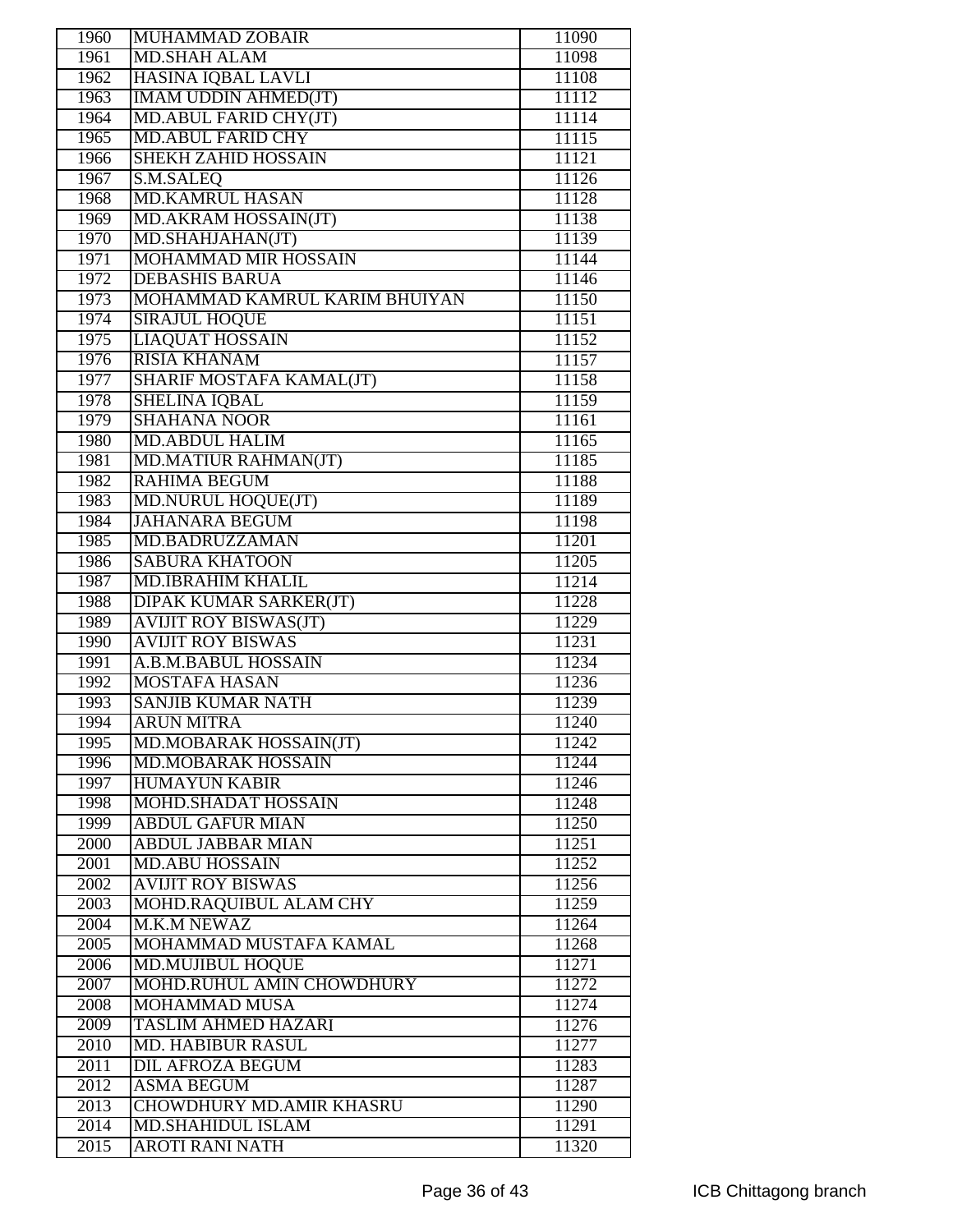| | | |
|---|---|---|
| 1960 | MUHAMMAD ZOBAIR | 11090 |
| 1961 | MD.SHAH ALAM | 11098 |
| 1962 | HASINA IQBAL LAVLI | 11108 |
| 1963 | IMAM UDDIN AHMED(JT) | 11112 |
| 1964 | MD.ABUL FARID CHY(JT) | 11114 |
| 1965 | MD.ABUL FARID CHY | 11115 |
| 1966 | SHEKH ZAHID HOSSAIN | 11121 |
| 1967 | S.M.SALEQ | 11126 |
| 1968 | MD.KAMRUL HASAN | 11128 |
| 1969 | MD.AKRAM HOSSAIN(JT) | 11138 |
| 1970 | MD.SHAHJAHAN(JT) | 11139 |
| 1971 | MOHAMMAD MIR HOSSAIN | 11144 |
| 1972 | DEBASHIS BARUA | 11146 |
| 1973 | MOHAMMAD KAMRUL KARIM BHUIYAN | 11150 |
| 1974 | SIRAJUL HOQUE | 11151 |
| 1975 | LIAQUAT HOSSAIN | 11152 |
| 1976 | RISIA KHANAM | 11157 |
| 1977 | SHARIF MOSTAFA KAMAL(JT) | 11158 |
| 1978 | SHELINA IQBAL | 11159 |
| 1979 | SHAHANA NOOR | 11161 |
| 1980 | MD.ABDUL HALIM | 11165 |
| 1981 | MD.MATIUR RAHMAN(JT) | 11185 |
| 1982 | RAHIMA BEGUM | 11188 |
| 1983 | MD.NURUL HOQUE(JT) | 11189 |
| 1984 | JAHANARA BEGUM | 11198 |
| 1985 | MD.BADRUZZAMAN | 11201 |
| 1986 | SABURA KHATOON | 11205 |
| 1987 | MD.IBRAHIM KHALIL | 11214 |
| 1988 | DIPAK KUMAR SARKER(JT) | 11228 |
| 1989 | AVIJIT ROY BISWAS(JT) | 11229 |
| 1990 | AVIJIT ROY BISWAS | 11231 |
| 1991 | A.B.M.BABUL HOSSAIN | 11234 |
| 1992 | MOSTAFA HASAN | 11236 |
| 1993 | SANJIB KUMAR NATH | 11239 |
| 1994 | ARUN MITRA | 11240 |
| 1995 | MD.MOBARAK HOSSAIN(JT) | 11242 |
| 1996 | MD.MOBARAK HOSSAIN | 11244 |
| 1997 | HUMAYUN KABIR | 11246 |
| 1998 | MOHD.SHADAT HOSSAIN | 11248 |
| 1999 | ABDUL GAFUR MIAN | 11250 |
| 2000 | ABDUL JABBAR MIAN | 11251 |
| 2001 | MD.ABU HOSSAIN | 11252 |
| 2002 | AVIJIT ROY BISWAS | 11256 |
| 2003 | MOHD.RAQUIBUL ALAM CHY | 11259 |
| 2004 | M.K.M NEWAZ | 11264 |
| 2005 | MOHAMMAD MUSTAFA KAMAL | 11268 |
| 2006 | MD.MUJIBUL HOQUE | 11271 |
| 2007 | MOHD.RUHUL AMIN CHOWDHURY | 11272 |
| 2008 | MOHAMMAD MUSA | 11274 |
| 2009 | TASLIM AHMED HAZARI | 11276 |
| 2010 | MD. HABIBUR RASUL | 11277 |
| 2011 | DIL AFROZA BEGUM | 11283 |
| 2012 | ASMA BEGUM | 11287 |
| 2013 | CHOWDHURY MD.AMIR KHASRU | 11290 |
| 2014 | MD.SHAHIDUL ISLAM | 11291 |
| 2015 | AROTI RANI NATH | 11320 |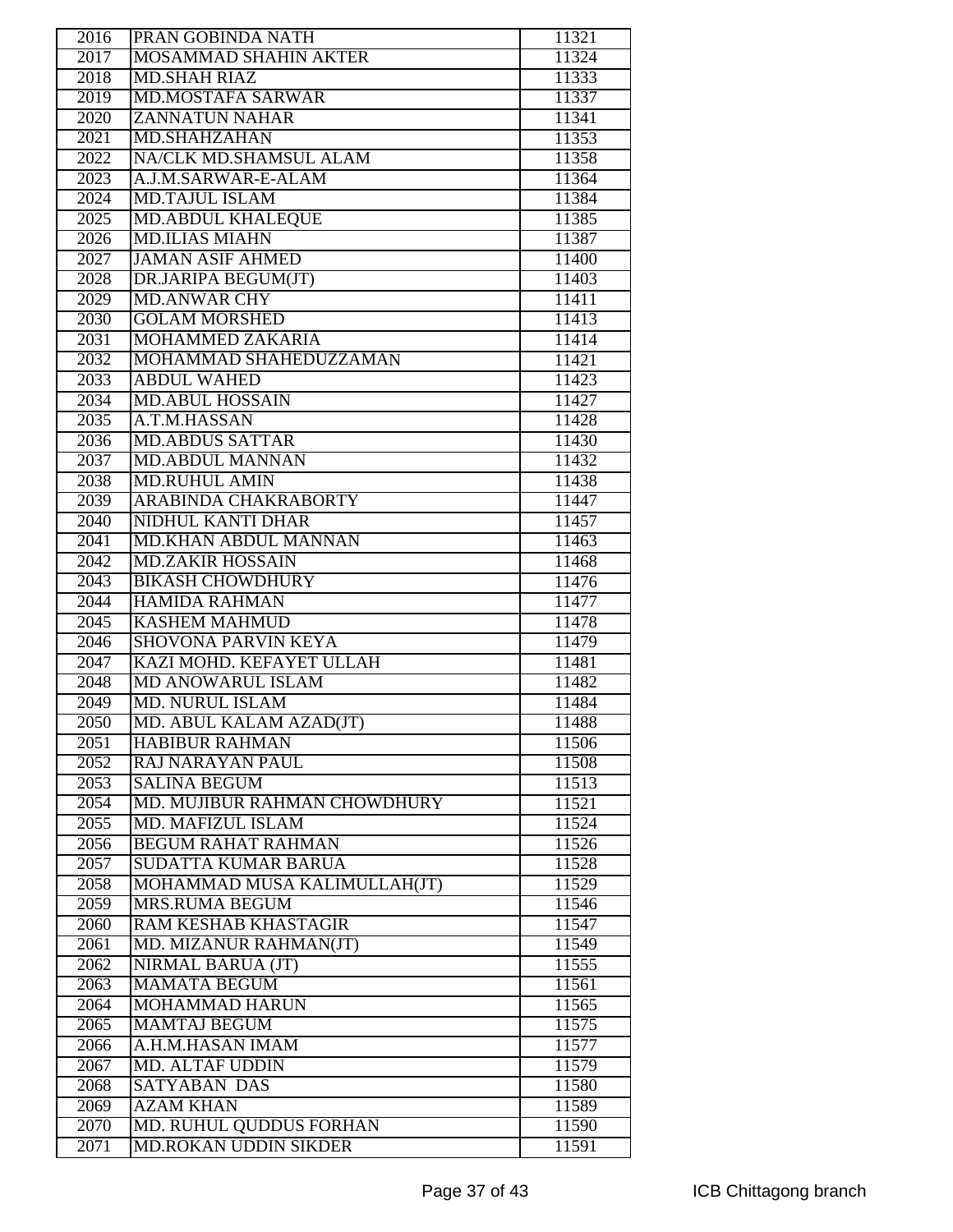| 2016 | PRAN GOBINDA NATH | 11321 |
|---|---|---|
| 2017 | MOSAMMAD SHAHIN AKTER | 11324 |
| 2018 | MD.SHAH RIAZ | 11333 |
| 2019 | MD.MOSTAFA SARWAR | 11337 |
| 2020 | ZANNATUN NAHAR | 11341 |
| 2021 | MD.SHAHZAHAN | 11353 |
| 2022 | NA/CLK MD.SHAMSUL ALAM | 11358 |
| 2023 | A.J.M.SARWAR-E-ALAM | 11364 |
| 2024 | MD.TAJUL ISLAM | 11384 |
| 2025 | MD.ABDUL KHALEQUE | 11385 |
| 2026 | MD.ILIAS MIAHN | 11387 |
| 2027 | JAMAN ASIF AHMED | 11400 |
| 2028 | DR.JARIPA BEGUM(JT) | 11403 |
| 2029 | MD.ANWAR CHY | 11411 |
| 2030 | GOLAM MORSHED | 11413 |
| 2031 | MOHAMMED ZAKARIA | 11414 |
| 2032 | MOHAMMAD SHAHEDUZZAMAN | 11421 |
| 2033 | ABDUL WAHED | 11423 |
| 2034 | MD.ABUL HOSSAIN | 11427 |
| 2035 | A.T.M.HASSAN | 11428 |
| 2036 | MD.ABDUS SATTAR | 11430 |
| 2037 | MD.ABDUL MANNAN | 11432 |
| 2038 | MD.RUHUL AMIN | 11438 |
| 2039 | ARABINDA CHAKRABORTY | 11447 |
| 2040 | NIDHUL KANTI DHAR | 11457 |
| 2041 | MD.KHAN ABDUL MANNAN | 11463 |
| 2042 | MD.ZAKIR HOSSAIN | 11468 |
| 2043 | BIKASH CHOWDHURY | 11476 |
| 2044 | HAMIDA RAHMAN | 11477 |
| 2045 | KASHEM MAHMUD | 11478 |
| 2046 | SHOVONA PARVIN KEYA | 11479 |
| 2047 | KAZI MOHD. KEFAYET ULLAH | 11481 |
| 2048 | MD ANOWARUL ISLAM | 11482 |
| 2049 | MD. NURUL ISLAM | 11484 |
| 2050 | MD. ABUL KALAM AZAD(JT) | 11488 |
| 2051 | HABIBUR RAHMAN | 11506 |
| 2052 | RAJ NARAYAN PAUL | 11508 |
| 2053 | SALINA BEGUM | 11513 |
| 2054 | MD. MUJIBUR RAHMAN CHOWDHURY | 11521 |
| 2055 | MD. MAFIZUL ISLAM | 11524 |
| 2056 | BEGUM RAHAT RAHMAN | 11526 |
| 2057 | SUDATTA KUMAR BARUA | 11528 |
| 2058 | MOHAMMAD MUSA KALIMULLAH(JT) | 11529 |
| 2059 | MRS.RUMA BEGUM | 11546 |
| 2060 | RAM KESHAB KHASTAGIR | 11547 |
| 2061 | MD. MIZANUR RAHMAN(JT) | 11549 |
| 2062 | NIRMAL BARUA (JT) | 11555 |
| 2063 | MAMATA BEGUM | 11561 |
| 2064 | MOHAMMAD HARUN | 11565 |
| 2065 | MAMTAJ BEGUM | 11575 |
| 2066 | A.H.M.HASAN IMAM | 11577 |
| 2067 | MD. ALTAF UDDIN | 11579 |
| 2068 | SATYABAN DAS | 11580 |
| 2069 | AZAM KHAN | 11589 |
| 2070 | MD. RUHUL QUDDUS FORHAN | 11590 |
| 2071 | MD.ROKAN UDDIN SIKDER | 11591 |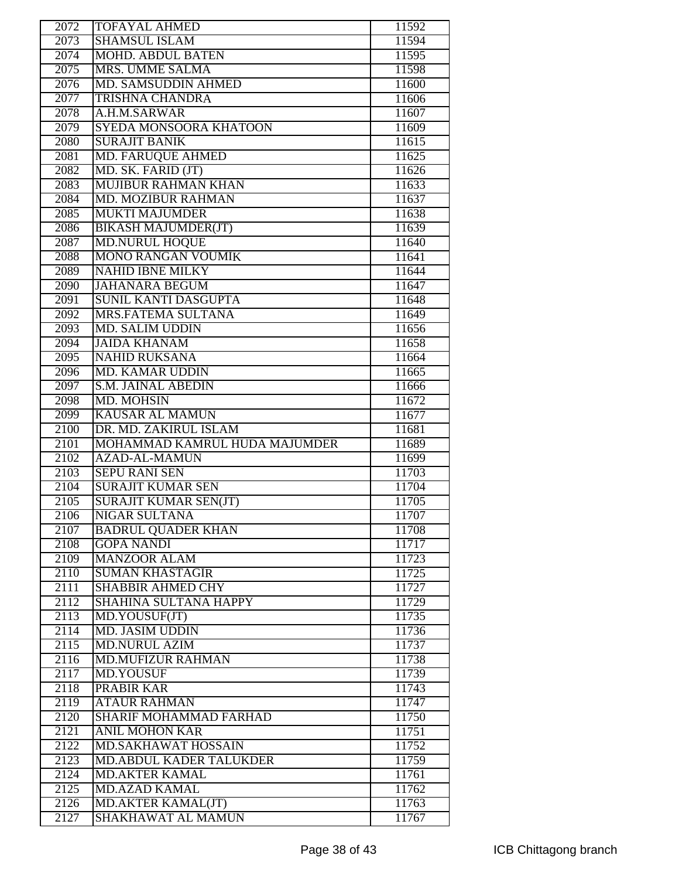| 2072 | TOFAYAL AHMED | 11592 |
|---|---|---|
| 2073 | SHAMSUL ISLAM | 11594 |
| 2074 | MOHD. ABDUL BATEN | 11595 |
| 2075 | MRS. UMME SALMA | 11598 |
| 2076 | MD. SAMSUDDIN AHMED | 11600 |
| 2077 | TRISHNA CHANDRA | 11606 |
| 2078 | A.H.M.SARWAR | 11607 |
| 2079 | SYEDA MONSOORA KHATOON | 11609 |
| 2080 | SURAJIT BANIK | 11615 |
| 2081 | MD. FARUQUE AHMED | 11625 |
| 2082 | MD. SK. FARID (JT) | 11626 |
| 2083 | MUJIBUR RAHMAN KHAN | 11633 |
| 2084 | MD. MOZIBUR RAHMAN | 11637 |
| 2085 | MUKTI MAJUMDER | 11638 |
| 2086 | BIKASH MAJUMDER(JT) | 11639 |
| 2087 | MD.NURUL HOQUE | 11640 |
| 2088 | MONO RANGAN VOUMIK | 11641 |
| 2089 | NAHID IBNE MILKY | 11644 |
| 2090 | JAHANARA BEGUM | 11647 |
| 2091 | SUNIL KANTI DASGUPTA | 11648 |
| 2092 | MRS.FATEMA SULTANA | 11649 |
| 2093 | MD. SALIM UDDIN | 11656 |
| 2094 | JAIDA KHANAM | 11658 |
| 2095 | NAHID RUKSANA | 11664 |
| 2096 | MD. KAMAR UDDIN | 11665 |
| 2097 | S.M. JAINAL ABEDIN | 11666 |
| 2098 | MD. MOHSIN | 11672 |
| 2099 | KAUSAR AL MAMUN | 11677 |
| 2100 | DR. MD. ZAKIRUL ISLAM | 11681 |
| 2101 | MOHAMMAD KAMRUL HUDA MAJUMDER | 11689 |
| 2102 | AZAD-AL-MAMUN | 11699 |
| 2103 | SEPU RANI SEN | 11703 |
| 2104 | SURAJIT KUMAR SEN | 11704 |
| 2105 | SURAJIT KUMAR SEN(JT) | 11705 |
| 2106 | NIGAR SULTANA | 11707 |
| 2107 | BADRUL QUADER KHAN | 11708 |
| 2108 | GOPA NANDI | 11717 |
| 2109 | MANZOOR ALAM | 11723 |
| 2110 | SUMAN KHASTAGIR | 11725 |
| 2111 | SHABBIR AHMED CHY | 11727 |
| 2112 | SHAHINA SULTANA HAPPY | 11729 |
| 2113 | MD.YOUSUF(JT) | 11735 |
| 2114 | MD. JASIM UDDIN | 11736 |
| 2115 | MD.NURUL AZIM | 11737 |
| 2116 | MD.MUFIZUR RAHMAN | 11738 |
| 2117 | MD.YOUSUF | 11739 |
| 2118 | PRABIR KAR | 11743 |
| 2119 | ATAUR RAHMAN | 11747 |
| 2120 | SHARIF MOHAMMAD FARHAD | 11750 |
| 2121 | ANIL MOHON KAR | 11751 |
| 2122 | MD.SAKHAWAT HOSSAIN | 11752 |
| 2123 | MD.ABDUL KADER TALUKDER | 11759 |
| 2124 | MD.AKTER KAMAL | 11761 |
| 2125 | MD.AZAD KAMAL | 11762 |
| 2126 | MD.AKTER KAMAL(JT) | 11763 |
| 2127 | SHAKHAWAT AL MAMUN | 11767 |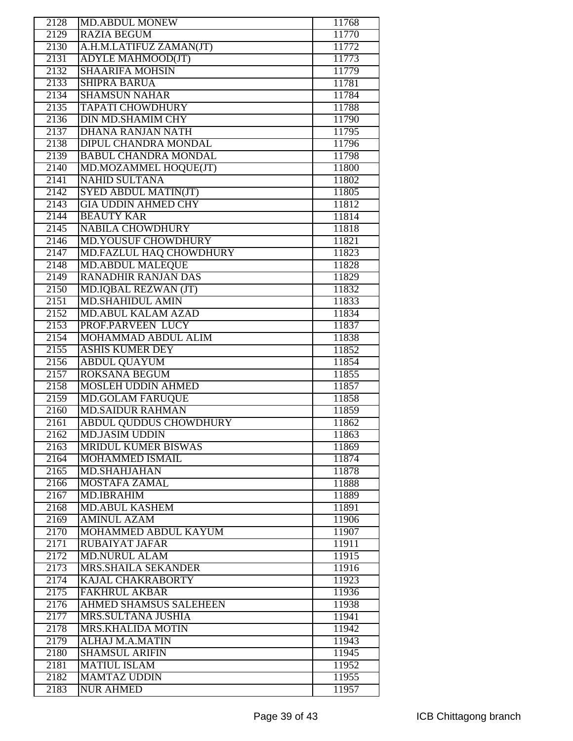| 2128 | MD.ABDUL MONEW | 11768 |
|---|---|---|
| 2129 | RAZIA BEGUM | 11770 |
| 2130 | A.H.M.LATIFUZ ZAMAN(JT) | 11772 |
| 2131 | ADYLE MAHMOOD(JT) | 11773 |
| 2132 | SHAARIFA MOHSIN | 11779 |
| 2133 | SHIPRA BARUA | 11781 |
| 2134 | SHAMSUN NAHAR | 11784 |
| 2135 | TAPATI CHOWDHURY | 11788 |
| 2136 | DIN MD.SHAMIM CHY | 11790 |
| 2137 | DHANA RANJAN NATH | 11795 |
| 2138 | DIPUL CHANDRA MONDAL | 11796 |
| 2139 | BABUL CHANDRA MONDAL | 11798 |
| 2140 | MD.MOZAMMEL HOQUE(JT) | 11800 |
| 2141 | NAHID SULTANA | 11802 |
| 2142 | SYED ABDUL MATIN(JT) | 11805 |
| 2143 | GIA UDDIN AHMED CHY | 11812 |
| 2144 | BEAUTY KAR | 11814 |
| 2145 | NABILA CHOWDHURY | 11818 |
| 2146 | MD.YOUSUF CHOWDHURY | 11821 |
| 2147 | MD.FAZLUL HAQ CHOWDHURY | 11823 |
| 2148 | MD.ABDUL MALEQUE | 11828 |
| 2149 | RANADHIR RANJAN DAS | 11829 |
| 2150 | MD.IQBAL REZWAN (JT) | 11832 |
| 2151 | MD.SHAHIDUL AMIN | 11833 |
| 2152 | MD.ABUL KALAM AZAD | 11834 |
| 2153 | PROF.PARVEEN LUCY | 11837 |
| 2154 | MOHAMMAD ABDUL ALIM | 11838 |
| 2155 | ASHIS KUMER DEY | 11852 |
| 2156 | ABDUL QUAYUM | 11854 |
| 2157 | ROKSANA BEGUM | 11855 |
| 2158 | MOSLEH UDDIN AHMED | 11857 |
| 2159 | MD.GOLAM FARUQUE | 11858 |
| 2160 | MD.SAIDUR RAHMAN | 11859 |
| 2161 | ABDUL QUDDUS CHOWDHURY | 11862 |
| 2162 | MD.JASIM UDDIN | 11863 |
| 2163 | MRIDUL KUMER BISWAS | 11869 |
| 2164 | MOHAMMED ISMAIL | 11874 |
| 2165 | MD.SHAHJAHAN | 11878 |
| 2166 | MOSTAFA ZAMAL | 11888 |
| 2167 | MD.IBRAHIM | 11889 |
| 2168 | MD.ABUL KASHEM | 11891 |
| 2169 | AMINUL AZAM | 11906 |
| 2170 | MOHAMMED ABDUL KAYUM | 11907 |
| 2171 | RUBAIYAT JAFAR | 11911 |
| 2172 | MD.NURUL ALAM | 11915 |
| 2173 | MRS.SHAILA SEKANDER | 11916 |
| 2174 | KAJAL CHAKRABORTY | 11923 |
| 2175 | FAKHRUL AKBAR | 11936 |
| 2176 | AHMED SHAMSUS SALEHEEN | 11938 |
| 2177 | MRS.SULTANA JUSHIA | 11941 |
| 2178 | MRS.KHALIDA MOTIN | 11942 |
| 2179 | ALHAJ M.A.MATIN | 11943 |
| 2180 | SHAMSUL ARIFIN | 11945 |
| 2181 | MATIUL ISLAM | 11952 |
| 2182 | MAMTAZ UDDIN | 11955 |
| 2183 | NUR AHMED | 11957 |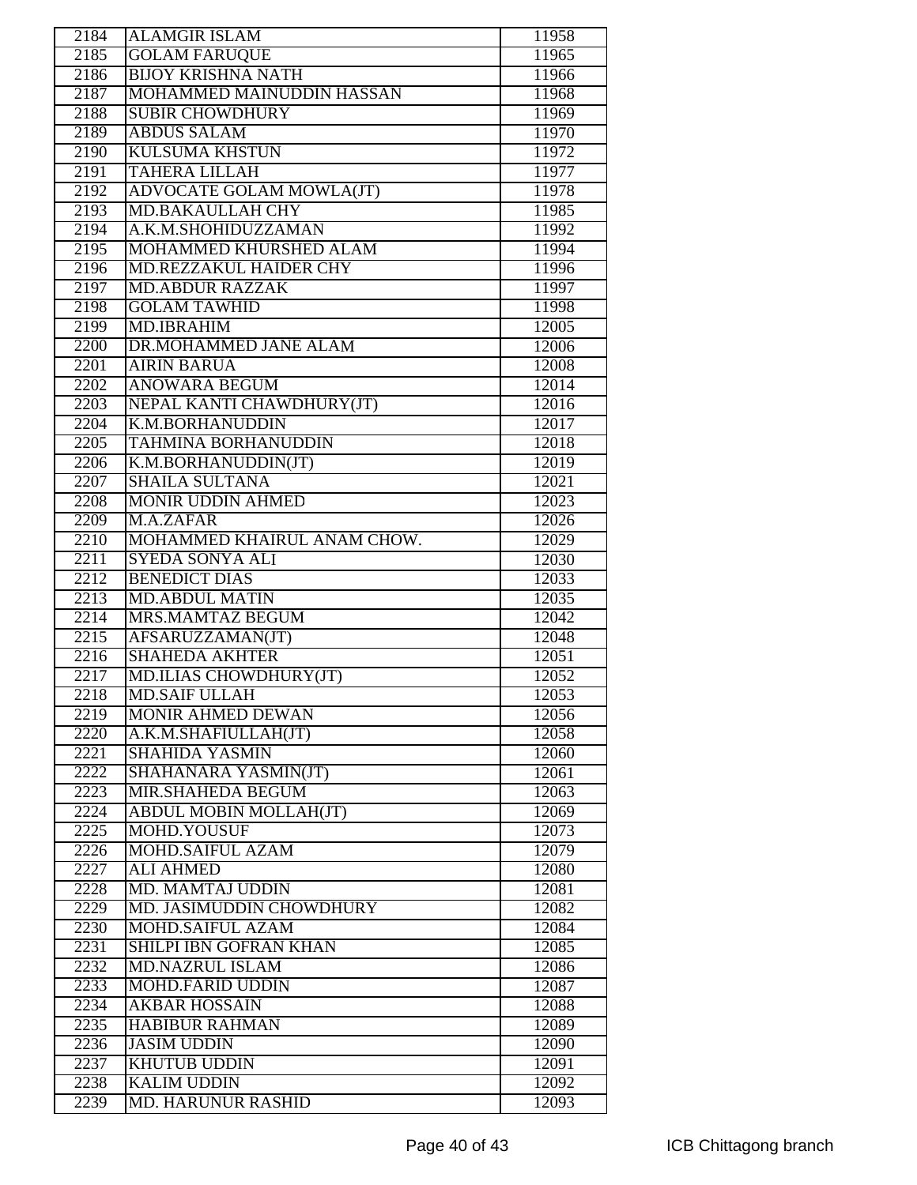| 2184 | ALAMGIR ISLAM | 11958 |
|---|---|---|
| 2185 | GOLAM FARUQUE | 11965 |
| 2186 | BIJOY KRISHNA NATH | 11966 |
| 2187 | MOHAMMED MAINUDDIN HASSAN | 11968 |
| 2188 | SUBIR CHOWDHURY | 11969 |
| 2189 | ABDUS SALAM | 11970 |
| 2190 | KULSUMA KHSTUN | 11972 |
| 2191 | TAHERA LILLAH | 11977 |
| 2192 | ADVOCATE GOLAM MOWLA(JT) | 11978 |
| 2193 | MD.BAKAULLAH CHY | 11985 |
| 2194 | A.K.M.SHOHIDUZZAMAN | 11992 |
| 2195 | MOHAMMED KHURSHED ALAM | 11994 |
| 2196 | MD.REZZAKUL HAIDER CHY | 11996 |
| 2197 | MD.ABDUR RAZZAK | 11997 |
| 2198 | GOLAM TAWHID | 11998 |
| 2199 | MD.IBRAHIM | 12005 |
| 2200 | DR.MOHAMMED JANE ALAM | 12006 |
| 2201 | AIRIN BARUA | 12008 |
| 2202 | ANOWARA BEGUM | 12014 |
| 2203 | NEPAL KANTI CHAWDHURY(JT) | 12016 |
| 2204 | K.M.BORHANUDDIN | 12017 |
| 2205 | TAHMINA BORHANUDDIN | 12018 |
| 2206 | K.M.BORHANUDDIN(JT) | 12019 |
| 2207 | SHAILA SULTANA | 12021 |
| 2208 | MONIR UDDIN AHMED | 12023 |
| 2209 | M.A.ZAFAR | 12026 |
| 2210 | MOHAMMED KHAIRUL ANAM CHOW. | 12029 |
| 2211 | SYEDA SONYA ALI | 12030 |
| 2212 | BENEDICT DIAS | 12033 |
| 2213 | MD.ABDUL MATIN | 12035 |
| 2214 | MRS.MAMTAZ BEGUM | 12042 |
| 2215 | AFSARUZZAMAN(JT) | 12048 |
| 2216 | SHAHEDA AKHTER | 12051 |
| 2217 | MD.ILIAS CHOWDHURY(JT) | 12052 |
| 2218 | MD.SAIF ULLAH | 12053 |
| 2219 | MONIR AHMED DEWAN | 12056 |
| 2220 | A.K.M.SHAFIULLAH(JT) | 12058 |
| 2221 | SHAHIDA YASMIN | 12060 |
| 2222 | SHAHANARA YASMIN(JT) | 12061 |
| 2223 | MIR.SHAHEDA BEGUM | 12063 |
| 2224 | ABDUL MOBIN MOLLAH(JT) | 12069 |
| 2225 | MOHD.YOUSUF | 12073 |
| 2226 | MOHD.SAIFUL AZAM | 12079 |
| 2227 | ALI AHMED | 12080 |
| 2228 | MD. MAMTAJ UDDIN | 12081 |
| 2229 | MD. JASIMUDDIN CHOWDHURY | 12082 |
| 2230 | MOHD.SAIFUL AZAM | 12084 |
| 2231 | SHILPI IBN GOFRAN KHAN | 12085 |
| 2232 | MD.NAZRUL ISLAM | 12086 |
| 2233 | MOHD.FARID UDDIN | 12087 |
| 2234 | AKBAR HOSSAIN | 12088 |
| 2235 | HABIBUR RAHMAN | 12089 |
| 2236 | JASIM UDDIN | 12090 |
| 2237 | KHUTUB UDDIN | 12091 |
| 2238 | KALIM UDDIN | 12092 |
| 2239 | MD. HARUNUR RASHID | 12093 |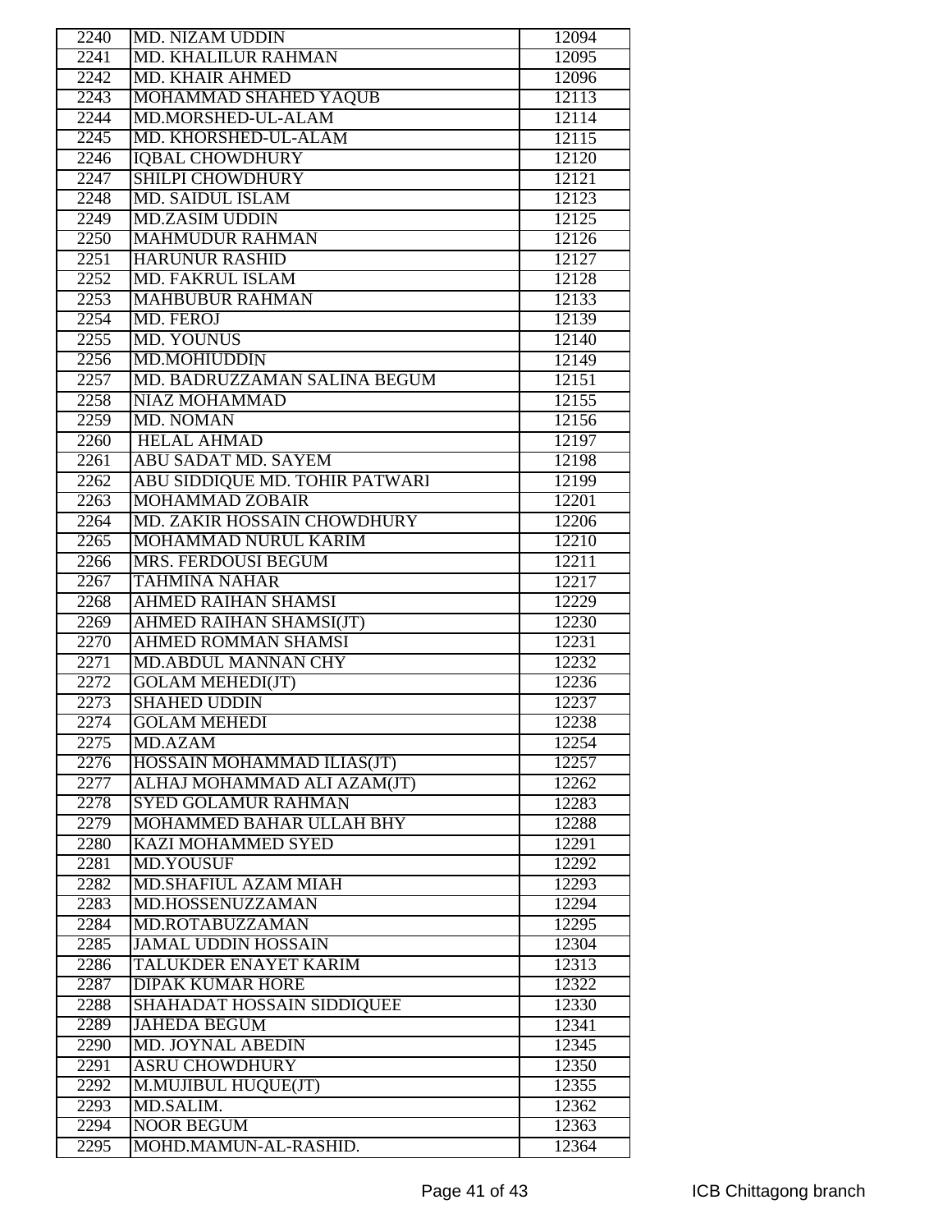| | | |
|---|---|---|
| 2240 | MD. NIZAM UDDIN | 12094 |
| 2241 | MD. KHALILUR RAHMAN | 12095 |
| 2242 | MD. KHAIR AHMED | 12096 |
| 2243 | MOHAMMAD SHAHED YAQUB | 12113 |
| 2244 | MD.MORSHED-UL-ALAM | 12114 |
| 2245 | MD. KHORSHED-UL-ALAM | 12115 |
| 2246 | IQBAL CHOWDHURY | 12120 |
| 2247 | SHILPI CHOWDHURY | 12121 |
| 2248 | MD. SAIDUL ISLAM | 12123 |
| 2249 | MD.ZASIM UDDIN | 12125 |
| 2250 | MAHMUDUR RAHMAN | 12126 |
| 2251 | HARUNUR RASHID | 12127 |
| 2252 | MD. FAKRUL ISLAM | 12128 |
| 2253 | MAHBUBUR RAHMAN | 12133 |
| 2254 | MD. FEROJ | 12139 |
| 2255 | MD. YOUNUS | 12140 |
| 2256 | MD.MOHIUDDIN | 12149 |
| 2257 | MD. BADRUZZAMAN SALINA BEGUM | 12151 |
| 2258 | NIAZ MOHAMMAD | 12155 |
| 2259 | MD. NOMAN | 12156 |
| 2260 | HELAL AHMAD | 12197 |
| 2261 | ABU SADAT MD. SAYEM | 12198 |
| 2262 | ABU SIDDIQUE MD. TOHIR PATWARI | 12199 |
| 2263 | MOHAMMAD ZOBAIR | 12201 |
| 2264 | MD. ZAKIR HOSSAIN CHOWDHURY | 12206 |
| 2265 | MOHAMMAD NURUL KARIM | 12210 |
| 2266 | MRS. FERDOUSI BEGUM | 12211 |
| 2267 | TAHMINA NAHAR | 12217 |
| 2268 | AHMED RAIHAN SHAMSI | 12229 |
| 2269 | AHMED RAIHAN SHAMSI(JT) | 12230 |
| 2270 | AHMED ROMMAN SHAMSI | 12231 |
| 2271 | MD.ABDUL MANNAN CHY | 12232 |
| 2272 | GOLAM MEHEDI(JT) | 12236 |
| 2273 | SHAHED UDDIN | 12237 |
| 2274 | GOLAM MEHEDI | 12238 |
| 2275 | MD.AZAM | 12254 |
| 2276 | HOSSAIN MOHAMMAD ILIAS(JT) | 12257 |
| 2277 | ALHAJ MOHAMMAD ALI AZAM(JT) | 12262 |
| 2278 | SYED GOLAMUR RAHMAN | 12283 |
| 2279 | MOHAMMED BAHAR ULLAH BHY | 12288 |
| 2280 | KAZI MOHAMMED SYED | 12291 |
| 2281 | MD.YOUSUF | 12292 |
| 2282 | MD.SHAFIUL AZAM MIAH | 12293 |
| 2283 | MD.HOSSENUZZAMAN | 12294 |
| 2284 | MD.ROTABUZZAMAN | 12295 |
| 2285 | JAMAL UDDIN HOSSAIN | 12304 |
| 2286 | TALUKDER ENAYET KARIM | 12313 |
| 2287 | DIPAK KUMAR HORE | 12322 |
| 2288 | SHAHADAT HOSSAIN SIDDIQUEE | 12330 |
| 2289 | JAHEDA BEGUM | 12341 |
| 2290 | MD. JOYNAL ABEDIN | 12345 |
| 2291 | ASRU CHOWDHURY | 12350 |
| 2292 | M.MUJIBUL HUQUE(JT) | 12355 |
| 2293 | MD.SALIM. | 12362 |
| 2294 | NOOR BEGUM | 12363 |
| 2295 | MOHD.MAMUN-AL-RASHID. | 12364 |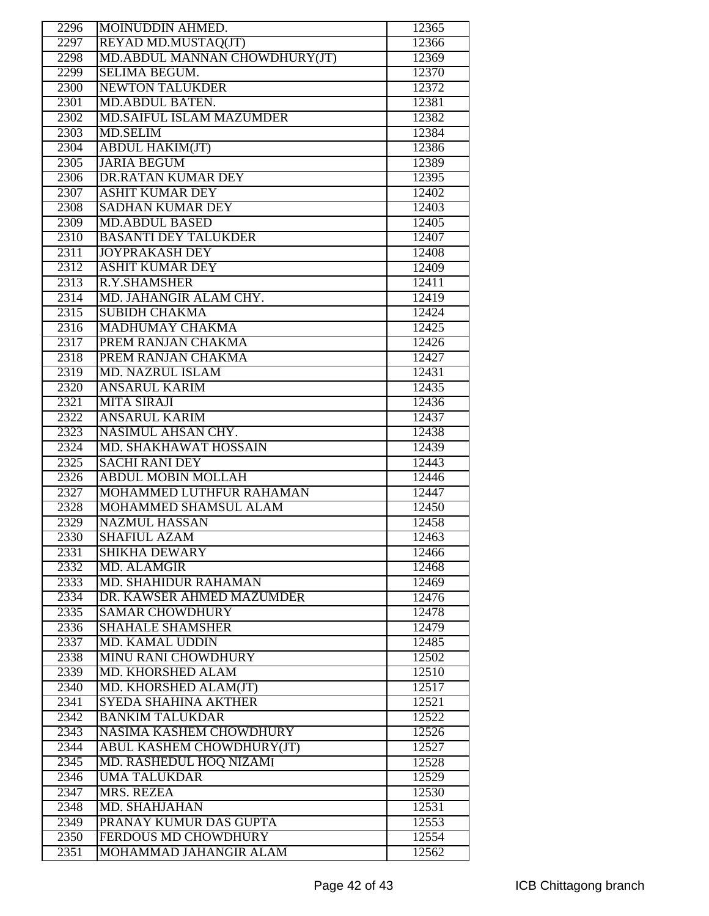| | | |
|---|---|---|
| 2296 | MOINUDDIN AHMED. | 12365 |
| 2297 | REYAD MD.MUSTAQ(JT) | 12366 |
| 2298 | MD.ABDUL MANNAN CHOWDHURY(JT) | 12369 |
| 2299 | SELIMA BEGUM. | 12370 |
| 2300 | NEWTON TALUKDER | 12372 |
| 2301 | MD.ABDUL BATEN. | 12381 |
| 2302 | MD.SAIFUL ISLAM MAZUMDER | 12382 |
| 2303 | MD.SELIM | 12384 |
| 2304 | ABDUL HAKIM(JT) | 12386 |
| 2305 | JARIA BEGUM | 12389 |
| 2306 | DR.RATAN KUMAR DEY | 12395 |
| 2307 | ASHIT KUMAR DEY | 12402 |
| 2308 | SADHAN KUMAR DEY | 12403 |
| 2309 | MD.ABDUL BASED | 12405 |
| 2310 | BASANTI DEY TALUKDER | 12407 |
| 2311 | JOYPRAKASH DEY | 12408 |
| 2312 | ASHIT KUMAR DEY | 12409 |
| 2313 | R.Y.SHAMSHER | 12411 |
| 2314 | MD. JAHANGIR ALAM CHY. | 12419 |
| 2315 | SUBIDH CHAKMA | 12424 |
| 2316 | MADHUMAY CHAKMA | 12425 |
| 2317 | PREM RANJAN CHAKMA | 12426 |
| 2318 | PREM RANJAN CHAKMA | 12427 |
| 2319 | MD. NAZRUL ISLAM | 12431 |
| 2320 | ANSARUL KARIM | 12435 |
| 2321 | MITA SIRAJI | 12436 |
| 2322 | ANSARUL KARIM | 12437 |
| 2323 | NASIMUL AHSAN CHY. | 12438 |
| 2324 | MD. SHAKHAWAT HOSSAIN | 12439 |
| 2325 | SACHI RANI DEY | 12443 |
| 2326 | ABDUL MOBIN MOLLAH | 12446 |
| 2327 | MOHAMMED LUTHFUR RAHAMAN | 12447 |
| 2328 | MOHAMMED SHAMSUL ALAM | 12450 |
| 2329 | NAZMUL HASSAN | 12458 |
| 2330 | SHAFIUL AZAM | 12463 |
| 2331 | SHIKHA DEWARY | 12466 |
| 2332 | MD. ALAMGIR | 12468 |
| 2333 | MD. SHAHIDUR RAHAMAN | 12469 |
| 2334 | DR. KAWSER AHMED MAZUMDER | 12476 |
| 2335 | SAMAR CHOWDHURY | 12478 |
| 2336 | SHAHALE SHAMSHER | 12479 |
| 2337 | MD. KAMAL UDDIN | 12485 |
| 2338 | MINU RANI CHOWDHURY | 12502 |
| 2339 | MD. KHORSHED ALAM | 12510 |
| 2340 | MD. KHORSHED ALAM(JT) | 12517 |
| 2341 | SYEDA SHAHINA AKTHER | 12521 |
| 2342 | BANKIM TALUKDAR | 12522 |
| 2343 | NASIMA KASHEM CHOWDHURY | 12526 |
| 2344 | ABUL KASHEM CHOWDHURY(JT) | 12527 |
| 2345 | MD. RASHEDUL HOQ NIZAMI | 12528 |
| 2346 | UMA TALUKDAR | 12529 |
| 2347 | MRS. REZEA | 12530 |
| 2348 | MD. SHAHJAHAN | 12531 |
| 2349 | PRANAY KUMUR DAS GUPTA | 12553 |
| 2350 | FERDOUS MD CHOWDHURY | 12554 |
| 2351 | MOHAMMAD JAHANGIR ALAM | 12562 |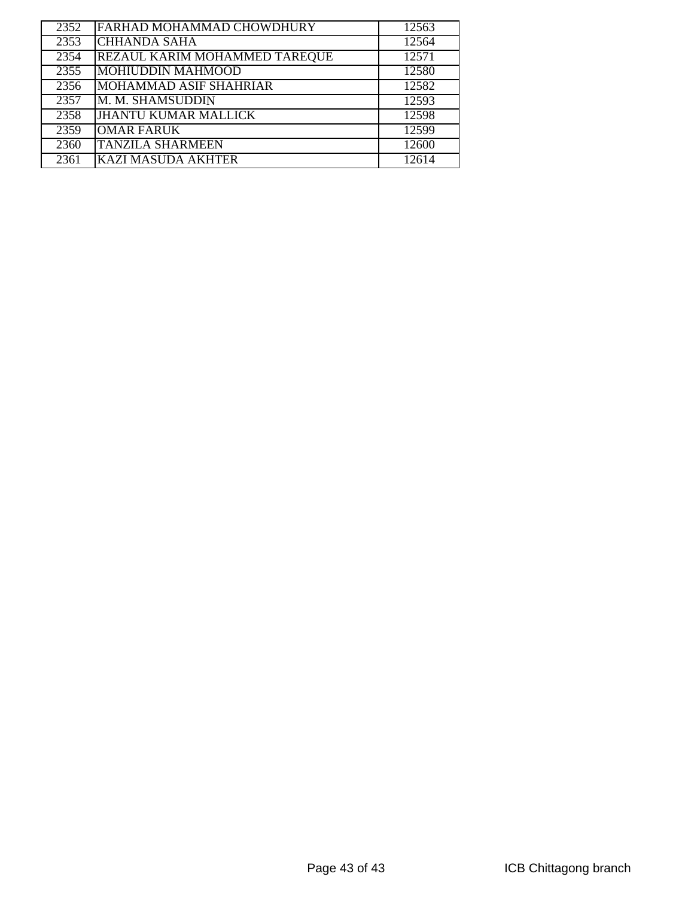| | | |
|---|---|---|
| 2352 | FARHAD MOHAMMAD CHOWDHURY | 12563 |
| 2353 | CHHANDA SAHA | 12564 |
| 2354 | REZAUL KARIM MOHAMMED TAREQUE | 12571 |
| 2355 | MOHIUDDIN MAHMOOD | 12580 |
| 2356 | MOHAMMAD ASIF SHAHRIAR | 12582 |
| 2357 | M. M. SHAMSUDDIN | 12593 |
| 2358 | JHANTU KUMAR MALLICK | 12598 |
| 2359 | OMAR FARUK | 12599 |
| 2360 | TANZILA SHARMEEN | 12600 |
| 2361 | KAZI MASUDA AKHTER | 12614 |